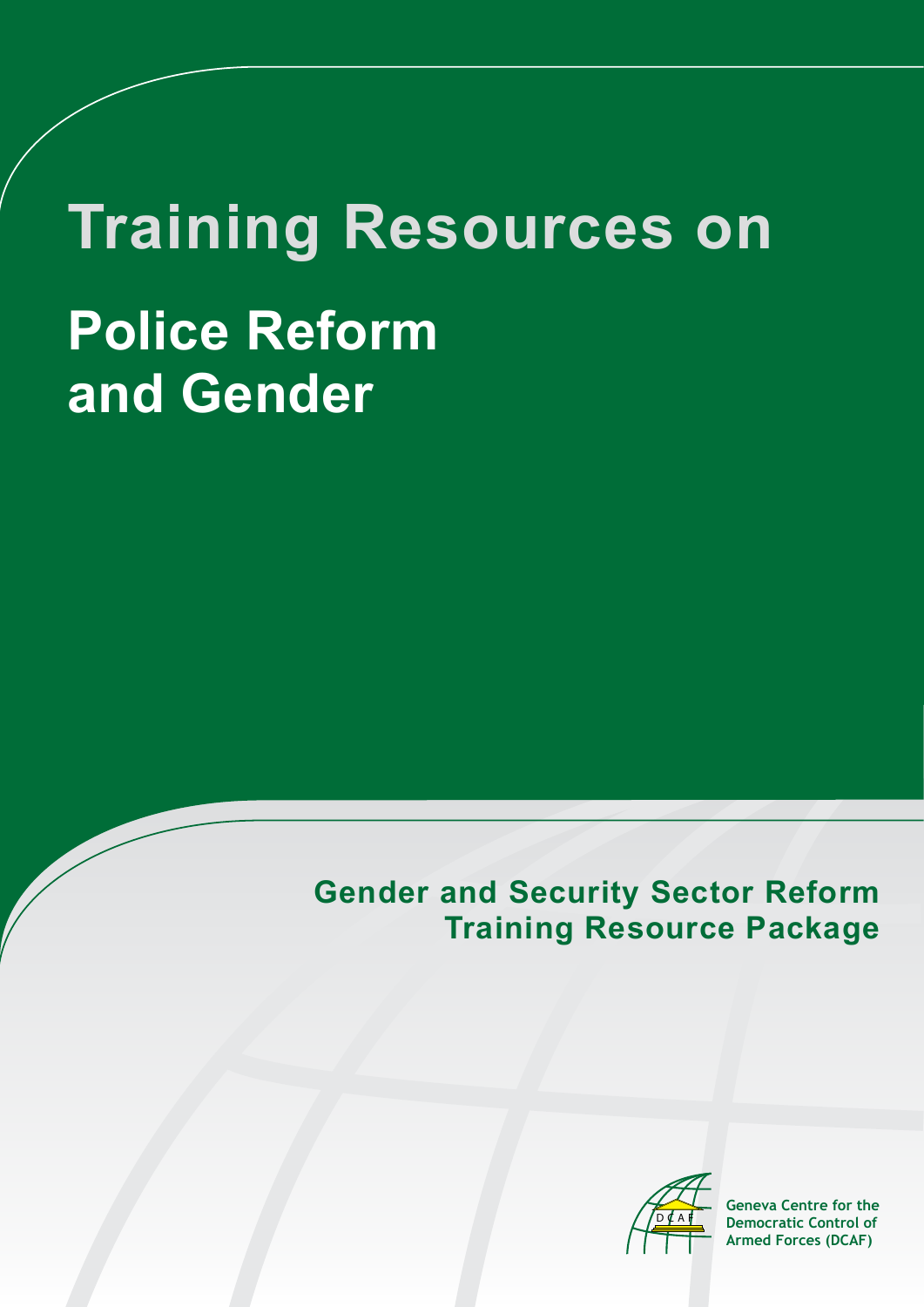# Training Resources on

# Police Reform and Gender

**Gender and Security Sector Reform Training Resource Package**

Geneva Centre for the Democratic Control of Armed Forces (DCAF)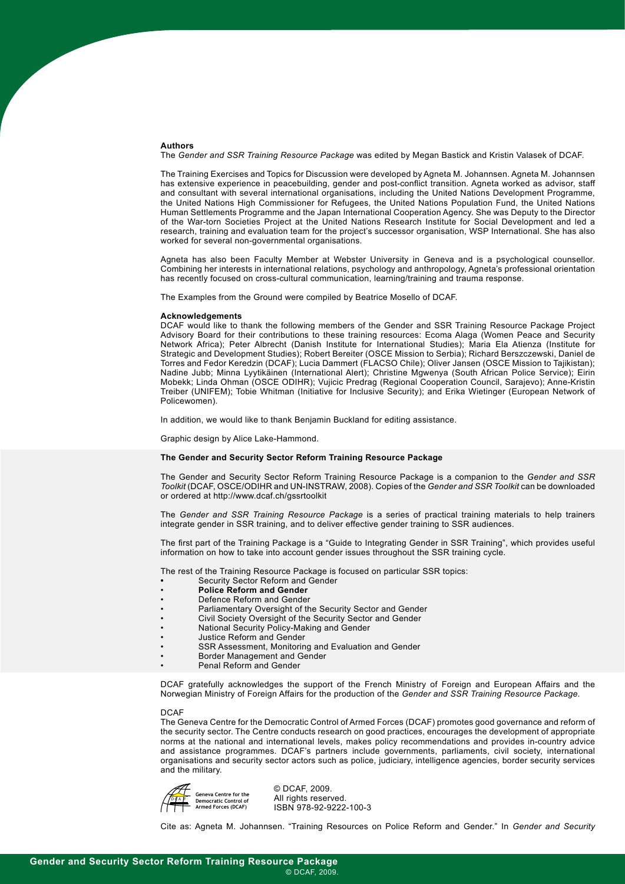**Authors**

The *Gender and SSR Training Resource Package* was edited by Megan Bastick and Kristin Valasek of DCAF.

The Training Exercises and Topics for Discussion were developed by Agneta M. Johannsen. Agneta M. Johannsen has extensive experience in peacebuilding, gender and post-conflict transition. Agneta worked as advisor, staff and consultant with several international organisations, including the United Nations Development Programme, the United Nations High Commissioner for Refugees, the United Nations Population Fund, the United Nations Human Settlements Programme and the Japan International Cooperation Agency. She was Deputy to the Director of the War-torn Societies Project at the United Nations Research Institute for Social Development and led a research, training and evaluation team for the project's successor organisation, WSP International. She has also worked for several non-governmental organisations.

Agneta has also been Faculty Member at Webster University in Geneva and is a psychological counsellor. Combining her interests in international relations, psychology and anthropology, Agneta's professional orientation has recently focused on cross-cultural communication, learning/training and trauma response.

The Examples from the Ground were compiled by Beatrice Mosello of DCAF.

**Acknowledgements**

DCAF would like to thank the following members of the Gender and SSR Training Resource Package Project Advisory Board for their contributions to these training resources: Ecoma Alaga (Women Peace and Security Network Africa); Peter Albrecht (Danish Institute for International Studies); Maria Ela Atienza (Institute for Strategic and Development Studies); Robert Bereiter (OSCE Mission to Serbia); Richard Berszczewski, Daniel de Torres and Fedor Keredzin (DCAF); Lucia Dammert (FLACSO Chile); Oliver Jansen (OSCE Mission to Tajikistan); Nadine Jubb; Minna Lyytikäinen (International Alert); Christine Mgwenya (South African Police Service); Eirin Mobekk; Linda Ohman (OSCE ODIHR); Vujicic Predrag (Regional Cooperation Council, Sarajevo); Anne-Kristin Treiber (UNIFEM); Tobie Whitman (Initiative for Inclusive Security); and Erika Wietinger (European Network of Policewomen).

In addition, we would like to thank Benjamin Buckland for editing assistance.

Graphic design by Alice Lake-Hammond.

**The Gender and Security Sector Reform Training Resource Package**

The Gender and Security Sector Reform Training Resource Package is a companion to the *Gender and SSR Toolkit* (DCAF, OSCE/ODIHR and UN-INSTRAW, 2008). Copies of the *Gender and SSR Toolkit* can be downloaded or ordered at http://www.dcaf.ch/gssrtoolkit

The *Gender and SSR Training Resource Package* is a series of practical training materials to help trainers integrate gender in SSR training, and to deliver effective gender training to SSR audiences.

The first part of the Training Package is a "Guide to Integrating Gender in SSR Training", which provides useful information on how to take into account gender issues throughout the SSR training cycle.

The rest of the Training Resource Package is focused on particular SSR topics:

- Security Sector Reform and Gender
- **Police Reform and Gender**
- Defence Reform and Gender
- Parliamentary Oversight of the Security Sector and Gender
- Civil Society Oversight of the Security Sector and Gender
- National Security Policy-Making and Gender
- Justice Reform and Gender
- SSR Assessment, Monitoring and Evaluation and Gender
- Border Management and Gender
- Penal Reform and Gender

DCAF gratefully acknowledges the support of the French Ministry of Foreign and European Affairs and the Norwegian Ministry of Foreign Affairs for the production of the *Gender and SSR Training Resource Package.*

DCAF

The Geneva Centre for the Democratic Control of Armed Forces (DCAF) promotes good governance and reform of the security sector. The Centre conducts research on good practices, encourages the development of appropriate norms at the national and international levels, makes policy recommendations and provides in-country advice and assistance programmes. DCAF's partners include governments, parliaments, civil society, international organisations and security sector actors such as police, judiciary, intelligence agencies, border security services and the military.

Geneva Centre for the Democratic Control of Armed Forces (DCAF)

© DCAF, 2009.
All rights reserved.
ISBN 978-92-9222-100-3

Cite as: Agneta M. Johannsen. "Training Resources on Police Reform and Gender." In *Gender and Security*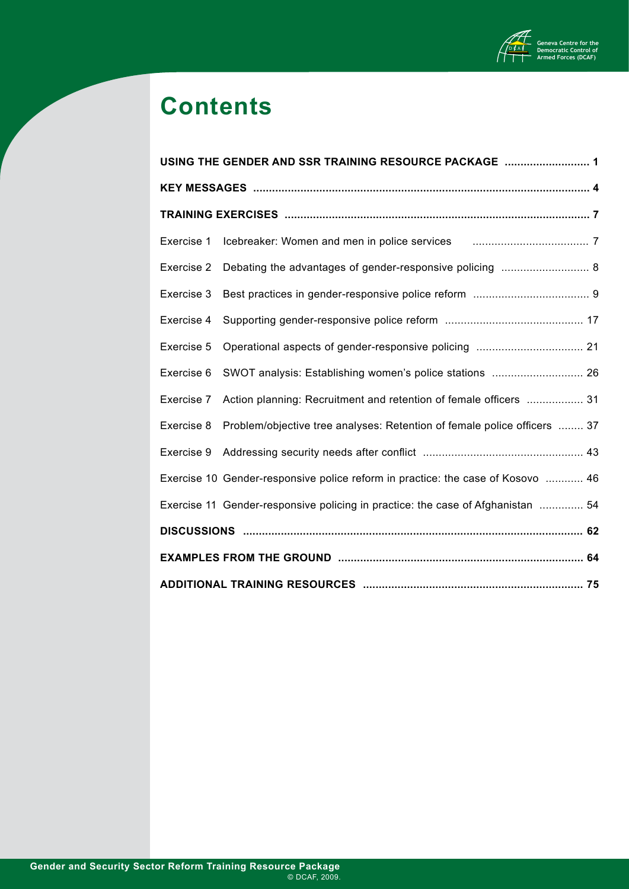# Contents

**USING THE GENDER AND SSR TRAINING RESOURCE PACKAGE** ........................... **1**

**KEY MESSAGES** ........................................................................................................ **4**

**TRAINING EXERCISES** .............................................................................................. **7**

Exercise 1 Icebreaker: Women and men in police services ..................................... 7

Exercise 2 Debating the advantages of gender-responsive policing ............................ 8

Exercise 3 Best practices in gender-responsive police reform ..................................... 9

Exercise 4 Supporting gender-responsive police reform ............................................ 17

Exercise 5 Operational aspects of gender-responsive policing .................................. 21

Exercise 6 SWOT analysis: Establishing women's police stations ............................. 26

Exercise 7 Action planning: Recruitment and retention of female officers .................. 31

Exercise 8 Problem/objective tree analyses: Retention of female police officers ........ 37

Exercise 9 Addressing security needs after conflict .................................................. 43

Exercise 10 Gender-responsive police reform in practice: the case of Kosovo ............ 46

Exercise 11 Gender-responsive policing in practice: the case of Afghanistan .............. 54

**DISCUSSIONS** ......................................................................................................... **62**

**EXAMPLES FROM THE GROUND** ............................................................................ **64**

**ADDITIONAL TRAINING RESOURCES** ..................................................................... **75**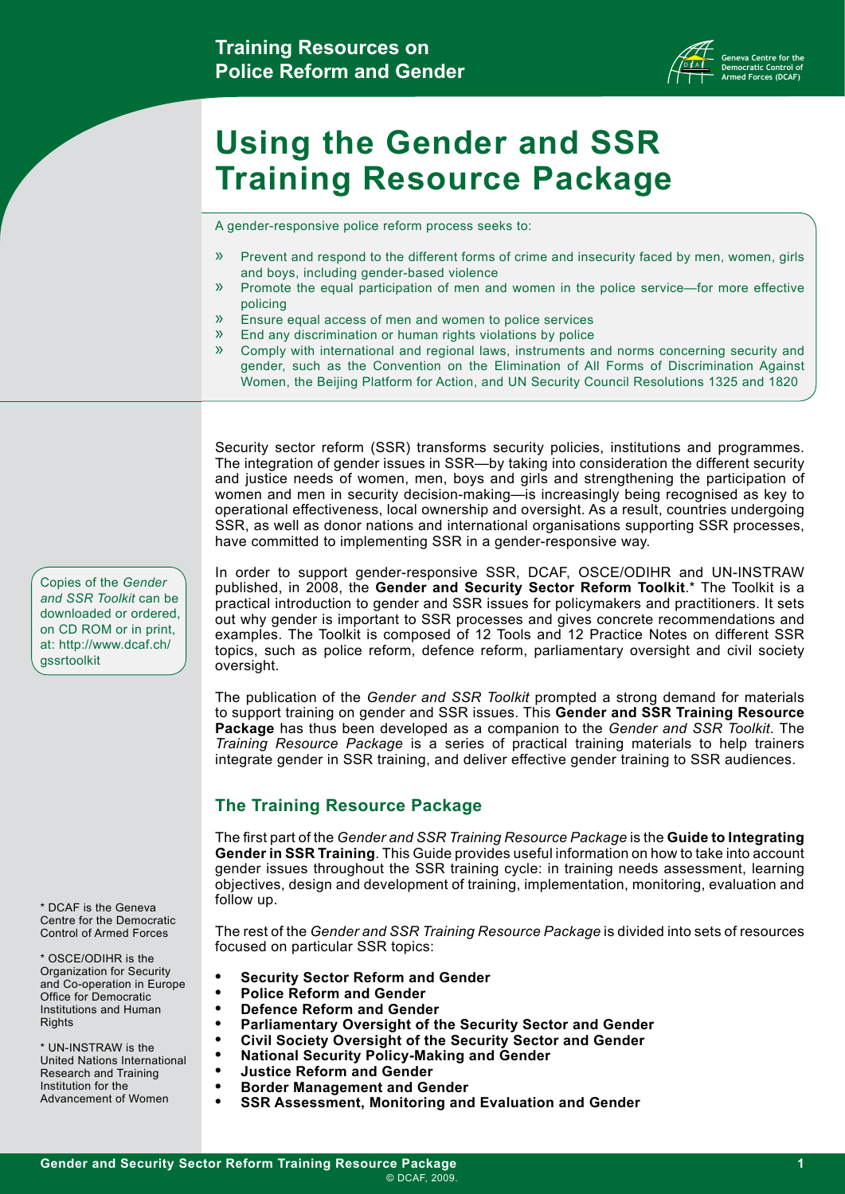# Using the Gender and SSR Training Resource Package

A gender-responsive police reform process seeks to:

- Prevent and respond to the different forms of crime and insecurity faced by men, women, girls and boys, including gender-based violence
- Promote the equal participation of men and women in the police service—for more effective policing
- Ensure equal access of men and women to police services
- End any discrimination or human rights violations by police
- Comply with international and regional laws, instruments and norms concerning security and gender, such as the Convention on the Elimination of All Forms of Discrimination Against Women, the Beijing Platform for Action, and UN Security Council Resolutions 1325 and 1820

Security sector reform (SSR) transforms security policies, institutions and programmes. The integration of gender issues in SSR—by taking into consideration the different security and justice needs of women, men, boys and girls and strengthening the participation of women and men in security decision-making—is increasingly being recognised as key to operational effectiveness, local ownership and oversight. As a result, countries undergoing SSR, as well as donor nations and international organisations supporting SSR processes, have committed to implementing SSR in a gender-responsive way.

Copies of the *Gender and SSR Toolkit* can be downloaded or ordered, on CD ROM or in print, at: http://www.dcaf.ch/gssrtoolkit

In order to support gender-responsive SSR, DCAF, OSCE/ODIHR and UN-INSTRAW published, in 2008, the **Gender and Security Sector Reform Toolkit**.* The Toolkit is a practical introduction to gender and SSR issues for policymakers and practitioners. It sets out why gender is important to SSR processes and gives concrete recommendations and examples. The Toolkit is composed of 12 Tools and 12 Practice Notes on different SSR topics, such as police reform, defence reform, parliamentary oversight and civil society oversight.

The publication of the *Gender and SSR Toolkit* prompted a strong demand for materials to support training on gender and SSR issues. This **Gender and SSR Training Resource Package** has thus been developed as a companion to the *Gender and SSR Toolkit*. The *Training Resource Package* is a series of practical training materials to help trainers integrate gender in SSR training, and deliver effective gender training to SSR audiences.

## The Training Resource Package

The first part of the *Gender and SSR Training Resource Package* is the **Guide to Integrating Gender in SSR Training**. This Guide provides useful information on how to take into account gender issues throughout the SSR training cycle: in training needs assessment, learning objectives, design and development of training, implementation, monitoring, evaluation and follow up.

The rest of the *Gender and SSR Training Resource Package* is divided into sets of resources focused on particular SSR topics:

- **Security Sector Reform and Gender**
- **Police Reform and Gender**
- **Defence Reform and Gender**
- **Parliamentary Oversight of the Security Sector and Gender**
- **Civil Society Oversight of the Security Sector and Gender**
- **National Security Policy-Making and Gender**
- **Justice Reform and Gender**
- **Border Management and Gender**
- **SSR Assessment, Monitoring and Evaluation and Gender**

\* DCAF is the Geneva Centre for the Democratic Control of Armed Forces

\* OSCE/ODIHR is the Organization for Security and Co-operation in Europe Office for Democratic Institutions and Human Rights

\* UN-INSTRAW is the United Nations International Research and Training Institution for the Advancement of Women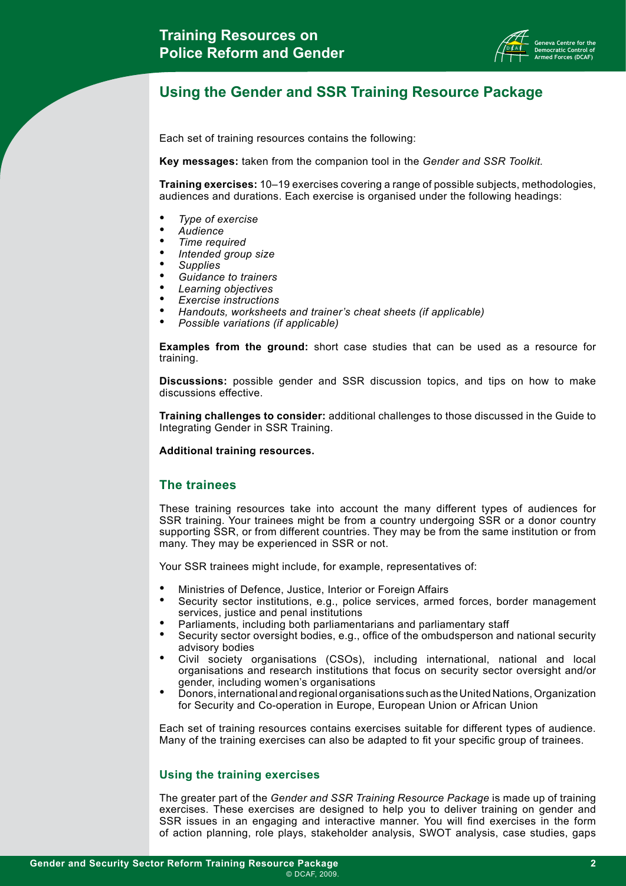## Using the Gender and SSR Training Resource Package

Each set of training resources contains the following:

**Key messages:** taken from the companion tool in the *Gender and SSR Toolkit.*

**Training exercises:** 10–19 exercises covering a range of possible subjects, methodologies, audiences and durations. Each exercise is organised under the following headings:

- *Type of exercise*
- *Audience*
- *Time required*
- *Intended group size*
- *Supplies*
- *Guidance to trainers*
- *Learning objectives*
- *Exercise instructions*
- *Handouts, worksheets and trainer's cheat sheets (if applicable)*
- *Possible variations (if applicable)*

**Examples from the ground:** short case studies that can be used as a resource for training.

**Discussions:** possible gender and SSR discussion topics, and tips on how to make discussions effective.

**Training challenges to consider:** additional challenges to those discussed in the Guide to Integrating Gender in SSR Training.

**Additional training resources.**

## The trainees

These training resources take into account the many different types of audiences for SSR training. Your trainees might be from a country undergoing SSR or a donor country supporting SSR, or from different countries. They may be from the same institution or from many. They may be experienced in SSR or not.

Your SSR trainees might include, for example, representatives of:

- Ministries of Defence, Justice, Interior or Foreign Affairs
- Security sector institutions, e.g., police services, armed forces, border management services, justice and penal institutions
- Parliaments, including both parliamentarians and parliamentary staff
- Security sector oversight bodies, e.g., office of the ombudsperson and national security advisory bodies
- Civil society organisations (CSOs), including international, national and local organisations and research institutions that focus on security sector oversight and/or gender, including women's organisations
- Donors, international and regional organisations such as the United Nations, Organization for Security and Co-operation in Europe, European Union or African Union

Each set of training resources contains exercises suitable for different types of audience. Many of the training exercises can also be adapted to fit your specific group of trainees.

### Using the training exercises

The greater part of the *Gender and SSR Training Resource Package* is made up of training exercises. These exercises are designed to help you to deliver training on gender and SSR issues in an engaging and interactive manner. You will find exercises in the form of action planning, role plays, stakeholder analysis, SWOT analysis, case studies, gaps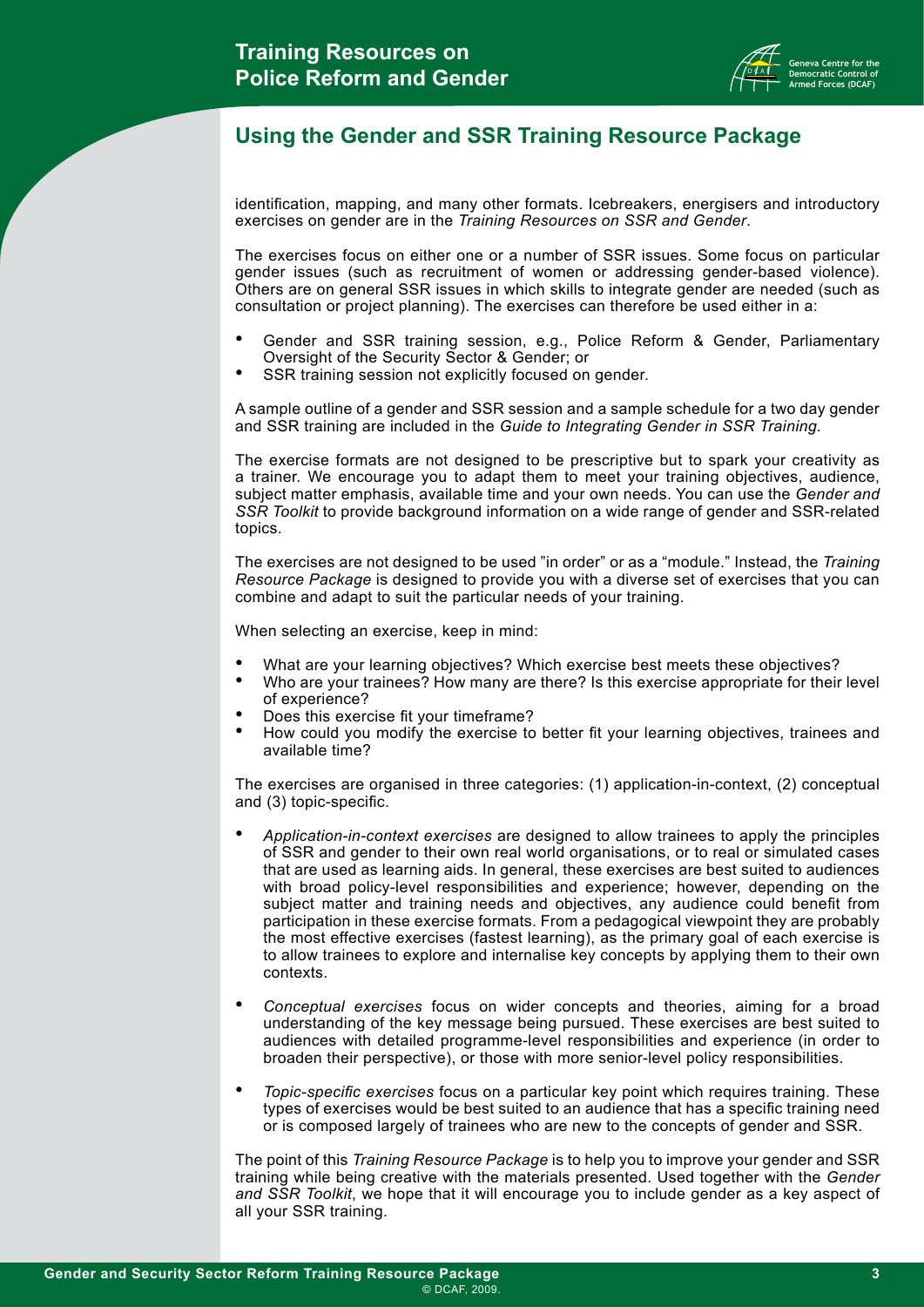## Using the Gender and SSR Training Resource Package

identification, mapping, and many other formats. Icebreakers, energisers and introductory exercises on gender are in the *Training Resources on SSR and Gender*.

The exercises focus on either one or a number of SSR issues. Some focus on particular gender issues (such as recruitment of women or addressing gender-based violence). Others are on general SSR issues in which skills to integrate gender are needed (such as consultation or project planning). The exercises can therefore be used either in a:

- Gender and SSR training session, e.g., Police Reform & Gender, Parliamentary Oversight of the Security Sector & Gender; or
- SSR training session not explicitly focused on gender.

A sample outline of a gender and SSR session and a sample schedule for a two day gender and SSR training are included in the *Guide to Integrating Gender in SSR Training.*

The exercise formats are not designed to be prescriptive but to spark your creativity as a trainer. We encourage you to adapt them to meet your training objectives, audience, subject matter emphasis, available time and your own needs. You can use the *Gender and SSR Toolkit* to provide background information on a wide range of gender and SSR-related topics.

The exercises are not designed to be used "in order" or as a "module." Instead, the *Training Resource Package* is designed to provide you with a diverse set of exercises that you can combine and adapt to suit the particular needs of your training.

When selecting an exercise, keep in mind:

- What are your learning objectives? Which exercise best meets these objectives?
- Who are your trainees? How many are there? Is this exercise appropriate for their level of experience?
- Does this exercise fit your timeframe?
- How could you modify the exercise to better fit your learning objectives, trainees and available time?

The exercises are organised in three categories: (1) application-in-context, (2) conceptual and (3) topic-specific.

- *Application-in-context exercises* are designed to allow trainees to apply the principles of SSR and gender to their own real world organisations, or to real or simulated cases that are used as learning aids. In general, these exercises are best suited to audiences with broad policy-level responsibilities and experience; however, depending on the subject matter and training needs and objectives, any audience could benefit from participation in these exercise formats. From a pedagogical viewpoint they are probably the most effective exercises (fastest learning), as the primary goal of each exercise is to allow trainees to explore and internalise key concepts by applying them to their own contexts.

- *Conceptual exercises* focus on wider concepts and theories, aiming for a broad understanding of the key message being pursued. These exercises are best suited to audiences with detailed programme-level responsibilities and experience (in order to broaden their perspective), or those with more senior-level policy responsibilities.

- *Topic-specific exercises* focus on a particular key point which requires training. These types of exercises would be best suited to an audience that has a specific training need or is composed largely of trainees who are new to the concepts of gender and SSR.

The point of this *Training Resource Package* is to help you to improve your gender and SSR training while being creative with the materials presented. Used together with the *Gender and SSR Toolkit*, we hope that it will encourage you to include gender as a key aspect of all your SSR training.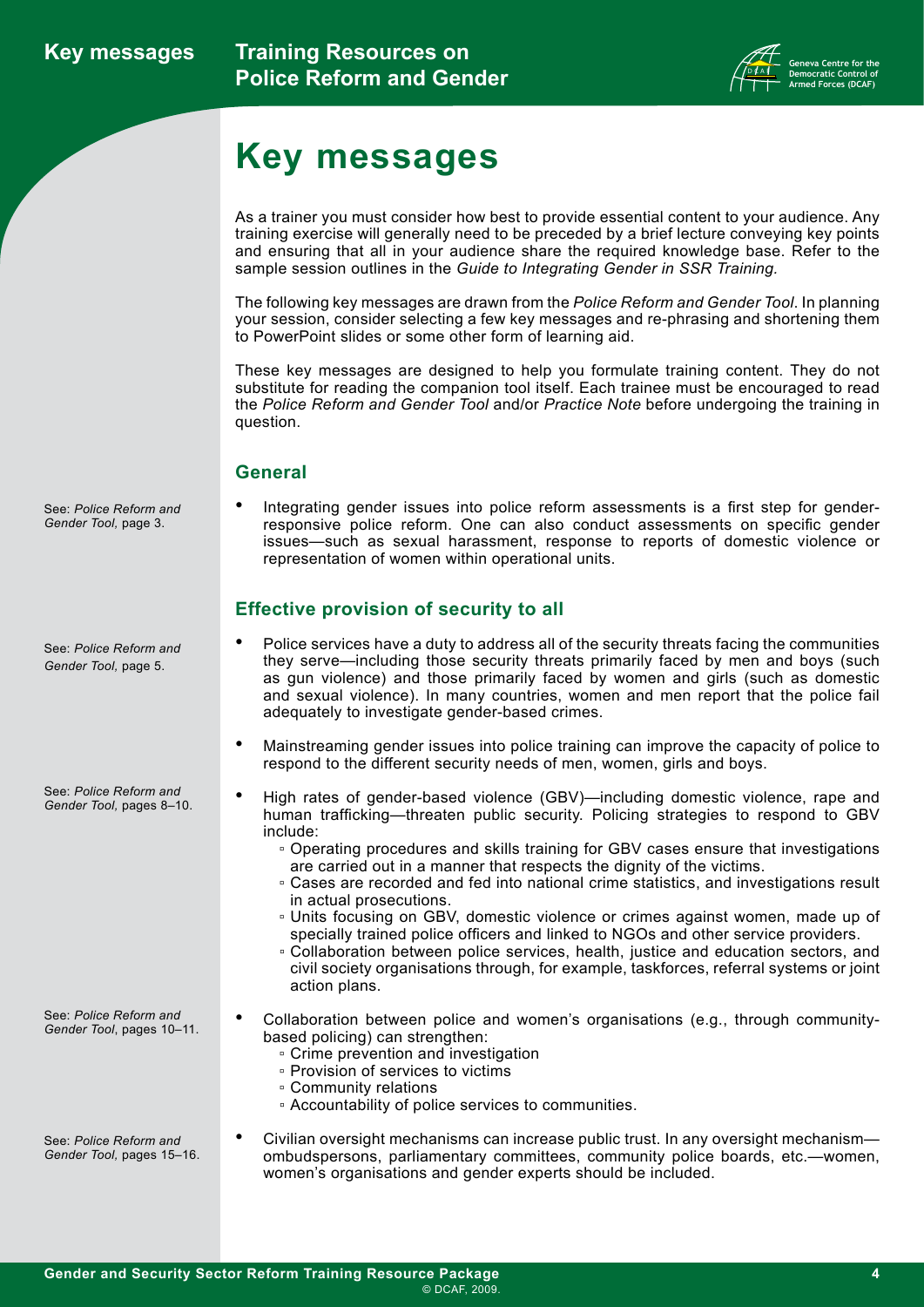# Key messages

As a trainer you must consider how best to provide essential content to your audience. Any training exercise will generally need to be preceded by a brief lecture conveying key points and ensuring that all in your audience share the required knowledge base. Refer to the sample session outlines in the *Guide to Integrating Gender in SSR Training.*

The following key messages are drawn from the *Police Reform and Gender Tool*. In planning your session, consider selecting a few key messages and re-phrasing and shortening them to PowerPoint slides or some other form of learning aid.

These key messages are designed to help you formulate training content. They do not substitute for reading the companion tool itself. Each trainee must be encouraged to read the *Police Reform and Gender Tool* and/or *Practice Note* before undergoing the training in question.

## General

See: *Police Reform and Gender Tool,* page 3.

- Integrating gender issues into police reform assessments is a first step for gender-responsive police reform. One can also conduct assessments on specific gender issues—such as sexual harassment, response to reports of domestic violence or representation of women within operational units.

## Effective provision of security to all

See: *Police Reform and Gender Tool,* page 5.

- Police services have a duty to address all of the security threats facing the communities they serve—including those security threats primarily faced by men and boys (such as gun violence) and those primarily faced by women and girls (such as domestic and sexual violence). In many countries, women and men report that the police fail adequately to investigate gender-based crimes.
- Mainstreaming gender issues into police training can improve the capacity of police to respond to the different security needs of men, women, girls and boys.

See: *Police Reform and Gender Tool,* pages 8–10.

- High rates of gender-based violence (GBV)—including domestic violence, rape and human trafficking—threaten public security. Policing strategies to respond to GBV include:
  - Operating procedures and skills training for GBV cases ensure that investigations are carried out in a manner that respects the dignity of the victims.
  - Cases are recorded and fed into national crime statistics, and investigations result in actual prosecutions.
  - Units focusing on GBV, domestic violence or crimes against women, made up of specially trained police officers and linked to NGOs and other service providers.
  - Collaboration between police services, health, justice and education sectors, and civil society organisations through, for example, taskforces, referral systems or joint action plans.

See: *Police Reform and Gender Tool*, pages 10–11.

- Collaboration between police and women's organisations (e.g., through community-based policing) can strengthen:
  - Crime prevention and investigation
  - Provision of services to victims
  - Community relations
  - Accountability of police services to communities.

See: *Police Reform and Gender Tool,* pages 15–16.

- Civilian oversight mechanisms can increase public trust. In any oversight mechanism—ombudspersons, parliamentary committees, community police boards, etc.—women, women's organisations and gender experts should be included.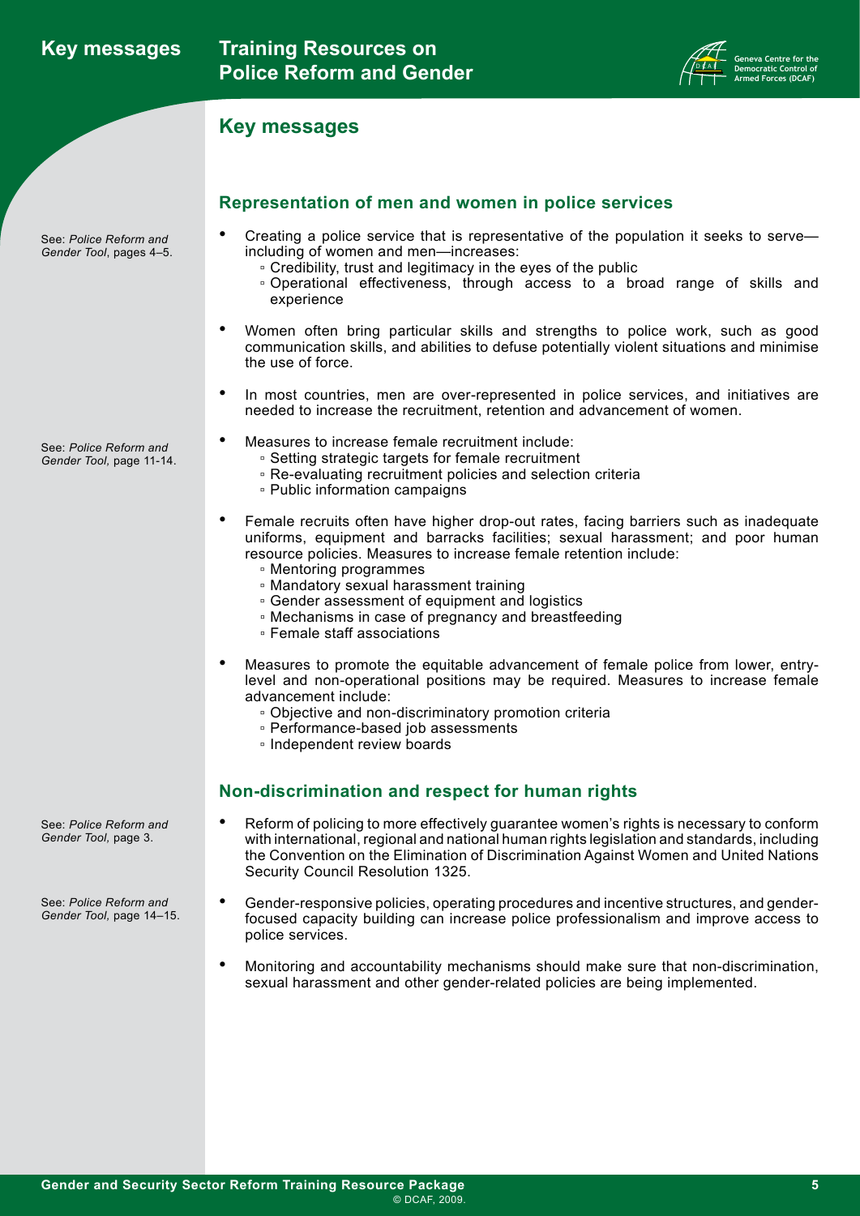## Key messages

### Representation of men and women in police services

See: *Police Reform and Gender Tool*, pages 4–5.

- Creating a police service that is representative of the population it seeks to serve—including of women and men—increases:
  - Credibility, trust and legitimacy in the eyes of the public
  - Operational effectiveness, through access to a broad range of skills and experience
- Women often bring particular skills and strengths to police work, such as good communication skills, and abilities to defuse potentially violent situations and minimise the use of force.
- In most countries, men are over-represented in police services, and initiatives are needed to increase the recruitment, retention and advancement of women.

See: *Police Reform and Gender Tool*, page 11-14.

- Measures to increase female recruitment include:
  - Setting strategic targets for female recruitment
  - Re-evaluating recruitment policies and selection criteria
  - Public information campaigns
- Female recruits often have higher drop-out rates, facing barriers such as inadequate uniforms, equipment and barracks facilities; sexual harassment; and poor human resource policies. Measures to increase female retention include:
  - Mentoring programmes
  - Mandatory sexual harassment training
  - Gender assessment of equipment and logistics
  - Mechanisms in case of pregnancy and breastfeeding
  - Female staff associations
- Measures to promote the equitable advancement of female police from lower, entry-level and non-operational positions may be required. Measures to increase female advancement include:
  - Objective and non-discriminatory promotion criteria
  - Performance-based job assessments
  - Independent review boards

### Non-discrimination and respect for human rights

See: *Police Reform and Gender Tool*, page 3.

- Reform of policing to more effectively guarantee women's rights is necessary to conform with international, regional and national human rights legislation and standards, including the Convention on the Elimination of Discrimination Against Women and United Nations Security Council Resolution 1325.

See: *Police Reform and Gender Tool*, page 14–15.

- Gender-responsive policies, operating procedures and incentive structures, and gender-focused capacity building can increase police professionalism and improve access to police services.
- Monitoring and accountability mechanisms should make sure that non-discrimination, sexual harassment and other gender-related policies are being implemented.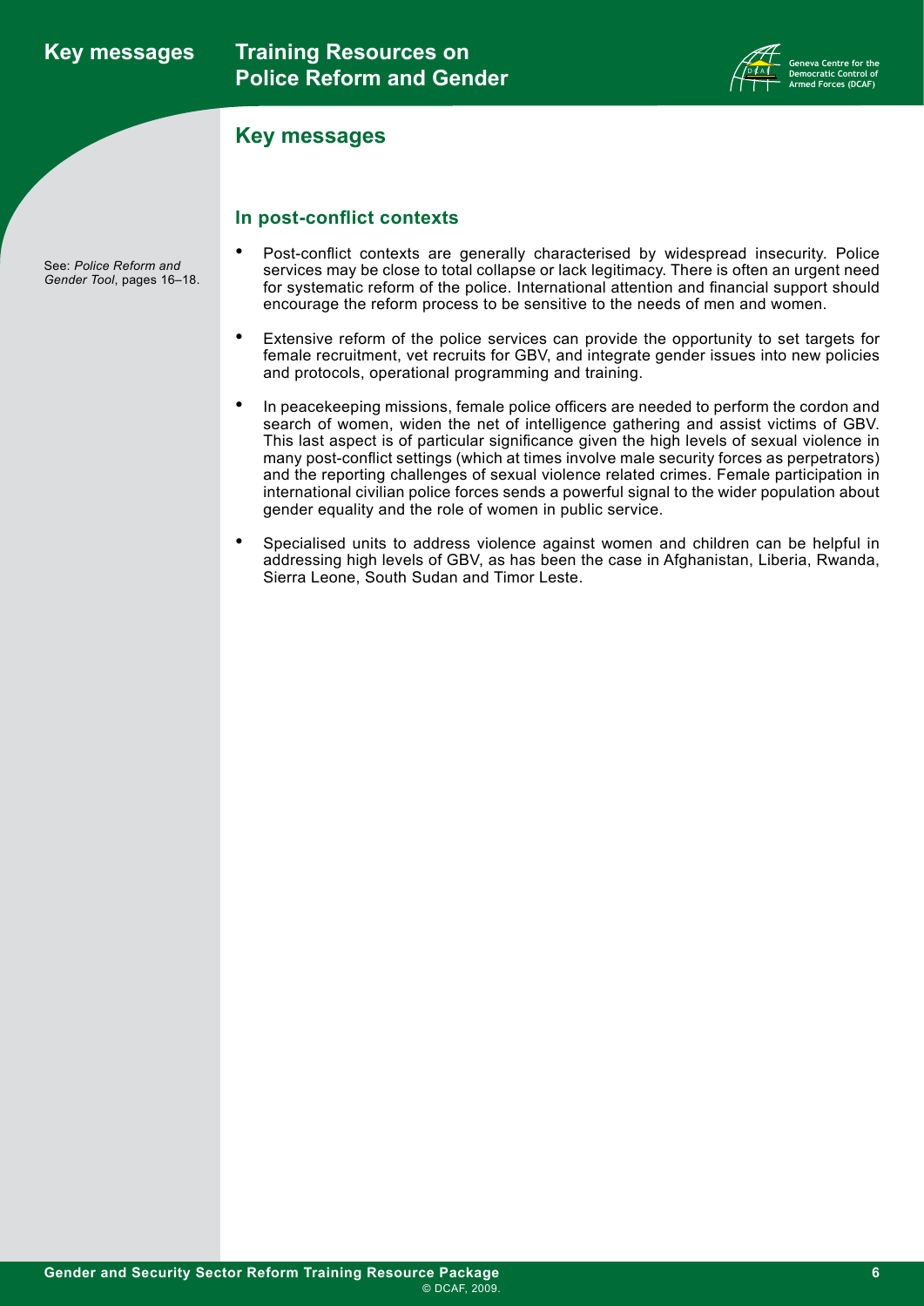## Key messages

### In post-conflict contexts

See: *Police Reform and Gender Tool*, pages 16–18.

- Post-conflict contexts are generally characterised by widespread insecurity. Police services may be close to total collapse or lack legitimacy. There is often an urgent need for systematic reform of the police. International attention and financial support should encourage the reform process to be sensitive to the needs of men and women.
- Extensive reform of the police services can provide the opportunity to set targets for female recruitment, vet recruits for GBV, and integrate gender issues into new policies and protocols, operational programming and training.
- In peacekeeping missions, female police officers are needed to perform the cordon and search of women, widen the net of intelligence gathering and assist victims of GBV. This last aspect is of particular significance given the high levels of sexual violence in many post-conflict settings (which at times involve male security forces as perpetrators) and the reporting challenges of sexual violence related crimes. Female participation in international civilian police forces sends a powerful signal to the wider population about gender equality and the role of women in public service.
- Specialised units to address violence against women and children can be helpful in addressing high levels of GBV, as has been the case in Afghanistan, Liberia, Rwanda, Sierra Leone, South Sudan and Timor Leste.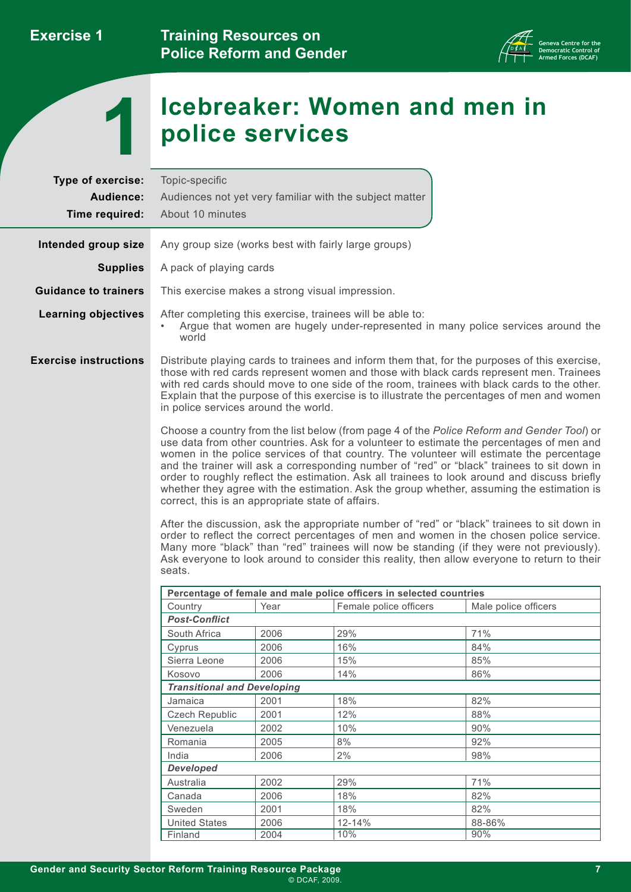# 1 Icebreaker: Women and men in police services

**Type of exercise:** Topic-specific

**Audience:** Audiences not yet very familiar with the subject matter

**Time required:** About 10 minutes

**Intended group size** Any group size (works best with fairly large groups)

**Supplies** A pack of playing cards

**Guidance to trainers** This exercise makes a strong visual impression.

**Learning objectives** After completing this exercise, trainees will be able to:

- Argue that women are hugely under-represented in many police services around the world

**Exercise instructions**

Distribute playing cards to trainees and inform them that, for the purposes of this exercise, those with red cards represent women and those with black cards represent men. Trainees with red cards should move to one side of the room, trainees with black cards to the other. Explain that the purpose of this exercise is to illustrate the percentages of men and women in police services around the world.

Choose a country from the list below (from page 4 of the *Police Reform and Gender Tool*) or use data from other countries. Ask for a volunteer to estimate the percentages of men and women in the police services of that country. The volunteer will estimate the percentage and the trainer will ask a corresponding number of "red" or "black" trainees to sit down in order to roughly reflect the estimation. Ask all trainees to look around and discuss briefly whether they agree with the estimation. Ask the group whether, assuming the estimation is correct, this is an appropriate state of affairs.

After the discussion, ask the appropriate number of "red" or "black" trainees to sit down in order to reflect the correct percentages of men and women in the chosen police service. Many more "black" than "red" trainees will now be standing (if they were not previously). Ask everyone to look around to consider this reality, then allow everyone to return to their seats.

**Percentage of female and male police officers in selected countries**

| Country | Year | Female police officers | Male police officers |
|---|---|---|---|
| ***Post-Conflict*** | | | |
| South Africa | 2006 | 29% | 71% |
| Cyprus | 2006 | 16% | 84% |
| Sierra Leone | 2006 | 15% | 85% |
| Kosovo | 2006 | 14% | 86% |
| ***Transitional and Developing*** | | | |
| Jamaica | 2001 | 18% | 82% |
| Czech Republic | 2001 | 12% | 88% |
| Venezuela | 2002 | 10% | 90% |
| Romania | 2005 | 8% | 92% |
| India | 2006 | 2% | 98% |
| ***Developed*** | | | |
| Australia | 2002 | 29% | 71% |
| Canada | 2006 | 18% | 82% |
| Sweden | 2001 | 18% | 82% |
| United States | 2006 | 12-14% | 88-86% |
| Finland | 2004 | 10% | 90% |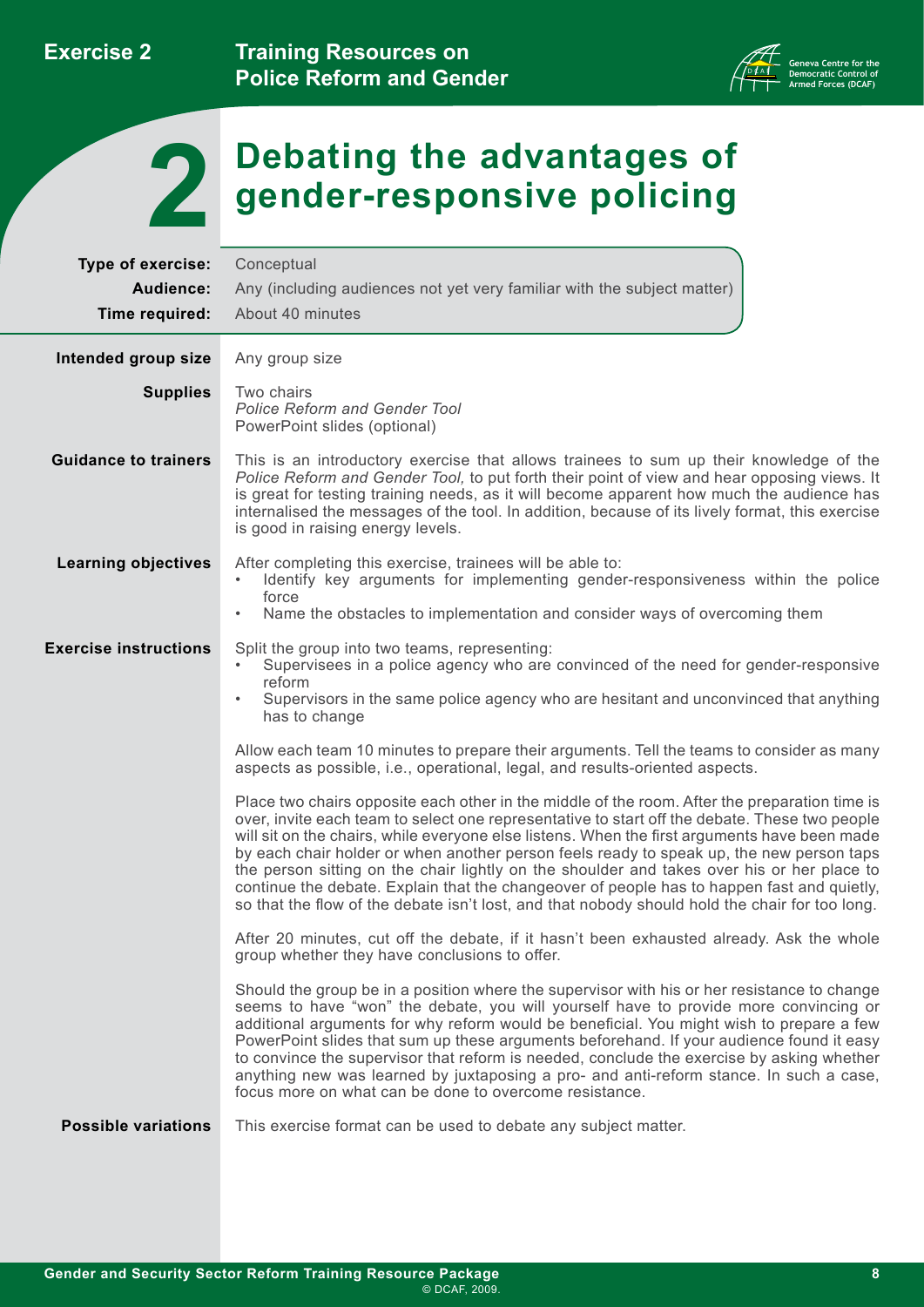# 2 Debating the advantages of gender-responsive policing

**Type of exercise:** Conceptual

**Audience:** Any (including audiences not yet very familiar with the subject matter)

**Time required:** About 40 minutes

**Intended group size**

Any group size

**Supplies**

Two chairs
*Police Reform and Gender Tool*
PowerPoint slides (optional)

**Guidance to trainers**

This is an introductory exercise that allows trainees to sum up their knowledge of the *Police Reform and Gender Tool,* to put forth their point of view and hear opposing views. It is great for testing training needs, as it will become apparent how much the audience has internalised the messages of the tool. In addition, because of its lively format, this exercise is good in raising energy levels.

**Learning objectives**

After completing this exercise, trainees will be able to:

- Identify key arguments for implementing gender-responsiveness within the police force
- Name the obstacles to implementation and consider ways of overcoming them

**Exercise instructions**

Split the group into two teams, representing:

- Supervisees in a police agency who are convinced of the need for gender-responsive reform
- Supervisors in the same police agency who are hesitant and unconvinced that anything has to change

Allow each team 10 minutes to prepare their arguments. Tell the teams to consider as many aspects as possible, i.e., operational, legal, and results-oriented aspects.

Place two chairs opposite each other in the middle of the room. After the preparation time is over, invite each team to select one representative to start off the debate. These two people will sit on the chairs, while everyone else listens. When the first arguments have been made by each chair holder or when another person feels ready to speak up, the new person taps the person sitting on the chair lightly on the shoulder and takes over his or her place to continue the debate. Explain that the changeover of people has to happen fast and quietly, so that the flow of the debate isn't lost, and that nobody should hold the chair for too long.

After 20 minutes, cut off the debate, if it hasn't been exhausted already. Ask the whole group whether they have conclusions to offer.

Should the group be in a position where the supervisor with his or her resistance to change seems to have "won" the debate, you will yourself have to provide more convincing or additional arguments for why reform would be beneficial. You might wish to prepare a few PowerPoint slides that sum up these arguments beforehand. If your audience found it easy to convince the supervisor that reform is needed, conclude the exercise by asking whether anything new was learned by juxtaposing a pro- and anti-reform stance. In such a case, focus more on what can be done to overcome resistance.

**Possible variations**

This exercise format can be used to debate any subject matter.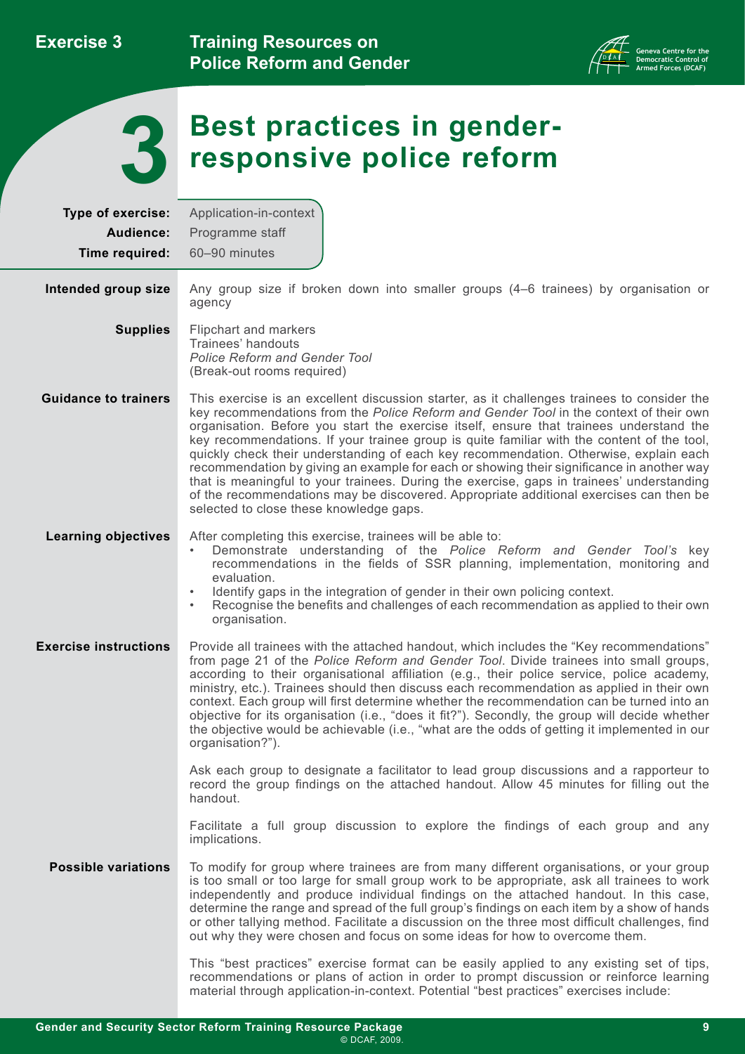# 3 Best practices in gender-responsive police reform

**Type of exercise:** Application-in-context
**Audience:** Programme staff
**Time required:** 60–90 minutes

**Intended group size**

Any group size if broken down into smaller groups (4–6 trainees) by organisation or agency

**Supplies**

Flipchart and markers
Trainees' handouts
*Police Reform and Gender Tool*
(Break-out rooms required)

**Guidance to trainers**

This exercise is an excellent discussion starter, as it challenges trainees to consider the key recommendations from the *Police Reform and Gender Tool* in the context of their own organisation. Before you start the exercise itself, ensure that trainees understand the key recommendations. If your trainee group is quite familiar with the content of the tool, quickly check their understanding of each key recommendation. Otherwise, explain each recommendation by giving an example for each or showing their significance in another way that is meaningful to your trainees. During the exercise, gaps in trainees' understanding of the recommendations may be discovered. Appropriate additional exercises can then be selected to close these knowledge gaps.

**Learning objectives**

After completing this exercise, trainees will be able to:

- Demonstrate understanding of the *Police Reform and Gender Tool's* key recommendations in the fields of SSR planning, implementation, monitoring and evaluation.
- Identify gaps in the integration of gender in their own policing context.
- Recognise the benefits and challenges of each recommendation as applied to their own organisation.

**Exercise instructions**

Provide all trainees with the attached handout, which includes the "Key recommendations" from page 21 of the *Police Reform and Gender Tool*. Divide trainees into small groups, according to their organisational affiliation (e.g., their police service, police academy, ministry, etc.). Trainees should then discuss each recommendation as applied in their own context. Each group will first determine whether the recommendation can be turned into an objective for its organisation (i.e., "does it fit?"). Secondly, the group will decide whether the objective would be achievable (i.e., "what are the odds of getting it implemented in our organisation?").

Ask each group to designate a facilitator to lead group discussions and a rapporteur to record the group findings on the attached handout. Allow 45 minutes for filling out the handout.

Facilitate a full group discussion to explore the findings of each group and any implications.

**Possible variations**

To modify for group where trainees are from many different organisations, or your group is too small or too large for small group work to be appropriate, ask all trainees to work independently and produce individual findings on the attached handout. In this case, determine the range and spread of the full group's findings on each item by a show of hands or other tallying method. Facilitate a discussion on the three most difficult challenges, find out why they were chosen and focus on some ideas for how to overcome them.

This "best practices" exercise format can be easily applied to any existing set of tips, recommendations or plans of action in order to prompt discussion or reinforce learning material through application-in-context. Potential "best practices" exercises include: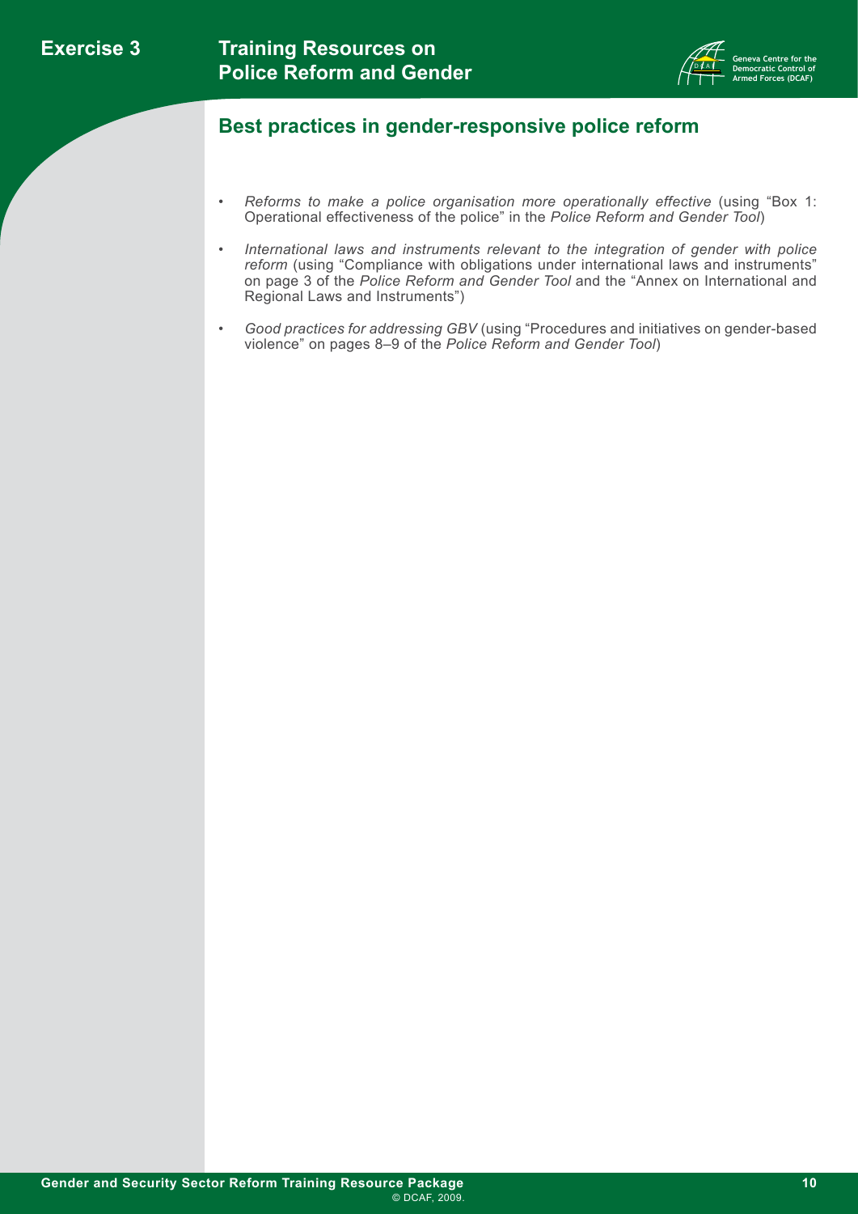## Best practices in gender-responsive police reform

- *Reforms to make a police organisation more operationally effective* (using "Box 1: Operational effectiveness of the police" in the *Police Reform and Gender Tool*)
- *International laws and instruments relevant to the integration of gender with police reform* (using "Compliance with obligations under international laws and instruments" on page 3 of the *Police Reform and Gender Tool* and the "Annex on International and Regional Laws and Instruments")
- *Good practices for addressing GBV* (using "Procedures and initiatives on gender-based violence" on pages 8–9 of the *Police Reform and Gender Tool*)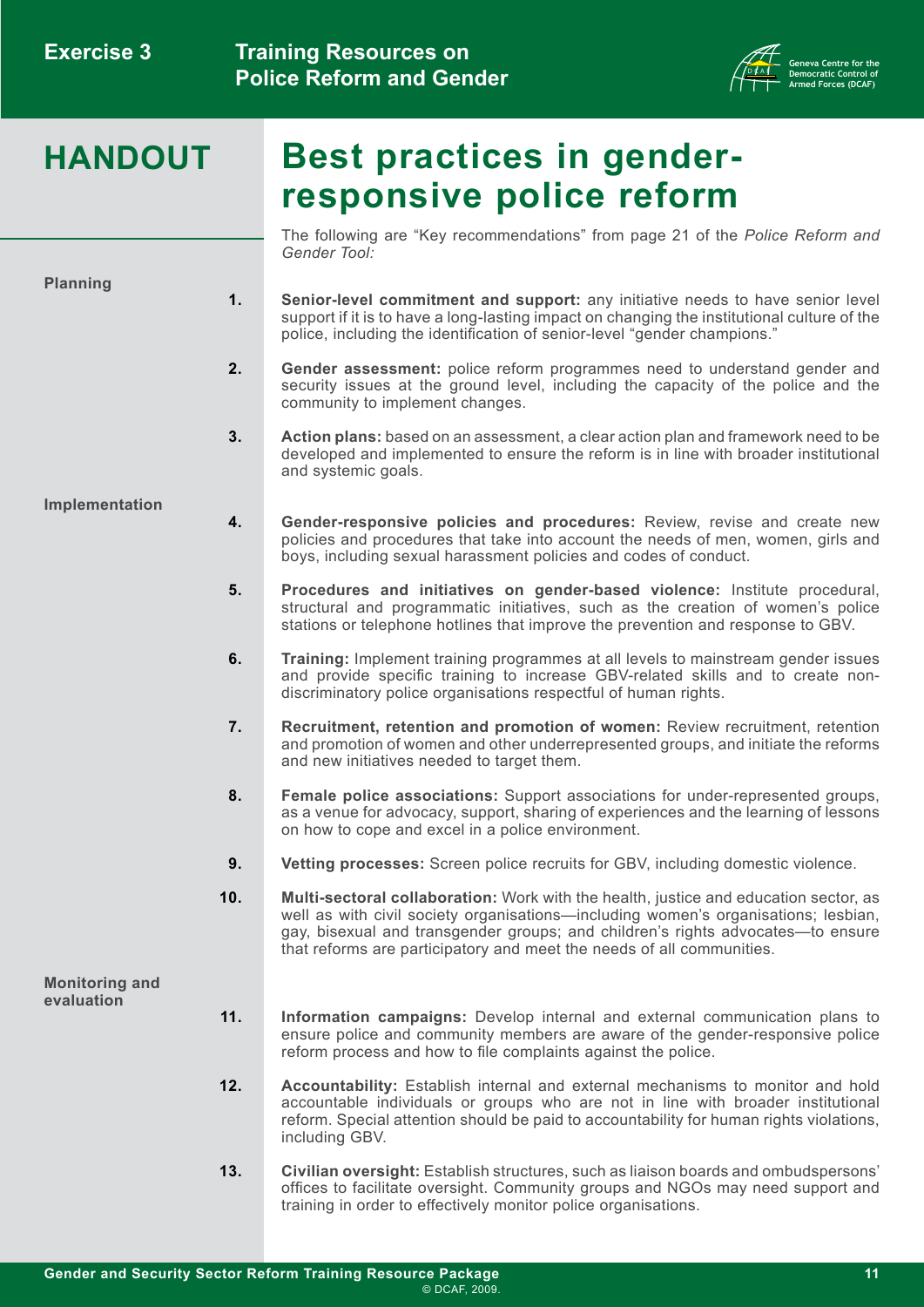# HANDOUT

## Best practices in gender-responsive police reform

The following are "Key recommendations" from page 21 of the *Police Reform and Gender Tool:*

### Planning

1. **Senior-level commitment and support:** any initiative needs to have senior level support if it is to have a long-lasting impact on changing the institutional culture of the police, including the identification of senior-level "gender champions."

2. **Gender assessment:** police reform programmes need to understand gender and security issues at the ground level, including the capacity of the police and the community to implement changes.

3. **Action plans:** based on an assessment, a clear action plan and framework need to be developed and implemented to ensure the reform is in line with broader institutional and systemic goals.

### Implementation

4. **Gender-responsive policies and procedures:** Review, revise and create new policies and procedures that take into account the needs of men, women, girls and boys, including sexual harassment policies and codes of conduct.

5. **Procedures and initiatives on gender-based violence:** Institute procedural, structural and programmatic initiatives, such as the creation of women's police stations or telephone hotlines that improve the prevention and response to GBV.

6. **Training:** Implement training programmes at all levels to mainstream gender issues and provide specific training to increase GBV-related skills and to create non-discriminatory police organisations respectful of human rights.

7. **Recruitment, retention and promotion of women:** Review recruitment, retention and promotion of women and other underrepresented groups, and initiate the reforms and new initiatives needed to target them.

8. **Female police associations:** Support associations for under-represented groups, as a venue for advocacy, support, sharing of experiences and the learning of lessons on how to cope and excel in a police environment.

9. **Vetting processes:** Screen police recruits for GBV, including domestic violence.

10. **Multi-sectoral collaboration:** Work with the health, justice and education sector, as well as with civil society organisations—including women's organisations; lesbian, gay, bisexual and transgender groups; and children's rights advocates—to ensure that reforms are participatory and meet the needs of all communities.

### Monitoring and evaluation

11. **Information campaigns:** Develop internal and external communication plans to ensure police and community members are aware of the gender-responsive police reform process and how to file complaints against the police.

12. **Accountability:** Establish internal and external mechanisms to monitor and hold accountable individuals or groups who are not in line with broader institutional reform. Special attention should be paid to accountability for human rights violations, including GBV.

13. **Civilian oversight:** Establish structures, such as liaison boards and ombudspersons' offices to facilitate oversight. Community groups and NGOs may need support and training in order to effectively monitor police organisations.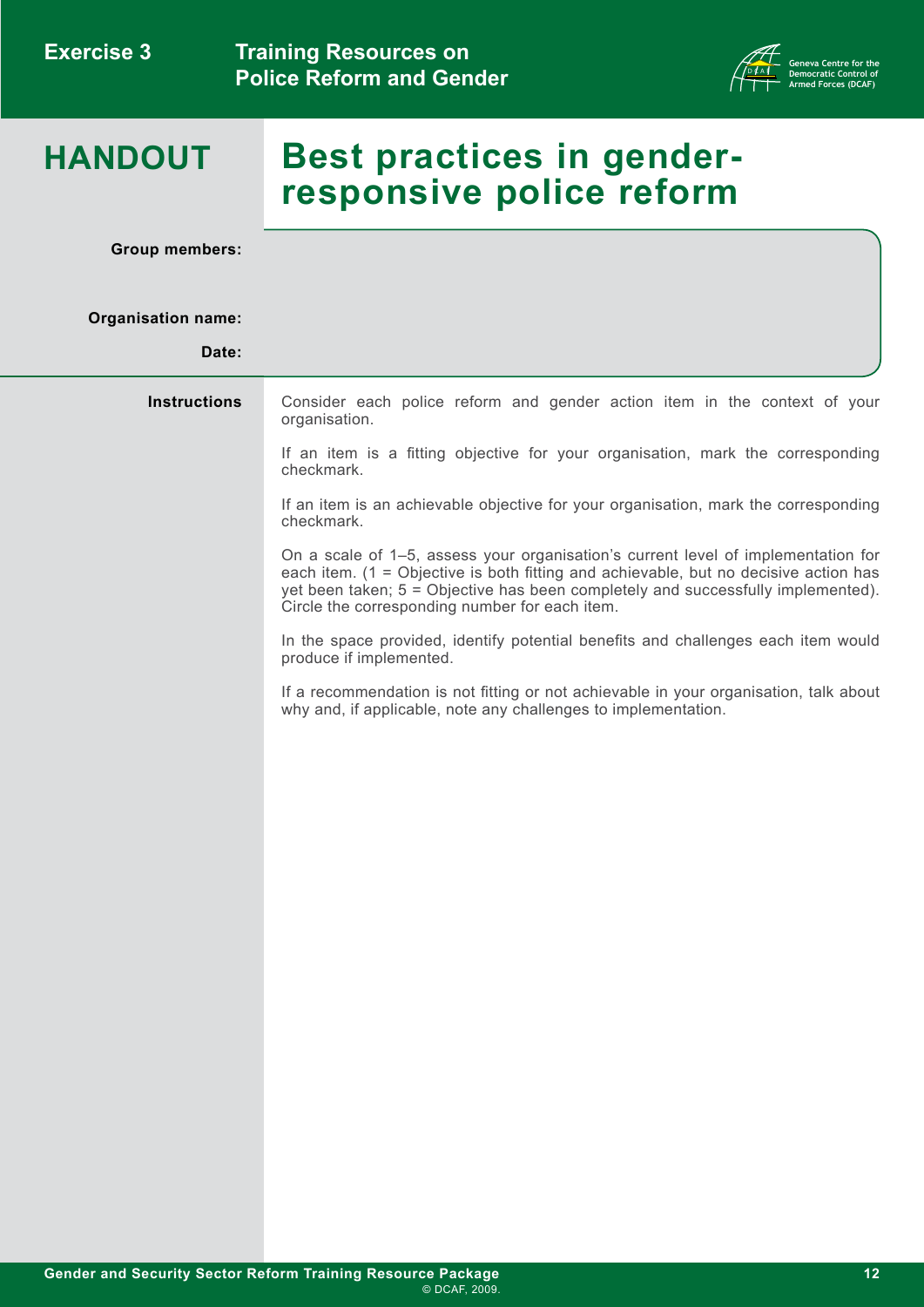# HANDOUT

# Best practices in gender-responsive police reform

**Group members:**

**Organisation name:**

**Date:**

**Instructions**

Consider each police reform and gender action item in the context of your organisation.

If an item is a fitting objective for your organisation, mark the corresponding checkmark.

If an item is an achievable objective for your organisation, mark the corresponding checkmark.

On a scale of 1–5, assess your organisation's current level of implementation for each item. (1 = Objective is both fitting and achievable, but no decisive action has yet been taken; 5 = Objective has been completely and successfully implemented). Circle the corresponding number for each item.

In the space provided, identify potential benefits and challenges each item would produce if implemented.

If a recommendation is not fitting or not achievable in your organisation, talk about why and, if applicable, note any challenges to implementation.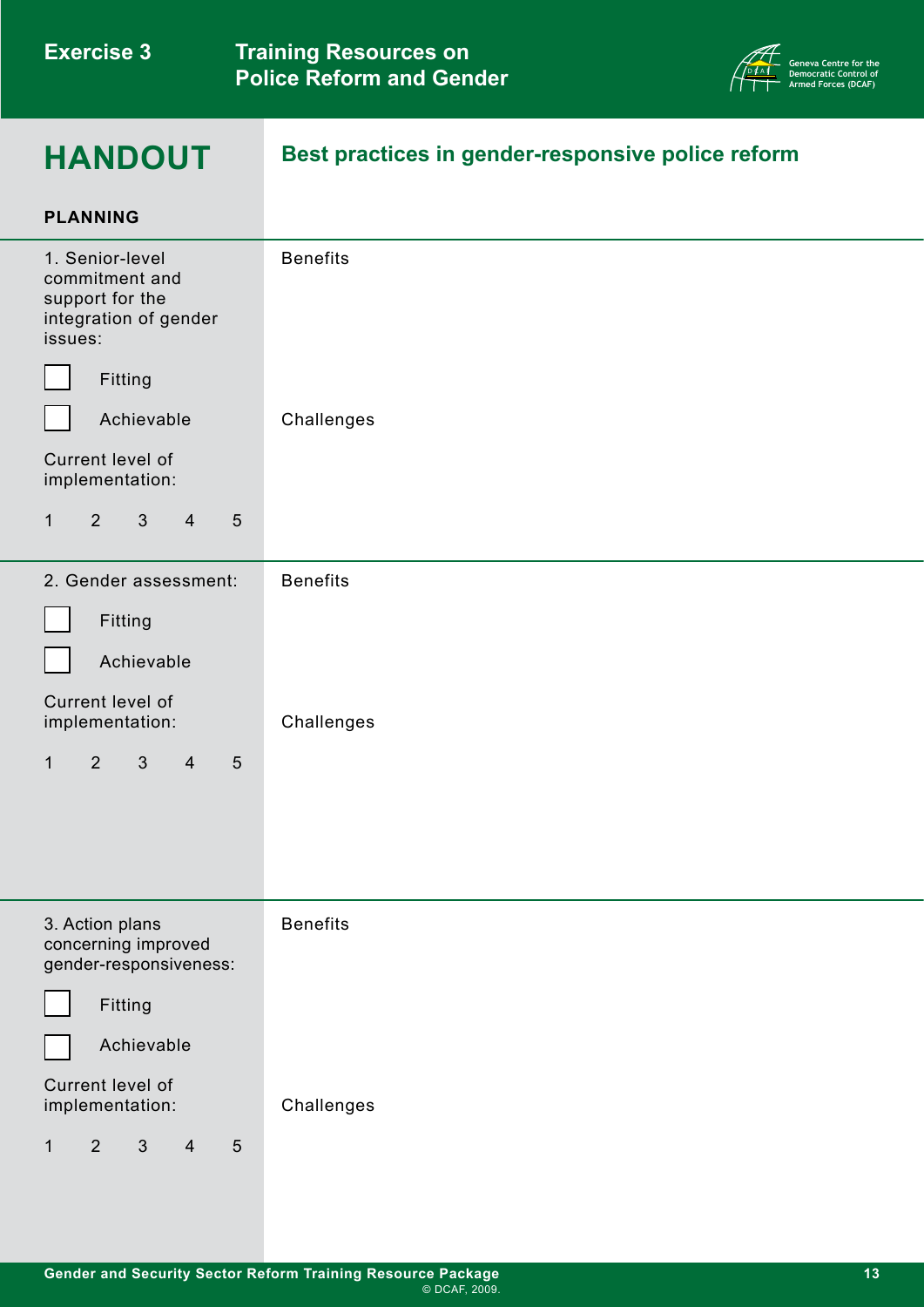# HANDOUT

## Best practices in gender-responsive police reform

### PLANNING

| | |
|---|---|
| 1. Senior-level commitment and support for the integration of gender issues:<br><br>☐ Fitting<br>☐ Achievable<br><br>Current level of implementation:<br><br>1 2 3 4 5 | Benefits<br><br><br><br>Challenges |
| 2. Gender assessment:<br><br>☐ Fitting<br>☐ Achievable<br><br>Current level of implementation:<br><br>1 2 3 4 5 | Benefits<br><br><br><br>Challenges |
| 3. Action plans concerning improved gender-responsiveness:<br><br>☐ Fitting<br>☐ Achievable<br><br>Current level of implementation:<br><br>1 2 3 4 5 | Benefits<br><br><br><br>Challenges |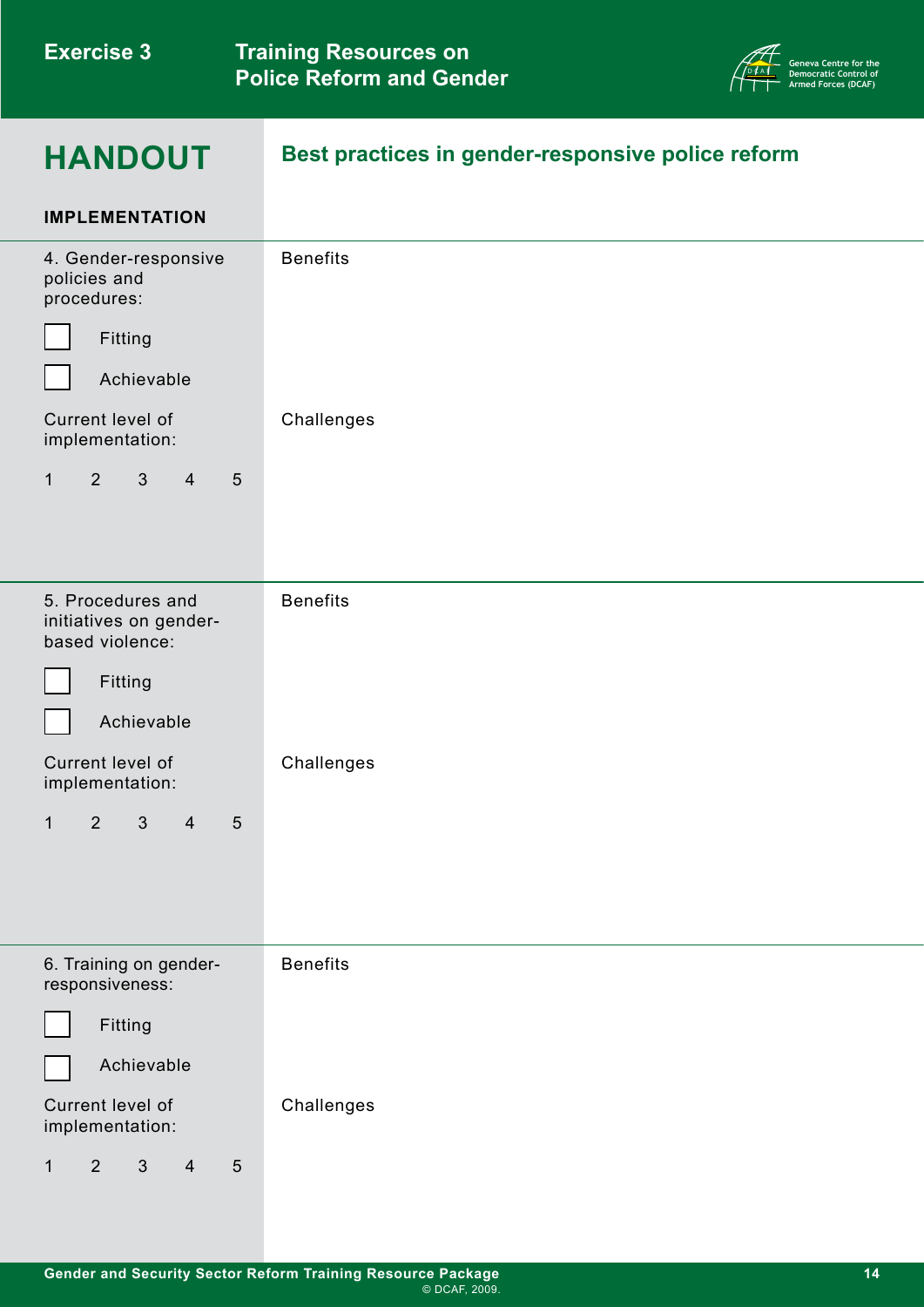## HANDOUT

### Best practices in gender-responsive police reform

**IMPLEMENTATION**

| | |
|---|---|
| 4. Gender-responsive policies and procedures:<br><br>☐ Fitting<br>☐ Achievable<br><br>Current level of implementation:<br><br>1 2 3 4 5 | Benefits<br><br><br><br>Challenges |
| 5. Procedures and initiatives on gender-based violence:<br><br>☐ Fitting<br>☐ Achievable<br><br>Current level of implementation:<br><br>1 2 3 4 5 | Benefits<br><br><br><br>Challenges |
| 6. Training on gender-responsiveness:<br><br>☐ Fitting<br>☐ Achievable<br><br>Current level of implementation:<br><br>1 2 3 4 5 | Benefits<br><br><br><br>Challenges |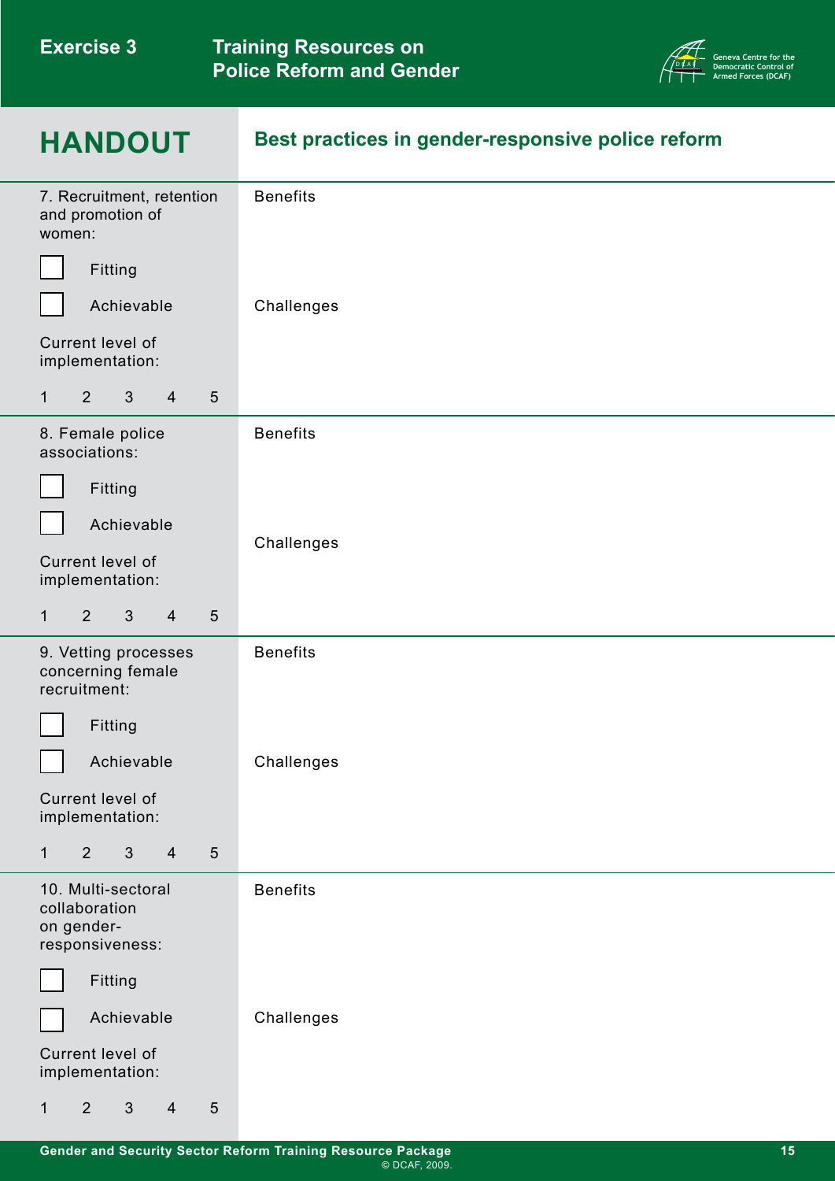## HANDOUT

### Best practices in gender-responsive police reform

| | |
|---|---|
| 7. Recruitment, retention and promotion of women:<br><br>☐ Fitting<br><br>☐ Achievable<br><br>Current level of implementation:<br><br>1 2 3 4 5 | Benefits<br><br><br><br>Challenges |
| 8. Female police associations:<br><br>☐ Fitting<br><br>☐ Achievable<br><br>Current level of implementation:<br><br>1 2 3 4 5 | Benefits<br><br><br><br>Challenges |
| 9. Vetting processes concerning female recruitment:<br><br>☐ Fitting<br><br>☐ Achievable<br><br>Current level of implementation:<br><br>1 2 3 4 5 | Benefits<br><br><br><br>Challenges |
| 10. Multi-sectoral collaboration on gender-responsiveness:<br><br>☐ Fitting<br><br>☐ Achievable<br><br>Current level of implementation:<br><br>1 2 3 4 5 | Benefits<br><br><br><br>Challenges |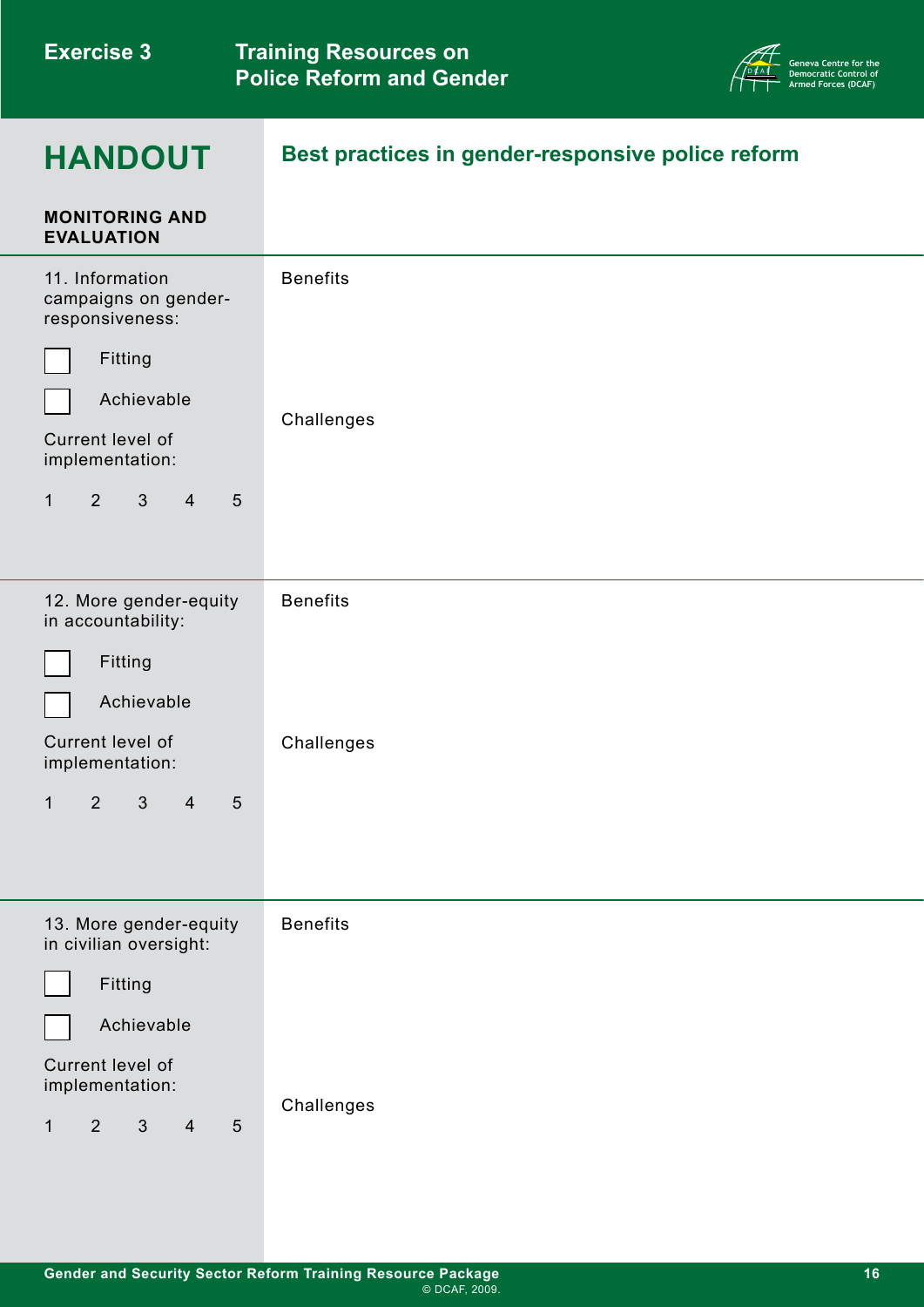# HANDOUT

## Best practices in gender-responsive police reform

**MONITORING AND EVALUATION**

| | |
|---|---|
| 11. Information campaigns on gender-responsiveness:<br>☐ Fitting<br>☐ Achievable<br>Current level of implementation:<br>1 2 3 4 5 | Benefits<br><br>Challenges |
| 12. More gender-equity in accountability:<br>☐ Fitting<br>☐ Achievable<br>Current level of implementation:<br>1 2 3 4 5 | Benefits<br><br>Challenges |
| 13. More gender-equity in civilian oversight:<br>☐ Fitting<br>☐ Achievable<br>Current level of implementation:<br>1 2 3 4 5 | Benefits<br><br>Challenges |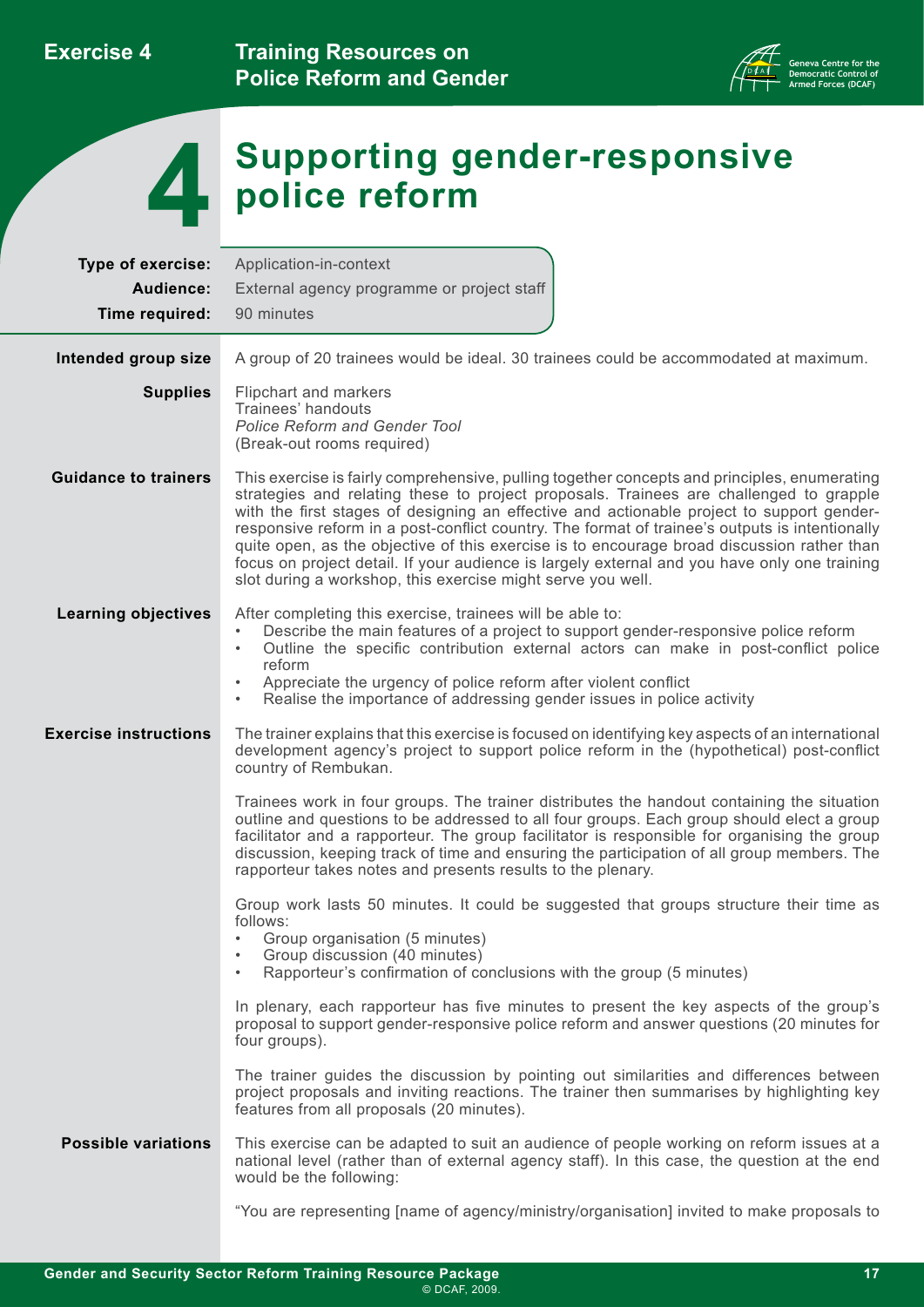# 4 Supporting gender-responsive police reform

**Type of exercise:** Application-in-context
**Audience:** External agency programme or project staff
**Time required:** 90 minutes

**Intended group size**

A group of 20 trainees would be ideal. 30 trainees could be accommodated at maximum.

**Supplies**

Flipchart and markers
Trainees' handouts
*Police Reform and Gender Tool*
(Break-out rooms required)

**Guidance to trainers**

This exercise is fairly comprehensive, pulling together concepts and principles, enumerating strategies and relating these to project proposals. Trainees are challenged to grapple with the first stages of designing an effective and actionable project to support gender-responsive reform in a post-conflict country. The format of trainee's outputs is intentionally quite open, as the objective of this exercise is to encourage broad discussion rather than focus on project detail. If your audience is largely external and you have only one training slot during a workshop, this exercise might serve you well.

**Learning objectives**

After completing this exercise, trainees will be able to:

- Describe the main features of a project to support gender-responsive police reform
- Outline the specific contribution external actors can make in post-conflict police reform
- Appreciate the urgency of police reform after violent conflict
- Realise the importance of addressing gender issues in police activity

**Exercise instructions**

The trainer explains that this exercise is focused on identifying key aspects of an international development agency's project to support police reform in the (hypothetical) post-conflict country of Rembukan.

Trainees work in four groups. The trainer distributes the handout containing the situation outline and questions to be addressed to all four groups. Each group should elect a group facilitator and a rapporteur. The group facilitator is responsible for organising the group discussion, keeping track of time and ensuring the participation of all group members. The rapporteur takes notes and presents results to the plenary.

Group work lasts 50 minutes. It could be suggested that groups structure their time as follows:

- Group organisation (5 minutes)
- Group discussion (40 minutes)
- Rapporteur's confirmation of conclusions with the group (5 minutes)

In plenary, each rapporteur has five minutes to present the key aspects of the group's proposal to support gender-responsive police reform and answer questions (20 minutes for four groups).

The trainer guides the discussion by pointing out similarities and differences between project proposals and inviting reactions. The trainer then summarises by highlighting key features from all proposals (20 minutes).

**Possible variations**

This exercise can be adapted to suit an audience of people working on reform issues at a national level (rather than of external agency staff). In this case, the question at the end would be the following:

"You are representing [name of agency/ministry/organisation] invited to make proposals to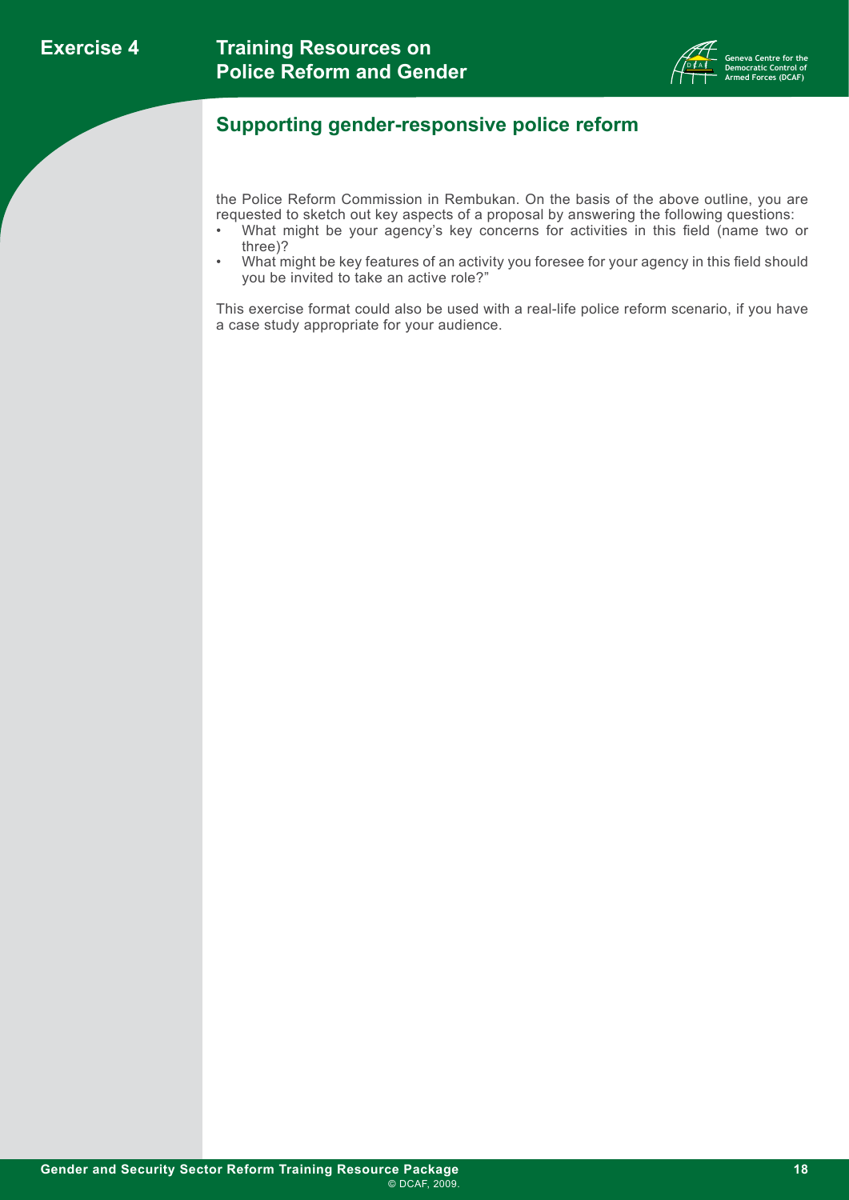## Supporting gender-responsive police reform

the Police Reform Commission in Rembukan. On the basis of the above outline, you are requested to sketch out key aspects of a proposal by answering the following questions:

- What might be your agency's key concerns for activities in this field (name two or three)?
- What might be key features of an activity you foresee for your agency in this field should you be invited to take an active role?"

This exercise format could also be used with a real-life police reform scenario, if you have a case study appropriate for your audience.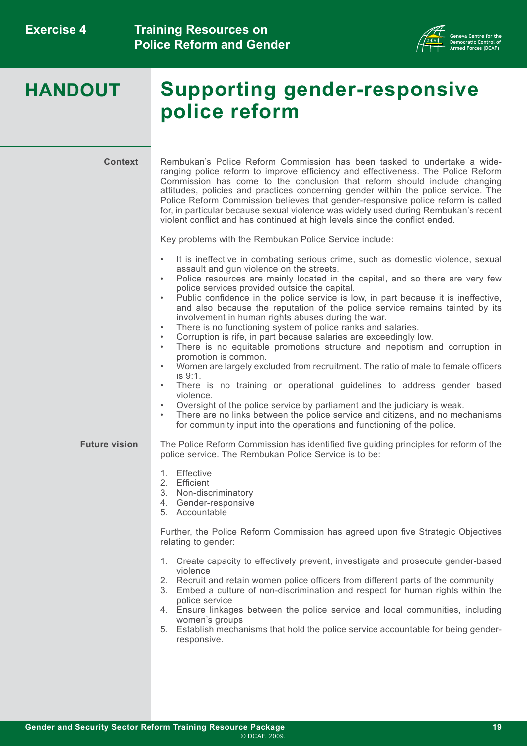# HANDOUT

# Supporting gender-responsive police reform

**Context**

Rembukan's Police Reform Commission has been tasked to undertake a wide-ranging police reform to improve efficiency and effectiveness. The Police Reform Commission has come to the conclusion that reform should include changing attitudes, policies and practices concerning gender within the police service. The Police Reform Commission believes that gender-responsive police reform is called for, in particular because sexual violence was widely used during Rembukan's recent violent conflict and has continued at high levels since the conflict ended.

Key problems with the Rembukan Police Service include:

- It is ineffective in combating serious crime, such as domestic violence, sexual assault and gun violence on the streets.
- Police resources are mainly located in the capital, and so there are very few police services provided outside the capital.
- Public confidence in the police service is low, in part because it is ineffective, and also because the reputation of the police service remains tainted by its involvement in human rights abuses during the war.
- There is no functioning system of police ranks and salaries.
- Corruption is rife, in part because salaries are exceedingly low.
- There is no equitable promotions structure and nepotism and corruption in promotion is common.
- Women are largely excluded from recruitment. The ratio of male to female officers is 9:1.
- There is no training or operational guidelines to address gender based violence.
- Oversight of the police service by parliament and the judiciary is weak.
- There are no links between the police service and citizens, and no mechanisms for community input into the operations and functioning of the police.

**Future vision**

The Police Reform Commission has identified five guiding principles for reform of the police service. The Rembukan Police Service is to be:

1. Effective
2. Efficient
3. Non-discriminatory
4. Gender-responsive
5. Accountable

Further, the Police Reform Commission has agreed upon five Strategic Objectives relating to gender:

1. Create capacity to effectively prevent, investigate and prosecute gender-based violence
2. Recruit and retain women police officers from different parts of the community
3. Embed a culture of non-discrimination and respect for human rights within the police service
4. Ensure linkages between the police service and local communities, including women's groups
5. Establish mechanisms that hold the police service accountable for being gender-responsive.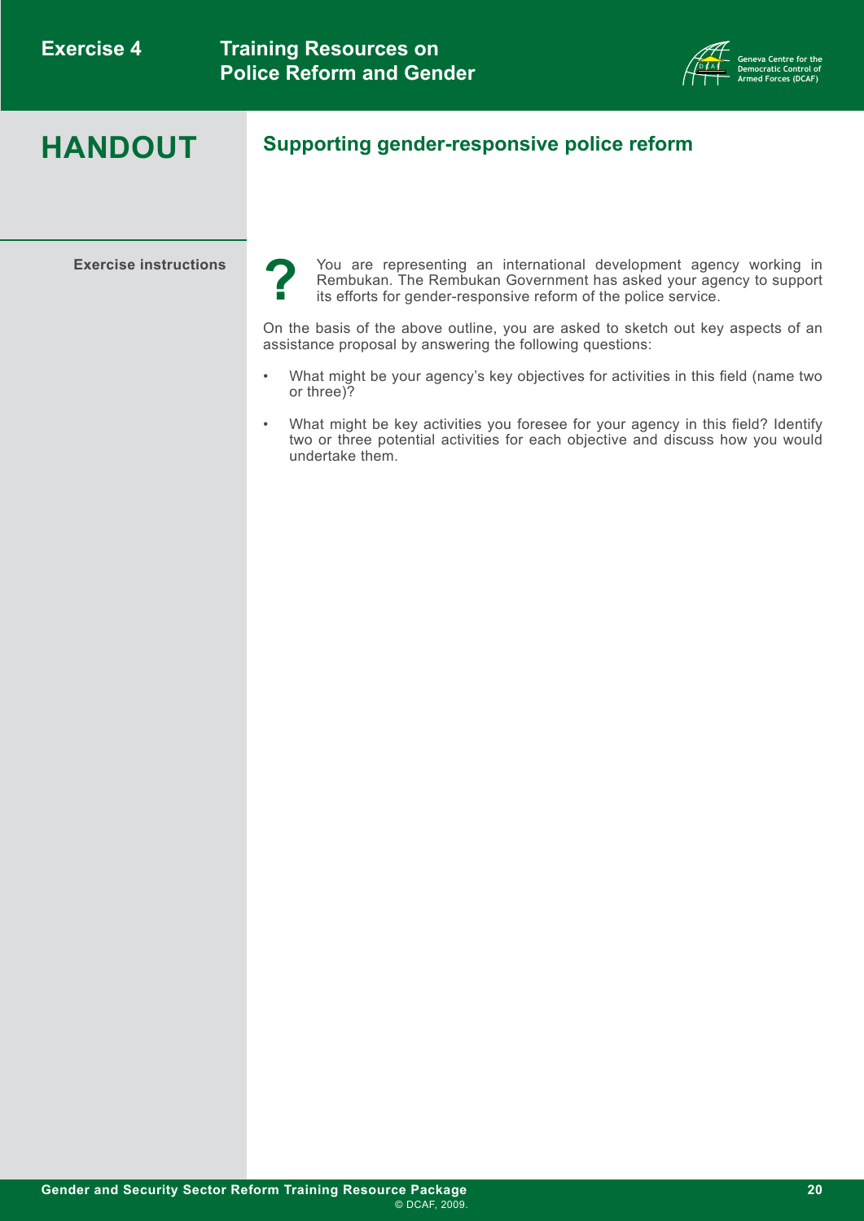# HANDOUT

## Supporting gender-responsive police reform

**Exercise instructions**

**?** You are representing an international development agency working in Rembukan. The Rembukan Government has asked your agency to support its efforts for gender-responsive reform of the police service.

On the basis of the above outline, you are asked to sketch out key aspects of an assistance proposal by answering the following questions:

- What might be your agency's key objectives for activities in this field (name two or three)?
- What might be key activities you foresee for your agency in this field? Identify two or three potential activities for each objective and discuss how you would undertake them.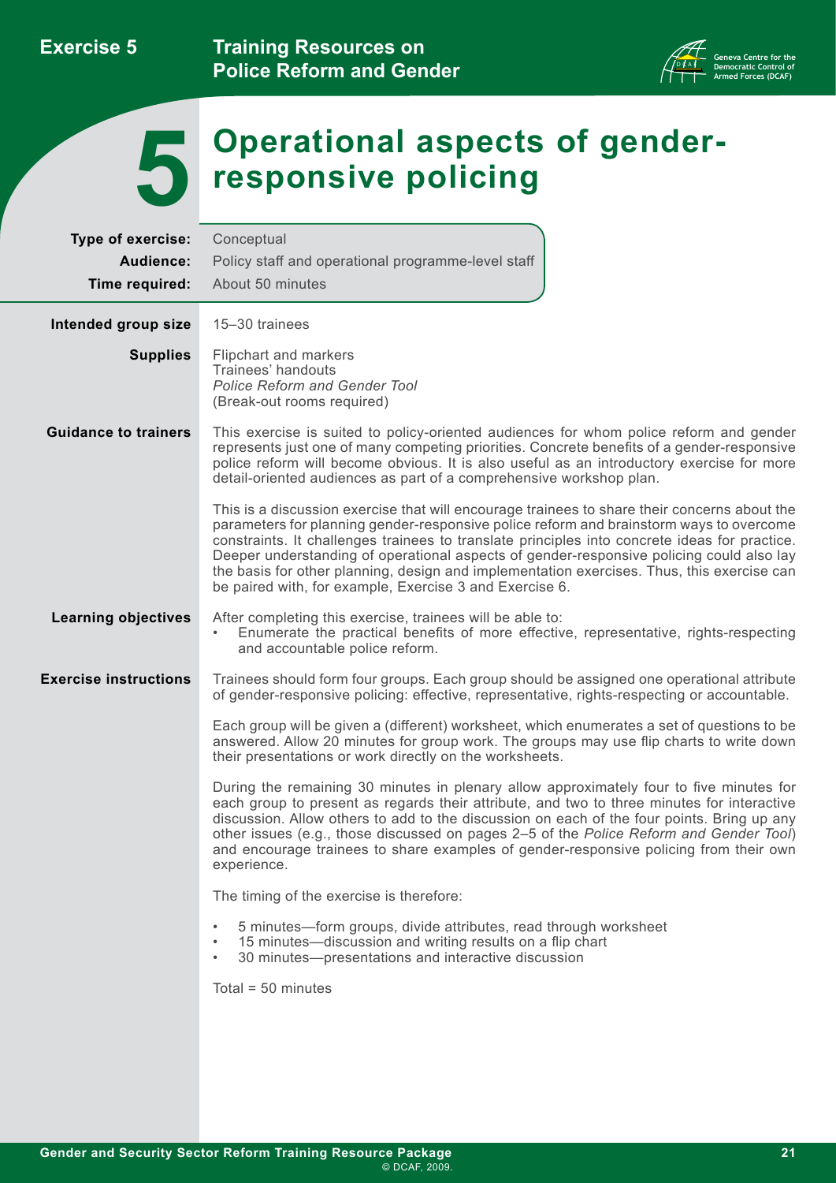# 5 Operational aspects of gender-responsive policing

**Type of exercise:** Conceptual

**Audience:** Policy staff and operational programme-level staff

**Time required:** About 50 minutes

**Intended group size**

15–30 trainees

**Supplies**

Flipchart and markers
Trainees' handouts
*Police Reform and Gender Tool*
(Break-out rooms required)

**Guidance to trainers**

This exercise is suited to policy-oriented audiences for whom police reform and gender represents just one of many competing priorities. Concrete benefits of a gender-responsive police reform will become obvious. It is also useful as an introductory exercise for more detail-oriented audiences as part of a comprehensive workshop plan.

This is a discussion exercise that will encourage trainees to share their concerns about the parameters for planning gender-responsive police reform and brainstorm ways to overcome constraints. It challenges trainees to translate principles into concrete ideas for practice. Deeper understanding of operational aspects of gender-responsive policing could also lay the basis for other planning, design and implementation exercises. Thus, this exercise can be paired with, for example, Exercise 3 and Exercise 6.

**Learning objectives**

After completing this exercise, trainees will be able to:

- Enumerate the practical benefits of more effective, representative, rights-respecting and accountable police reform.

**Exercise instructions**

Trainees should form four groups. Each group should be assigned one operational attribute of gender-responsive policing: effective, representative, rights-respecting or accountable.

Each group will be given a (different) worksheet, which enumerates a set of questions to be answered. Allow 20 minutes for group work. The groups may use flip charts to write down their presentations or work directly on the worksheets.

During the remaining 30 minutes in plenary allow approximately four to five minutes for each group to present as regards their attribute, and two to three minutes for interactive discussion. Allow others to add to the discussion on each of the four points. Bring up any other issues (e.g., those discussed on pages 2–5 of the *Police Reform and Gender Tool*) and encourage trainees to share examples of gender-responsive policing from their own experience.

The timing of the exercise is therefore:

- 5 minutes—form groups, divide attributes, read through worksheet
- 15 minutes—discussion and writing results on a flip chart
- 30 minutes—presentations and interactive discussion

Total = 50 minutes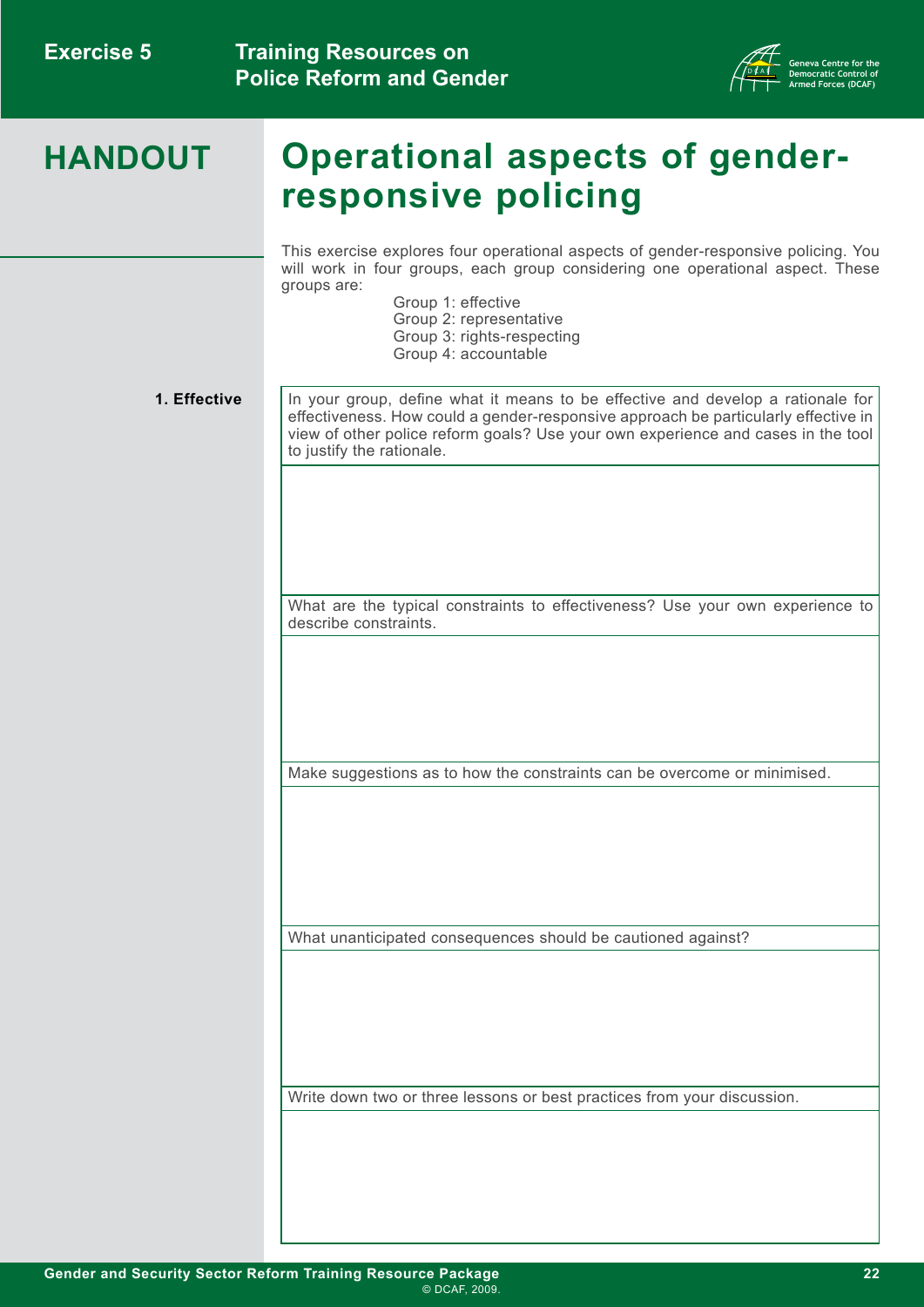# HANDOUT

# Operational aspects of gender-responsive policing

This exercise explores four operational aspects of gender-responsive policing. You will work in four groups, each group considering one operational aspect. These groups are:

- Group 1: effective
- Group 2: representative
- Group 3: rights-respecting
- Group 4: accountable

## 1. Effective

| |
|---|
| In your group, define what it means to be effective and develop a rationale for effectiveness. How could a gender-responsive approach be particularly effective in view of other police reform goals? Use your own experience and cases in the tool to justify the rationale. |
| |
| What are the typical constraints to effectiveness? Use your own experience to describe constraints. |
| |
| Make suggestions as to how the constraints can be overcome or minimised. |
| |
| What unanticipated consequences should be cautioned against? |
| |
| Write down two or three lessons or best practices from your discussion. |
| |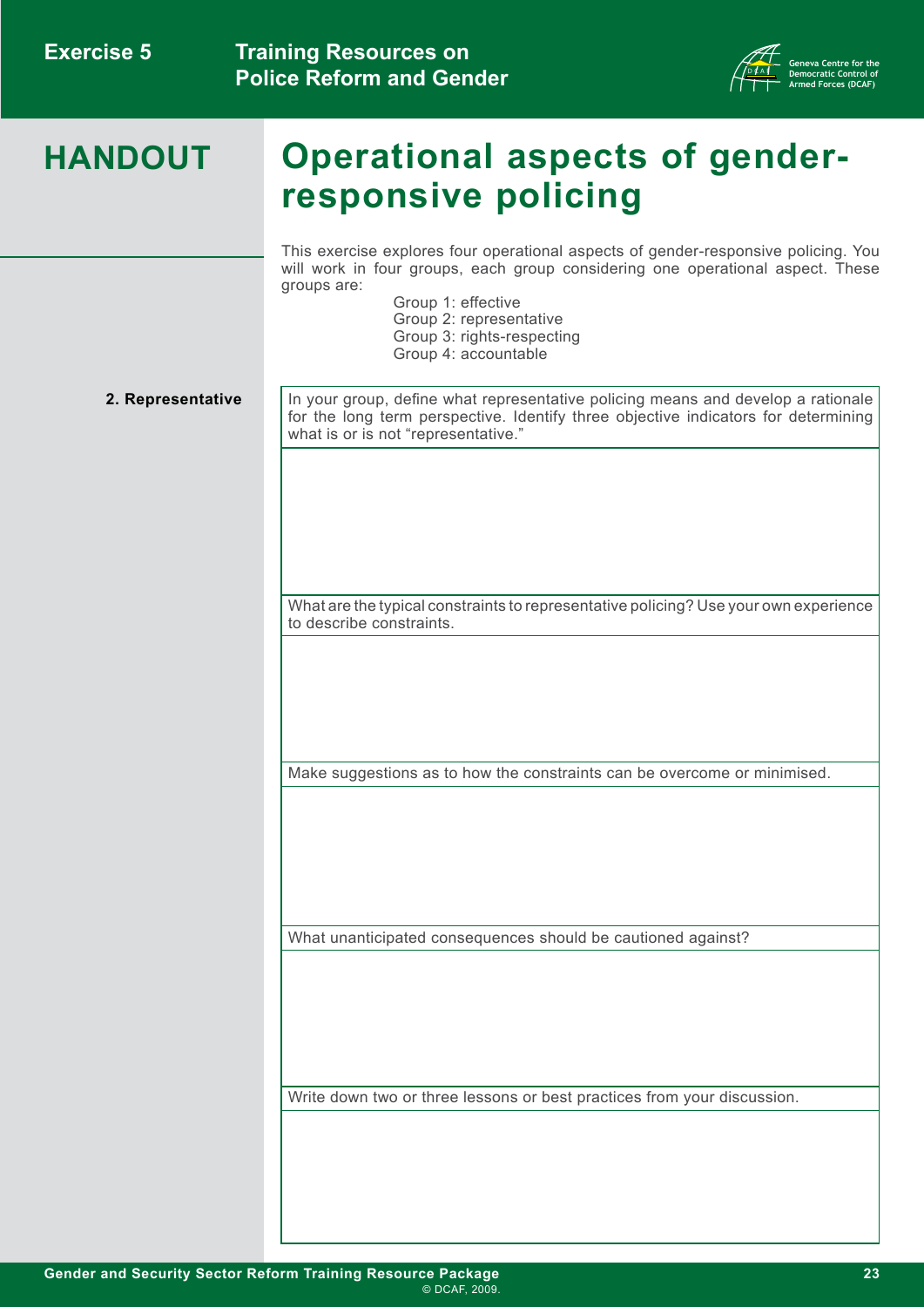# HANDOUT

## Operational aspects of gender-responsive policing

This exercise explores four operational aspects of gender-responsive policing. You will work in four groups, each group considering one operational aspect. These groups are:

- Group 1: effective
- Group 2: representative
- Group 3: rights-respecting
- Group 4: accountable

### 2. Representative

| In your group, define what representative policing means and develop a rationale for the long term perspective. Identify three objective indicators for determining what is or is not "representative." |
|---|
| |
| What are the typical constraints to representative policing? Use your own experience to describe constraints. |
| |
| Make suggestions as to how the constraints can be overcome or minimised. |
| |
| What unanticipated consequences should be cautioned against? |
| |
| Write down two or three lessons or best practices from your discussion. |
| |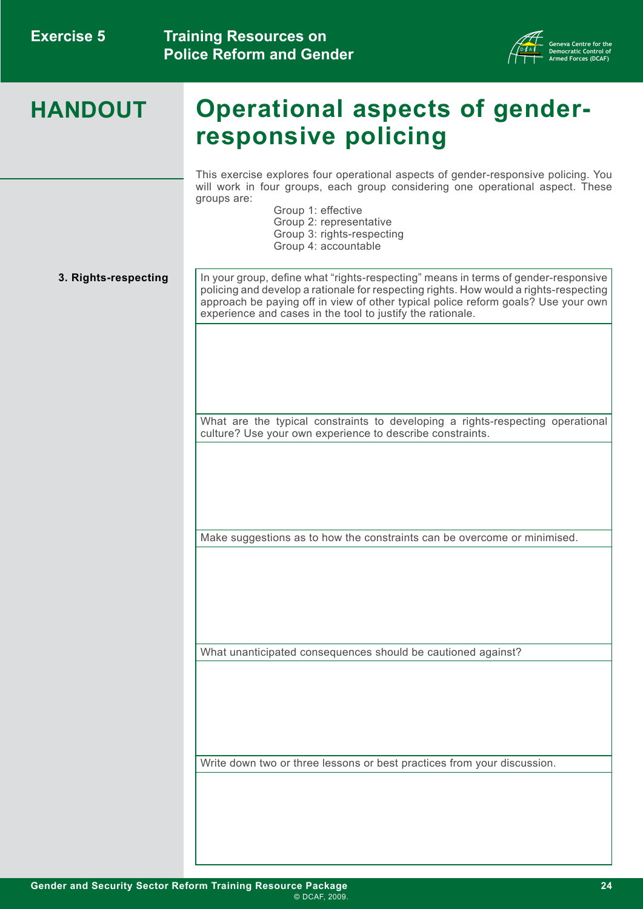# HANDOUT

# Operational aspects of gender-responsive policing

This exercise explores four operational aspects of gender-responsive policing. You will work in four groups, each group considering one operational aspect. These groups are:

Group 1: effective
Group 2: representative
Group 3: rights-respecting
Group 4: accountable

**3. Rights-respecting**

| In your group, define what "rights-respecting" means in terms of gender-responsive policing and develop a rationale for respecting rights. How would a rights-respecting approach be paying off in view of other typical police reform goals? Use your own experience and cases in the tool to justify the rationale. |
|---|
| |
| What are the typical constraints to developing a rights-respecting operational culture? Use your own experience to describe constraints. |
| |
| Make suggestions as to how the constraints can be overcome or minimised. |
| |
| What unanticipated consequences should be cautioned against? |
| |
| Write down two or three lessons or best practices from your discussion. |
| |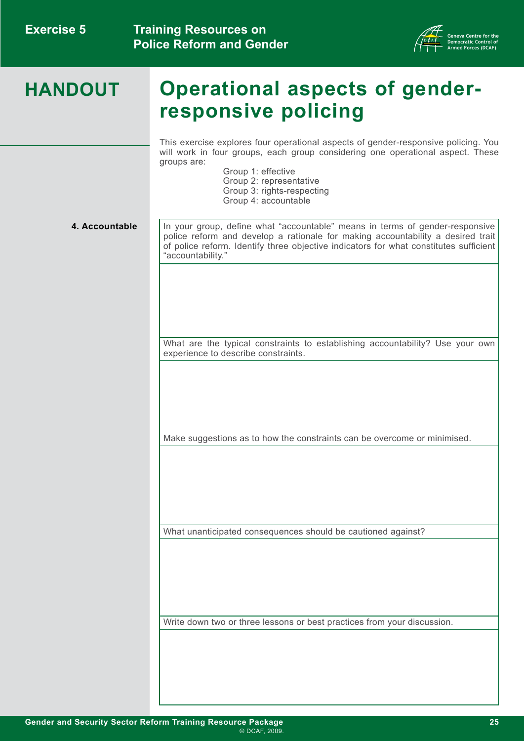# HANDOUT

# Operational aspects of gender-responsive policing

This exercise explores four operational aspects of gender-responsive policing. You will work in four groups, each group considering one operational aspect. These groups are:

Group 1: effective
Group 2: representative
Group 3: rights-respecting
Group 4: accountable

**4. Accountable**

| In your group, define what "accountable" means in terms of gender-responsive police reform and develop a rationale for making accountability a desired trait of police reform. Identify three objective indicators for what constitutes sufficient "accountability." |
| --- |
| |
| What are the typical constraints to establishing accountability? Use your own experience to describe constraints. |
| |
| Make suggestions as to how the constraints can be overcome or minimised. |
| |
| What unanticipated consequences should be cautioned against? |
| |
| Write down two or three lessons or best practices from your discussion. |
| |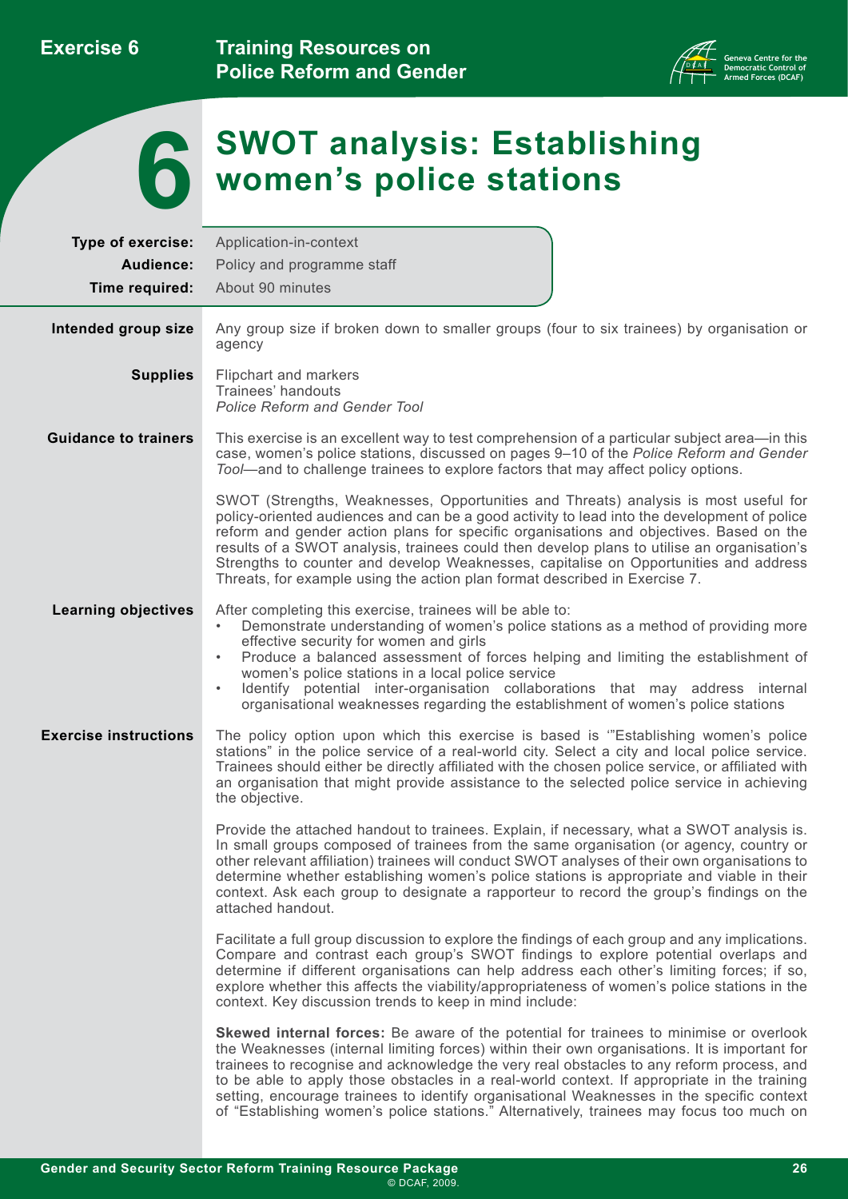# 6 SWOT analysis: Establishing women's police stations

**Type of exercise:** Application-in-context

**Audience:** Policy and programme staff

**Time required:** About 90 minutes

**Intended group size**

Any group size if broken down to smaller groups (four to six trainees) by organisation or agency

**Supplies**

Flipchart and markers
Trainees' handouts
*Police Reform and Gender Tool*

**Guidance to trainers**

This exercise is an excellent way to test comprehension of a particular subject area—in this case, women's police stations, discussed on pages 9–10 of the *Police Reform and Gender Tool*—and to challenge trainees to explore factors that may affect policy options.

SWOT (Strengths, Weaknesses, Opportunities and Threats) analysis is most useful for policy-oriented audiences and can be a good activity to lead into the development of police reform and gender action plans for specific organisations and objectives. Based on the results of a SWOT analysis, trainees could then develop plans to utilise an organisation's Strengths to counter and develop Weaknesses, capitalise on Opportunities and address Threats, for example using the action plan format described in Exercise 7.

**Learning objectives**

After completing this exercise, trainees will be able to:

- Demonstrate understanding of women's police stations as a method of providing more effective security for women and girls
- Produce a balanced assessment of forces helping and limiting the establishment of women's police stations in a local police service
- Identify potential inter-organisation collaborations that may address internal organisational weaknesses regarding the establishment of women's police stations

**Exercise instructions**

The policy option upon which this exercise is based is '"Establishing women's police stations" in the police service of a real-world city. Select a city and local police service. Trainees should either be directly affiliated with the chosen police service, or affiliated with an organisation that might provide assistance to the selected police service in achieving the objective.

Provide the attached handout to trainees. Explain, if necessary, what a SWOT analysis is. In small groups composed of trainees from the same organisation (or agency, country or other relevant affiliation) trainees will conduct SWOT analyses of their own organisations to determine whether establishing women's police stations is appropriate and viable in their context. Ask each group to designate a rapporteur to record the group's findings on the attached handout.

Facilitate a full group discussion to explore the findings of each group and any implications. Compare and contrast each group's SWOT findings to explore potential overlaps and determine if different organisations can help address each other's limiting forces; if so, explore whether this affects the viability/appropriateness of women's police stations in the context. Key discussion trends to keep in mind include:

**Skewed internal forces:** Be aware of the potential for trainees to minimise or overlook the Weaknesses (internal limiting forces) within their own organisations. It is important for trainees to recognise and acknowledge the very real obstacles to any reform process, and to be able to apply those obstacles in a real-world context. If appropriate in the training setting, encourage trainees to identify organisational Weaknesses in the specific context of "Establishing women's police stations." Alternatively, trainees may focus too much on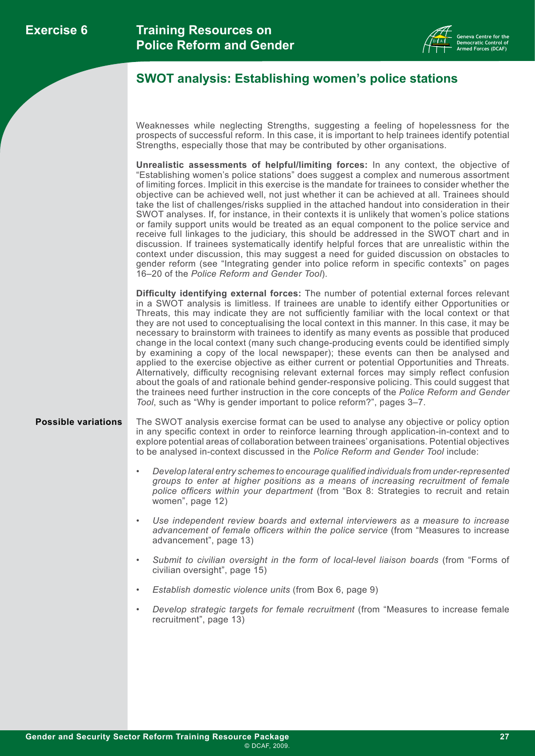## SWOT analysis: Establishing women's police stations

Weaknesses while neglecting Strengths, suggesting a feeling of hopelessness for the prospects of successful reform. In this case, it is important to help trainees identify potential Strengths, especially those that may be contributed by other organisations.

**Unrealistic assessments of helpful/limiting forces:** In any context, the objective of "Establishing women's police stations" does suggest a complex and numerous assortment of limiting forces. Implicit in this exercise is the mandate for trainees to consider whether the objective can be achieved well, not just whether it can be achieved at all. Trainees should take the list of challenges/risks supplied in the attached handout into consideration in their SWOT analyses. If, for instance, in their contexts it is unlikely that women's police stations or family support units would be treated as an equal component to the police service and receive full linkages to the judiciary, this should be addressed in the SWOT chart and in discussion. If trainees systematically identify helpful forces that are unrealistic within the context under discussion, this may suggest a need for guided discussion on obstacles to gender reform (see "Integrating gender into police reform in specific contexts" on pages 16–20 of the *Police Reform and Gender Tool*).

**Difficulty identifying external forces:** The number of potential external forces relevant in a SWOT analysis is limitless. If trainees are unable to identify either Opportunities or Threats, this may indicate they are not sufficiently familiar with the local context or that they are not used to conceptualising the local context in this manner. In this case, it may be necessary to brainstorm with trainees to identify as many events as possible that produced change in the local context (many such change-producing events could be identified simply by examining a copy of the local newspaper); these events can then be analysed and applied to the exercise objective as either current or potential Opportunities and Threats. Alternatively, difficulty recognising relevant external forces may simply reflect confusion about the goals of and rationale behind gender-responsive policing. This could suggest that the trainees need further instruction in the core concepts of the *Police Reform and Gender Tool*, such as "Why is gender important to police reform?", pages 3–7.

**Possible variations**

The SWOT analysis exercise format can be used to analyse any objective or policy option in any specific context in order to reinforce learning through application-in-context and to explore potential areas of collaboration between trainees' organisations. Potential objectives to be analysed in-context discussed in the *Police Reform and Gender Tool* include:

- *Develop lateral entry schemes to encourage qualified individuals from under-represented groups to enter at higher positions as a means of increasing recruitment of female police officers within your department* (from "Box 8: Strategies to recruit and retain women", page 12)
- *Use independent review boards and external interviewers as a measure to increase advancement of female officers within the police service* (from "Measures to increase advancement", page 13)
- *Submit to civilian oversight in the form of local-level liaison boards* (from "Forms of civilian oversight", page 15)
- *Establish domestic violence units* (from Box 6, page 9)
- *Develop strategic targets for female recruitment* (from "Measures to increase female recruitment", page 13)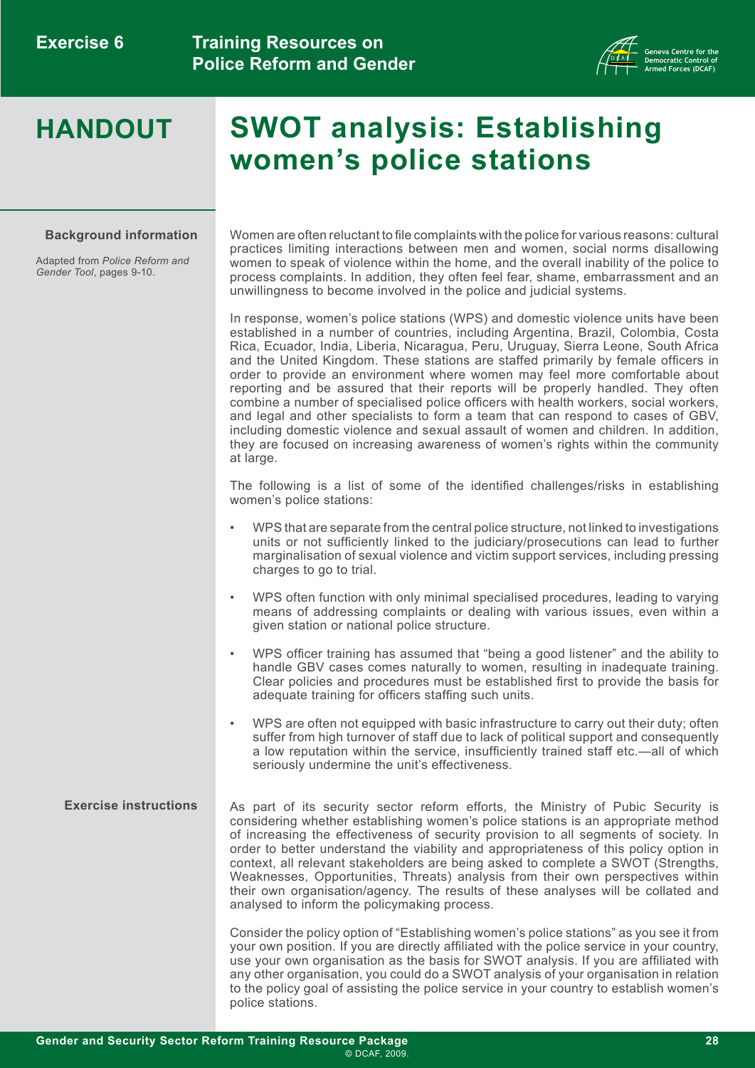# HANDOUT

# SWOT analysis: Establishing women's police stations

**Background information**

Adapted from *Police Reform and Gender Tool*, pages 9-10.

Women are often reluctant to file complaints with the police for various reasons: cultural practices limiting interactions between men and women, social norms disallowing women to speak of violence within the home, and the overall inability of the police to process complaints. In addition, they often feel fear, shame, embarrassment and an unwillingness to become involved in the police and judicial systems.

In response, women's police stations (WPS) and domestic violence units have been established in a number of countries, including Argentina, Brazil, Colombia, Costa Rica, Ecuador, India, Liberia, Nicaragua, Peru, Uruguay, Sierra Leone, South Africa and the United Kingdom. These stations are staffed primarily by female officers in order to provide an environment where women may feel more comfortable about reporting and be assured that their reports will be properly handled. They often combine a number of specialised police officers with health workers, social workers, and legal and other specialists to form a team that can respond to cases of GBV, including domestic violence and sexual assault of women and children. In addition, they are focused on increasing awareness of women's rights within the community at large.

The following is a list of some of the identified challenges/risks in establishing women's police stations:

- WPS that are separate from the central police structure, not linked to investigations units or not sufficiently linked to the judiciary/prosecutions can lead to further marginalisation of sexual violence and victim support services, including pressing charges to go to trial.
- WPS often function with only minimal specialised procedures, leading to varying means of addressing complaints or dealing with various issues, even within a given station or national police structure.
- WPS officer training has assumed that "being a good listener" and the ability to handle GBV cases comes naturally to women, resulting in inadequate training. Clear policies and procedures must be established first to provide the basis for adequate training for officers staffing such units.
- WPS are often not equipped with basic infrastructure to carry out their duty; often suffer from high turnover of staff due to lack of political support and consequently a low reputation within the service, insufficiently trained staff etc.—all of which seriously undermine the unit's effectiveness.

**Exercise instructions**

As part of its security sector reform efforts, the Ministry of Pubic Security is considering whether establishing women's police stations is an appropriate method of increasing the effectiveness of security provision to all segments of society. In order to better understand the viability and appropriateness of this policy option in context, all relevant stakeholders are being asked to complete a SWOT (Strengths, Weaknesses, Opportunities, Threats) analysis from their own perspectives within their own organisation/agency. The results of these analyses will be collated and analysed to inform the policymaking process.

Consider the policy option of "Establishing women's police stations" as you see it from your own position. If you are directly affiliated with the police service in your country, use your own organisation as the basis for SWOT analysis. If you are affiliated with any other organisation, you could do a SWOT analysis of your organisation in relation to the policy goal of assisting the police service in your country to establish women's police stations.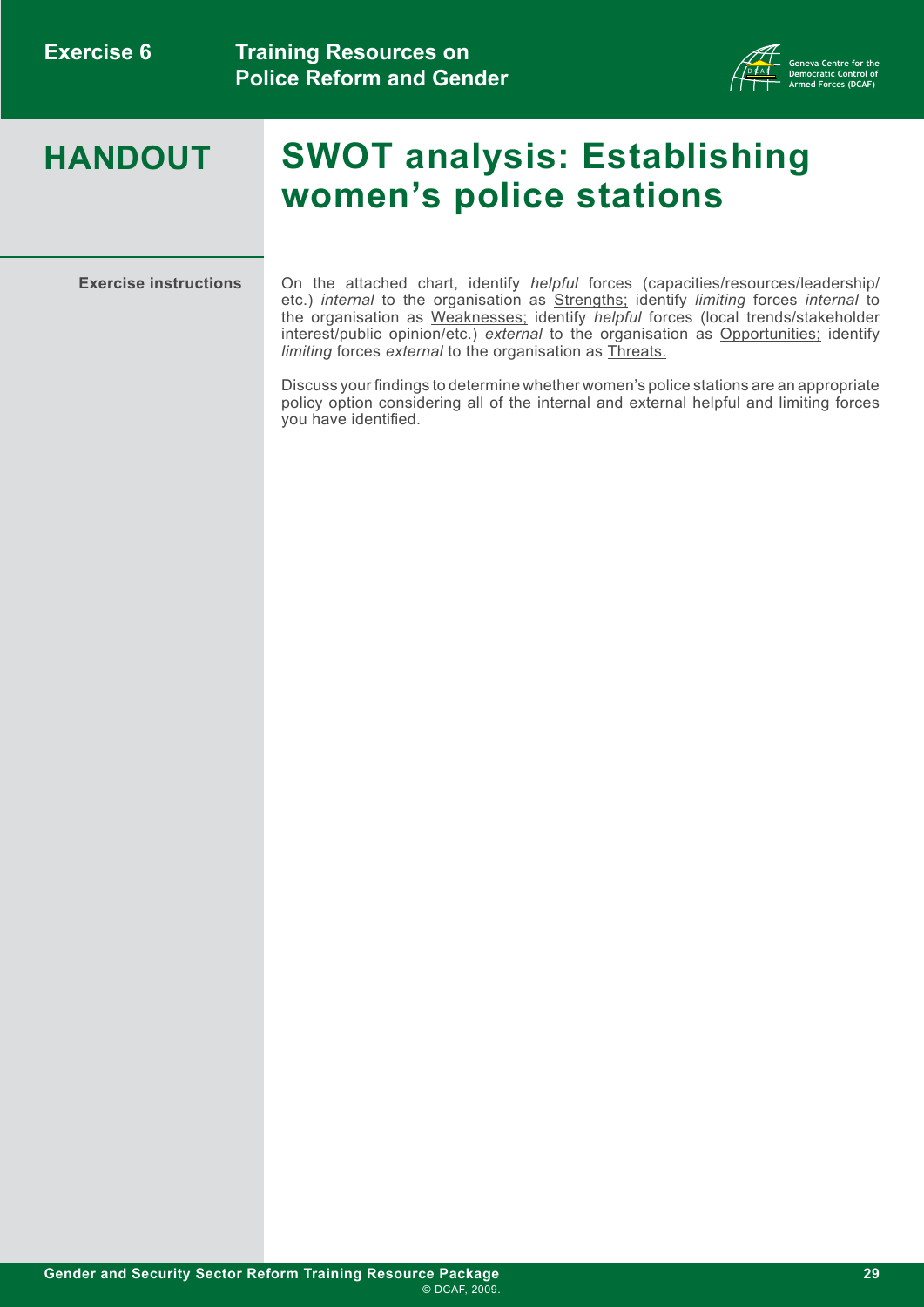# HANDOUT

# SWOT analysis: Establishing women's police stations

**Exercise instructions**

On the attached chart, identify *helpful* forces (capacities/resources/leadership/ etc.) *internal* to the organisation as Strengths; identify *limiting* forces *internal* to the organisation as Weaknesses; identify *helpful* forces (local trends/stakeholder interest/public opinion/etc.) *external* to the organisation as Opportunities; identify *limiting* forces *external* to the organisation as Threats.

Discuss your findings to determine whether women's police stations are an appropriate policy option considering all of the internal and external helpful and limiting forces you have identified.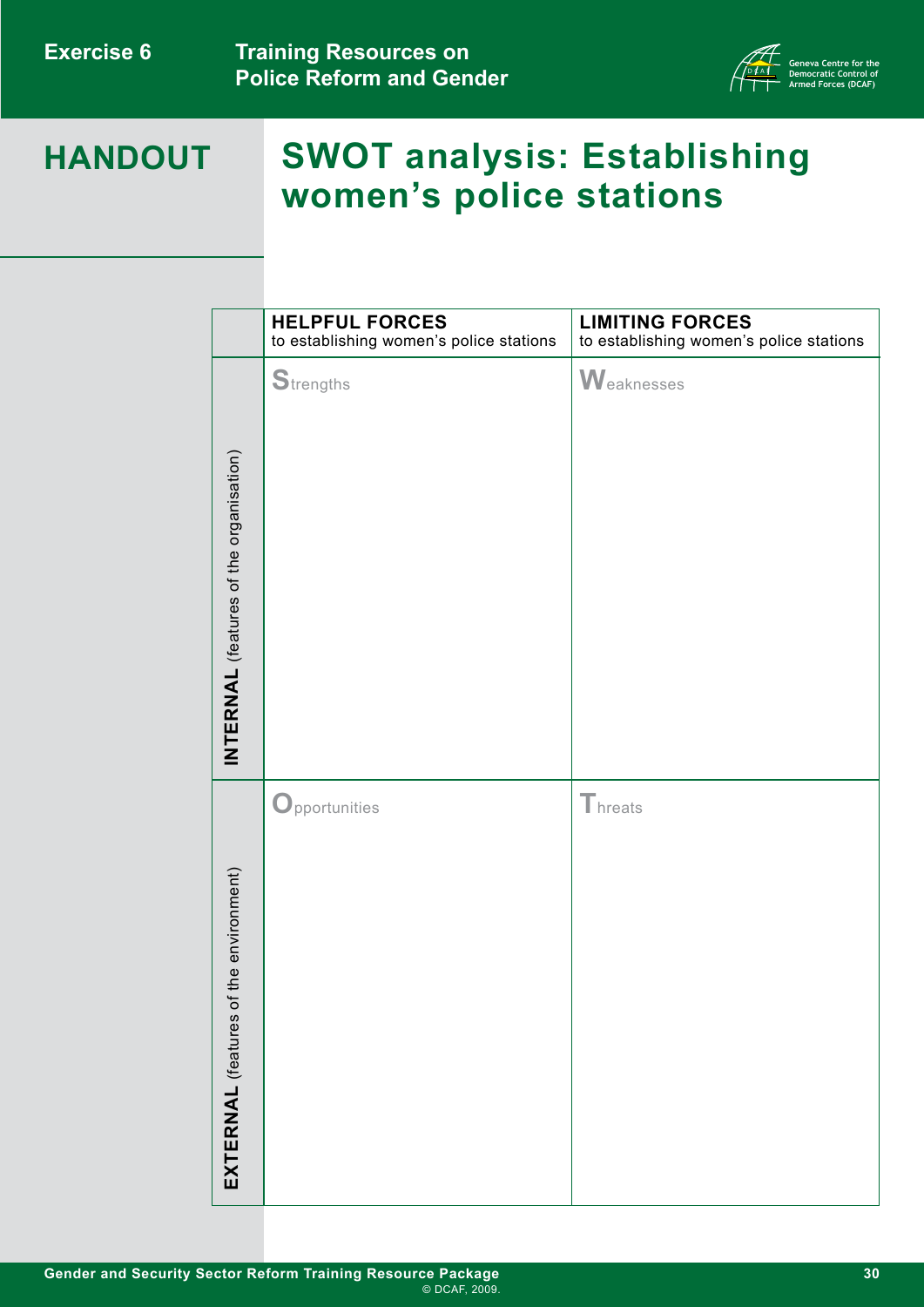# HANDOUT

# SWOT analysis: Establishing women's police stations

| | **HELPFUL FORCES** to establishing women's police stations | **LIMITING FORCES** to establishing women's police stations |
|---|---|---|
| **INTERNAL** (features of the organisation) | Strengths | Weaknesses |
| **EXTERNAL** (features of the environment) | Opportunities | Threats |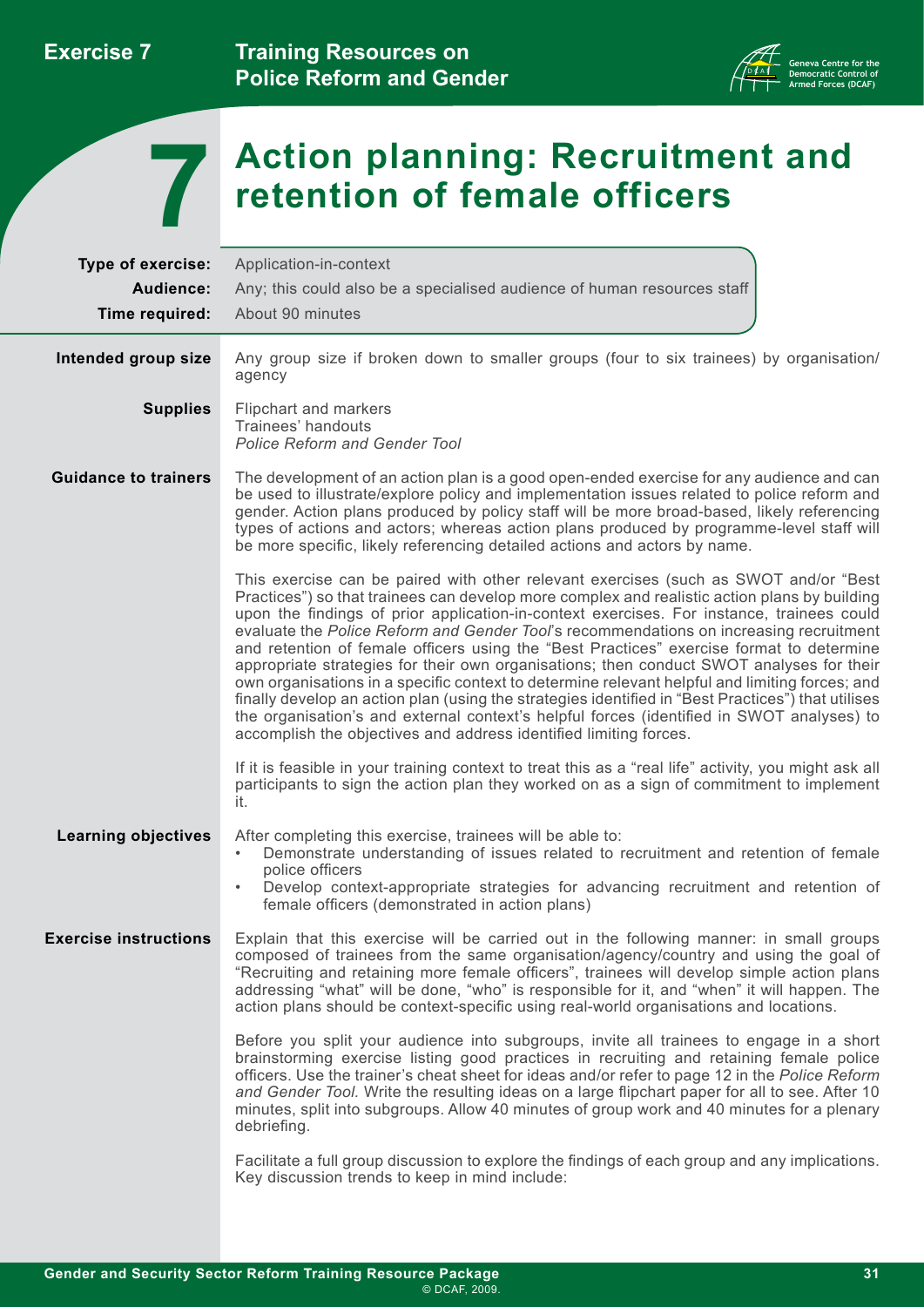# 7 Action planning: Recruitment and retention of female officers

**Type of exercise:** Application-in-context

**Audience:** Any; this could also be a specialised audience of human resources staff

**Time required:** About 90 minutes

**Intended group size**

Any group size if broken down to smaller groups (four to six trainees) by organisation/agency

**Supplies**

Flipchart and markers
Trainees' handouts
*Police Reform and Gender Tool*

**Guidance to trainers**

The development of an action plan is a good open-ended exercise for any audience and can be used to illustrate/explore policy and implementation issues related to police reform and gender. Action plans produced by policy staff will be more broad-based, likely referencing types of actions and actors; whereas action plans produced by programme-level staff will be more specific, likely referencing detailed actions and actors by name.

This exercise can be paired with other relevant exercises (such as SWOT and/or "Best Practices") so that trainees can develop more complex and realistic action plans by building upon the findings of prior application-in-context exercises. For instance, trainees could evaluate the *Police Reform and Gender Tool*'s recommendations on increasing recruitment and retention of female officers using the "Best Practices" exercise format to determine appropriate strategies for their own organisations; then conduct SWOT analyses for their own organisations in a specific context to determine relevant helpful and limiting forces; and finally develop an action plan (using the strategies identified in "Best Practices") that utilises the organisation's and external context's helpful forces (identified in SWOT analyses) to accomplish the objectives and address identified limiting forces.

If it is feasible in your training context to treat this as a "real life" activity, you might ask all participants to sign the action plan they worked on as a sign of commitment to implement it.

**Learning objectives**

After completing this exercise, trainees will be able to:

- Demonstrate understanding of issues related to recruitment and retention of female police officers
- Develop context-appropriate strategies for advancing recruitment and retention of female officers (demonstrated in action plans)

**Exercise instructions**

Explain that this exercise will be carried out in the following manner: in small groups composed of trainees from the same organisation/agency/country and using the goal of "Recruiting and retaining more female officers", trainees will develop simple action plans addressing "what" will be done, "who" is responsible for it, and "when" it will happen. The action plans should be context-specific using real-world organisations and locations.

Before you split your audience into subgroups, invite all trainees to engage in a short brainstorming exercise listing good practices in recruiting and retaining female police officers. Use the trainer's cheat sheet for ideas and/or refer to page 12 in the *Police Reform and Gender Tool.* Write the resulting ideas on a large flipchart paper for all to see. After 10 minutes, split into subgroups. Allow 40 minutes of group work and 40 minutes for a plenary debriefing.

Facilitate a full group discussion to explore the findings of each group and any implications. Key discussion trends to keep in mind include: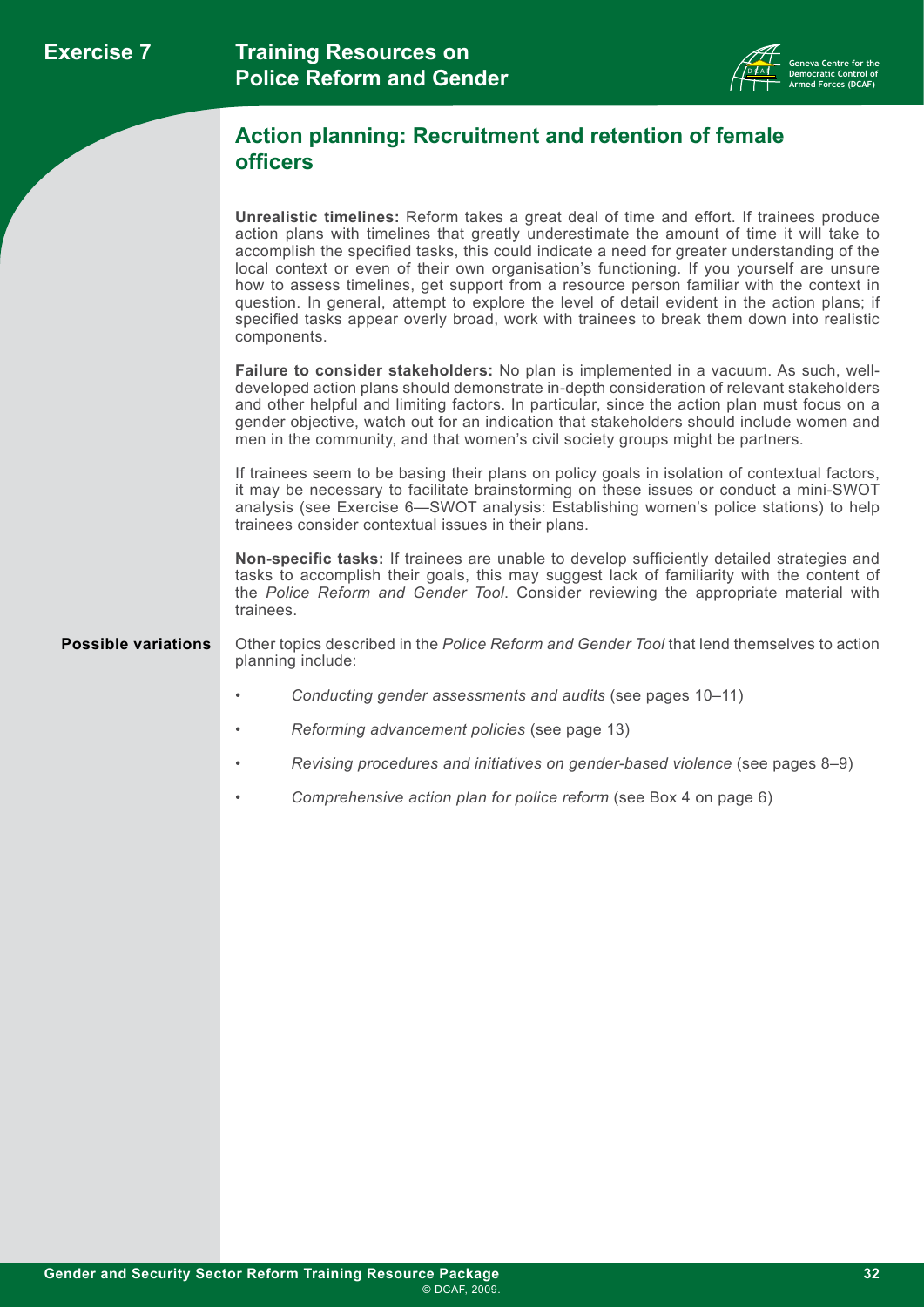## Action planning: Recruitment and retention of female officers

**Unrealistic timelines:** Reform takes a great deal of time and effort. If trainees produce action plans with timelines that greatly underestimate the amount of time it will take to accomplish the specified tasks, this could indicate a need for greater understanding of the local context or even of their own organisation's functioning. If you yourself are unsure how to assess timelines, get support from a resource person familiar with the context in question. In general, attempt to explore the level of detail evident in the action plans; if specified tasks appear overly broad, work with trainees to break them down into realistic components.

**Failure to consider stakeholders:** No plan is implemented in a vacuum. As such, well-developed action plans should demonstrate in-depth consideration of relevant stakeholders and other helpful and limiting factors. In particular, since the action plan must focus on a gender objective, watch out for an indication that stakeholders should include women and men in the community, and that women's civil society groups might be partners.

If trainees seem to be basing their plans on policy goals in isolation of contextual factors, it may be necessary to facilitate brainstorming on these issues or conduct a mini-SWOT analysis (see Exercise 6—SWOT analysis: Establishing women's police stations) to help trainees consider contextual issues in their plans.

**Non-specific tasks:** If trainees are unable to develop sufficiently detailed strategies and tasks to accomplish their goals, this may suggest lack of familiarity with the content of the *Police Reform and Gender Tool*. Consider reviewing the appropriate material with trainees.

**Possible variations**

Other topics described in the *Police Reform and Gender Tool* that lend themselves to action planning include:

- *Conducting gender assessments and audits* (see pages 10–11)
- *Reforming advancement policies* (see page 13)
- *Revising procedures and initiatives on gender-based violence* (see pages 8–9)
- *Comprehensive action plan for police reform* (see Box 4 on page 6)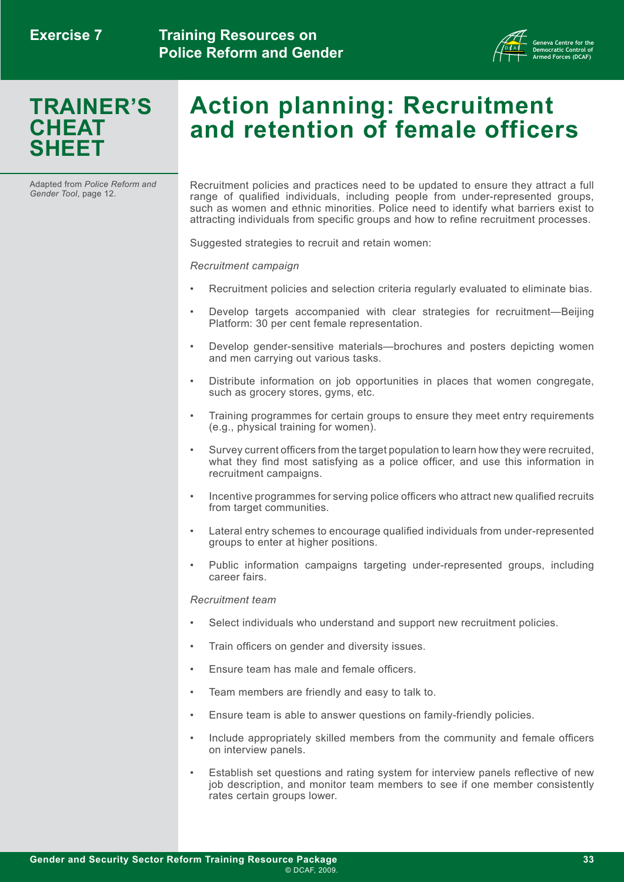# TRAINER'S CHEAT SHEET

Adapted from *Police Reform and Gender Tool*, page 12.

## Action planning: Recruitment and retention of female officers

Recruitment policies and practices need to be updated to ensure they attract a full range of qualified individuals, including people from under-represented groups, such as women and ethnic minorities. Police need to identify what barriers exist to attracting individuals from specific groups and how to refine recruitment processes.

Suggested strategies to recruit and retain women:

*Recruitment campaign*

- Recruitment policies and selection criteria regularly evaluated to eliminate bias.
- Develop targets accompanied with clear strategies for recruitment—Beijing Platform: 30 per cent female representation.
- Develop gender-sensitive materials—brochures and posters depicting women and men carrying out various tasks.
- Distribute information on job opportunities in places that women congregate, such as grocery stores, gyms, etc.
- Training programmes for certain groups to ensure they meet entry requirements (e.g., physical training for women).
- Survey current officers from the target population to learn how they were recruited, what they find most satisfying as a police officer, and use this information in recruitment campaigns.
- Incentive programmes for serving police officers who attract new qualified recruits from target communities.
- Lateral entry schemes to encourage qualified individuals from under-represented groups to enter at higher positions.
- Public information campaigns targeting under-represented groups, including career fairs.

*Recruitment team*

- Select individuals who understand and support new recruitment policies.
- Train officers on gender and diversity issues.
- Ensure team has male and female officers.
- Team members are friendly and easy to talk to.
- Ensure team is able to answer questions on family-friendly policies.
- Include appropriately skilled members from the community and female officers on interview panels.
- Establish set questions and rating system for interview panels reflective of new job description, and monitor team members to see if one member consistently rates certain groups lower.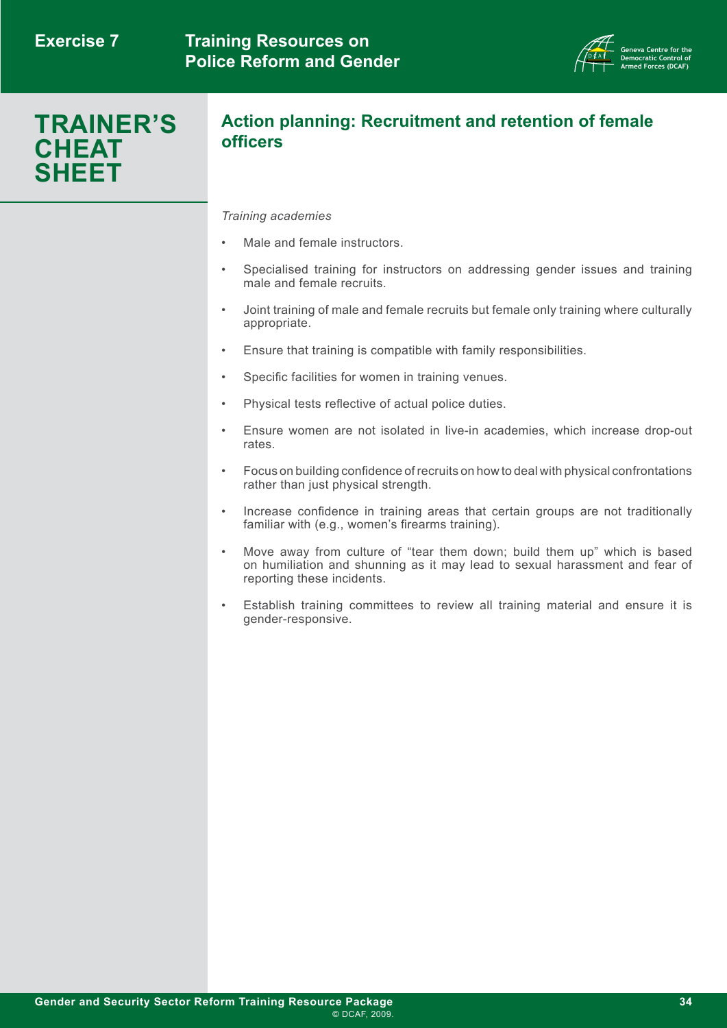# TRAINER'S CHEAT SHEET

## Action planning: Recruitment and retention of female officers

*Training academies*

- Male and female instructors.
- Specialised training for instructors on addressing gender issues and training male and female recruits.
- Joint training of male and female recruits but female only training where culturally appropriate.
- Ensure that training is compatible with family responsibilities.
- Specific facilities for women in training venues.
- Physical tests reflective of actual police duties.
- Ensure women are not isolated in live-in academies, which increase drop-out rates.
- Focus on building confidence of recruits on how to deal with physical confrontations rather than just physical strength.
- Increase confidence in training areas that certain groups are not traditionally familiar with (e.g., women's firearms training).
- Move away from culture of "tear them down; build them up" which is based on humiliation and shunning as it may lead to sexual harassment and fear of reporting these incidents.
- Establish training committees to review all training material and ensure it is gender-responsive.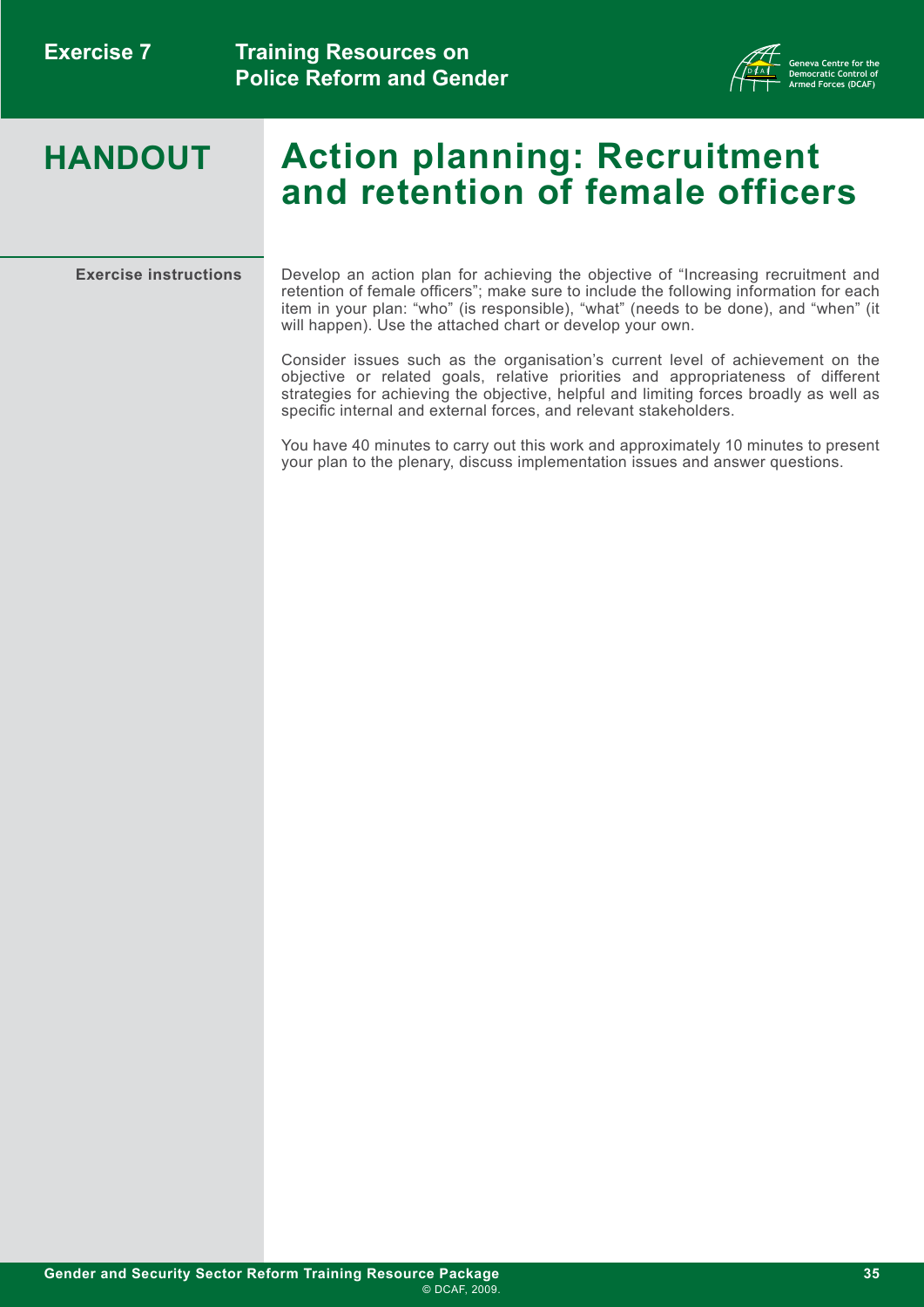# HANDOUT

# Action planning: Recruitment and retention of female officers

**Exercise instructions**

Develop an action plan for achieving the objective of “Increasing recruitment and retention of female officers”; make sure to include the following information for each item in your plan: “who” (is responsible), “what” (needs to be done), and “when” (it will happen). Use the attached chart or develop your own.

Consider issues such as the organisation’s current level of achievement on the objective or related goals, relative priorities and appropriateness of different strategies for achieving the objective, helpful and limiting forces broadly as well as specific internal and external forces, and relevant stakeholders.

You have 40 minutes to carry out this work and approximately 10 minutes to present your plan to the plenary, discuss implementation issues and answer questions.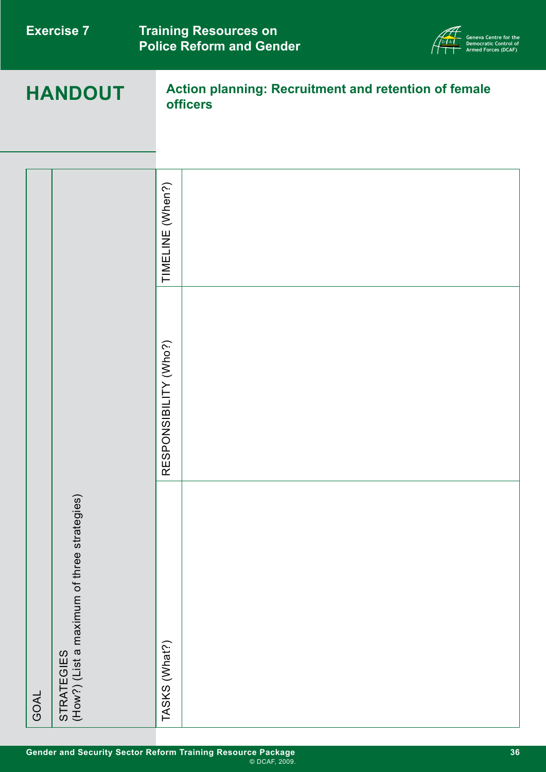# HANDOUT

## Action planning: Recruitment and retention of female officers

| GOAL | STRATEGIES (How?) (List a maximum of three strategies) | TASKS (What?) | RESPONSIBILITY (Who?) | TIMELINE (When?) |
|---|---|---|---|---|
| | | | | |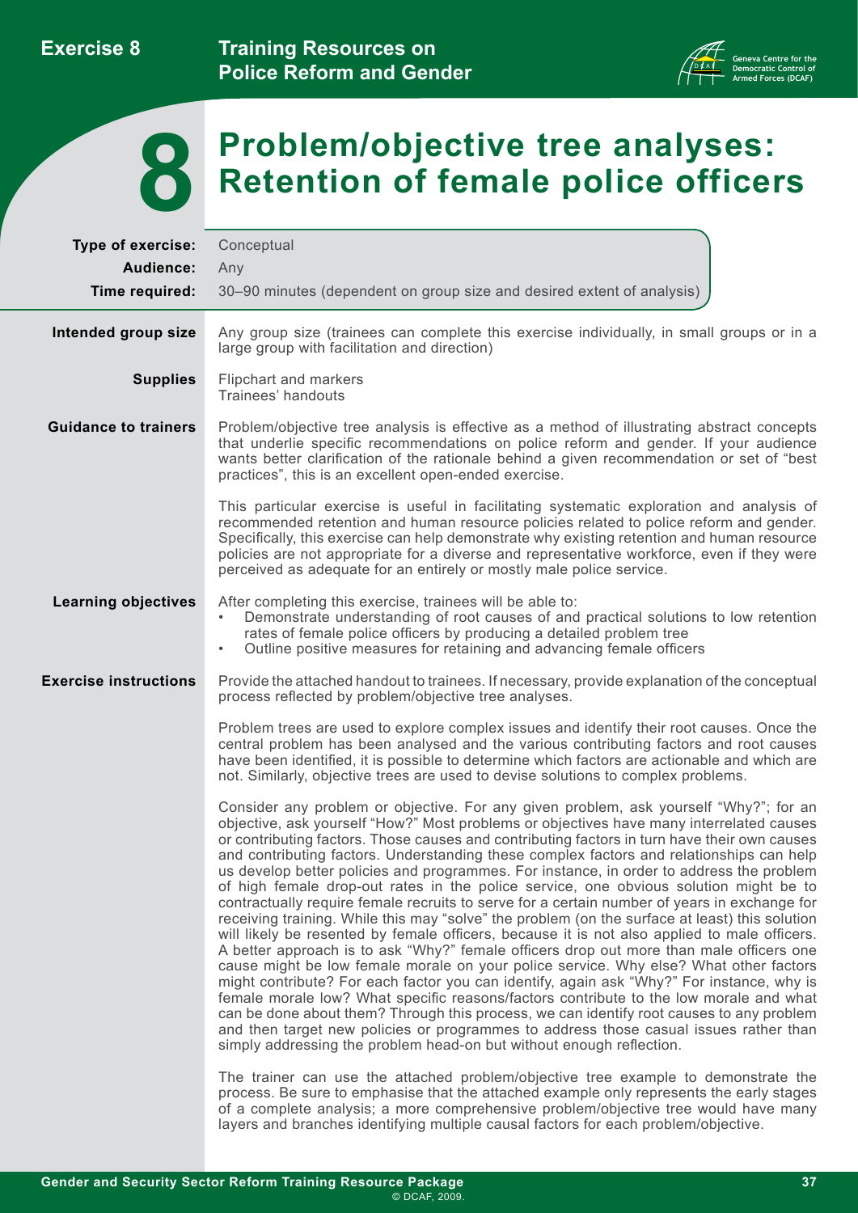# 8 Problem/objective tree analyses: Retention of female police officers

**Type of exercise:** Conceptual
**Audience:** Any
**Time required:** 30–90 minutes (dependent on group size and desired extent of analysis)

**Intended group size**

Any group size (trainees can complete this exercise individually, in small groups or in a large group with facilitation and direction)

**Supplies**

Flipchart and markers
Trainees' handouts

**Guidance to trainers**

Problem/objective tree analysis is effective as a method of illustrating abstract concepts that underlie specific recommendations on police reform and gender. If your audience wants better clarification of the rationale behind a given recommendation or set of "best practices", this is an excellent open-ended exercise.

This particular exercise is useful in facilitating systematic exploration and analysis of recommended retention and human resource policies related to police reform and gender. Specifically, this exercise can help demonstrate why existing retention and human resource policies are not appropriate for a diverse and representative workforce, even if they were perceived as adequate for an entirely or mostly male police service.

**Learning objectives**

After completing this exercise, trainees will be able to:

- Demonstrate understanding of root causes of and practical solutions to low retention rates of female police officers by producing a detailed problem tree
- Outline positive measures for retaining and advancing female officers

**Exercise instructions**

Provide the attached handout to trainees. If necessary, provide explanation of the conceptual process reflected by problem/objective tree analyses.

Problem trees are used to explore complex issues and identify their root causes. Once the central problem has been analysed and the various contributing factors and root causes have been identified, it is possible to determine which factors are actionable and which are not. Similarly, objective trees are used to devise solutions to complex problems.

Consider any problem or objective. For any given problem, ask yourself "Why?"; for an objective, ask yourself "How?" Most problems or objectives have many interrelated causes or contributing factors. Those causes and contributing factors in turn have their own causes and contributing factors. Understanding these complex factors and relationships can help us develop better policies and programmes. For instance, in order to address the problem of high female drop-out rates in the police service, one obvious solution might be to contractually require female recruits to serve for a certain number of years in exchange for receiving training. While this may "solve" the problem (on the surface at least) this solution will likely be resented by female officers, because it is not also applied to male officers. A better approach is to ask "Why?" female officers drop out more than male officers one cause might be low female morale on your police service. Why else? What other factors might contribute? For each factor you can identify, again ask "Why?" For instance, why is female morale low? What specific reasons/factors contribute to the low morale and what can be done about them? Through this process, we can identify root causes to any problem and then target new policies or programmes to address those casual issues rather than simply addressing the problem head-on but without enough reflection.

The trainer can use the attached problem/objective tree example to demonstrate the process. Be sure to emphasise that the attached example only represents the early stages of a complete analysis; a more comprehensive problem/objective tree would have many layers and branches identifying multiple causal factors for each problem/objective.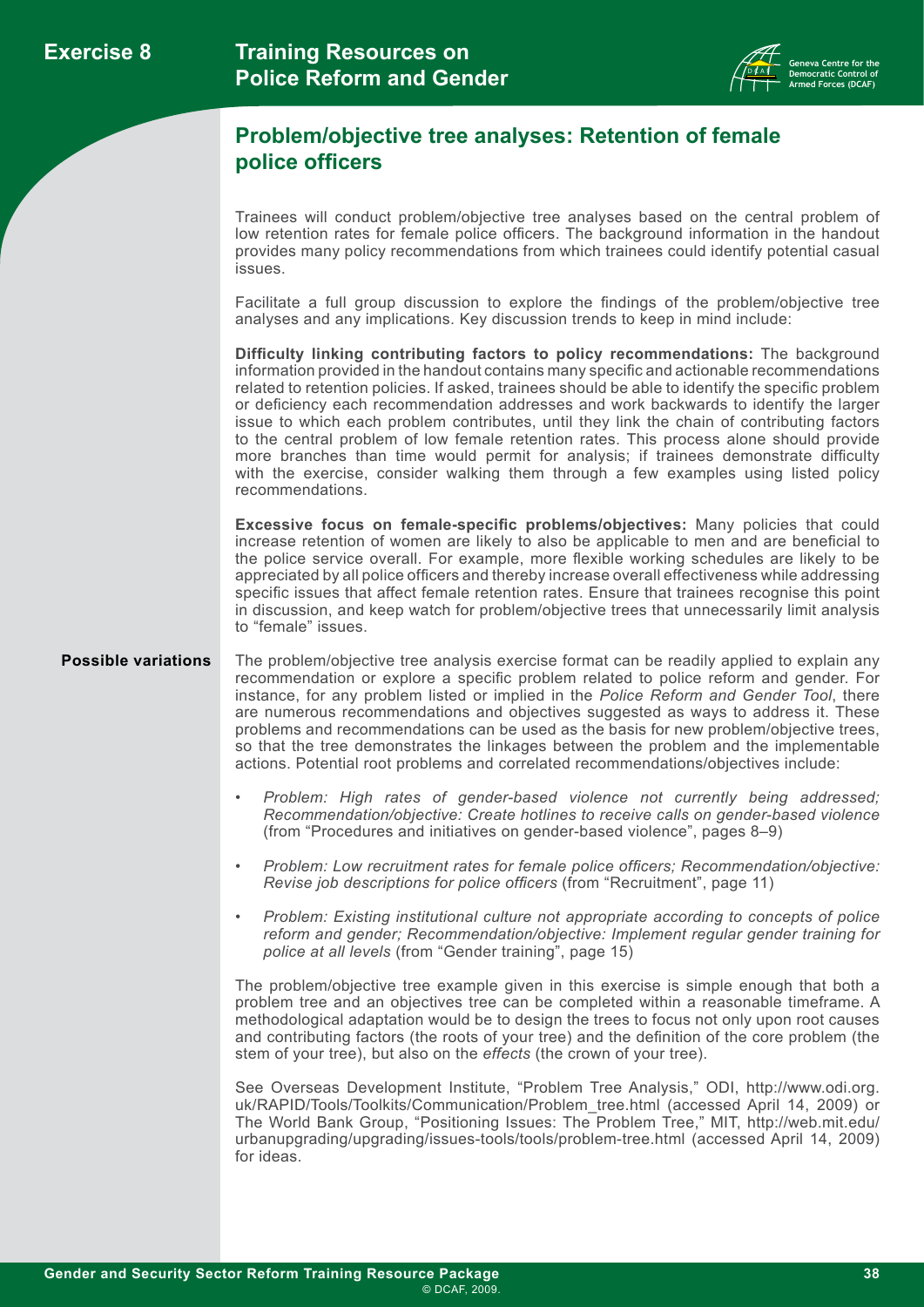## Problem/objective tree analyses: Retention of female police officers

Trainees will conduct problem/objective tree analyses based on the central problem of low retention rates for female police officers. The background information in the handout provides many policy recommendations from which trainees could identify potential casual issues.

Facilitate a full group discussion to explore the findings of the problem/objective tree analyses and any implications. Key discussion trends to keep in mind include:

**Difficulty linking contributing factors to policy recommendations:** The background information provided in the handout contains many specific and actionable recommendations related to retention policies. If asked, trainees should be able to identify the specific problem or deficiency each recommendation addresses and work backwards to identify the larger issue to which each problem contributes, until they link the chain of contributing factors to the central problem of low female retention rates. This process alone should provide more branches than time would permit for analysis; if trainees demonstrate difficulty with the exercise, consider walking them through a few examples using listed policy recommendations.

**Excessive focus on female-specific problems/objectives:** Many policies that could increase retention of women are likely to also be applicable to men and are beneficial to the police service overall. For example, more flexible working schedules are likely to be appreciated by all police officers and thereby increase overall effectiveness while addressing specific issues that affect female retention rates. Ensure that trainees recognise this point in discussion, and keep watch for problem/objective trees that unnecessarily limit analysis to "female" issues.

**Possible variations**

The problem/objective tree analysis exercise format can be readily applied to explain any recommendation or explore a specific problem related to police reform and gender. For instance, for any problem listed or implied in the *Police Reform and Gender Tool*, there are numerous recommendations and objectives suggested as ways to address it. These problems and recommendations can be used as the basis for new problem/objective trees, so that the tree demonstrates the linkages between the problem and the implementable actions. Potential root problems and correlated recommendations/objectives include:

- *Problem: High rates of gender-based violence not currently being addressed; Recommendation/objective: Create hotlines to receive calls on gender-based violence* (from "Procedures and initiatives on gender-based violence", pages 8–9)
- *Problem: Low recruitment rates for female police officers; Recommendation/objective: Revise job descriptions for police officers* (from "Recruitment", page 11)
- *Problem: Existing institutional culture not appropriate according to concepts of police reform and gender; Recommendation/objective: Implement regular gender training for police at all levels* (from "Gender training", page 15)

The problem/objective tree example given in this exercise is simple enough that both a problem tree and an objectives tree can be completed within a reasonable timeframe. A methodological adaptation would be to design the trees to focus not only upon root causes and contributing factors (the roots of your tree) and the definition of the core problem (the stem of your tree), but also on the *effects* (the crown of your tree).

See Overseas Development Institute, "Problem Tree Analysis," ODI, http://www.odi.org.uk/RAPID/Tools/Toolkits/Communication/Problem_tree.html (accessed April 14, 2009) or The World Bank Group, "Positioning Issues: The Problem Tree," MIT, http://web.mit.edu/urbanupgrading/upgrading/issues-tools/tools/problem-tree.html (accessed April 14, 2009) for ideas.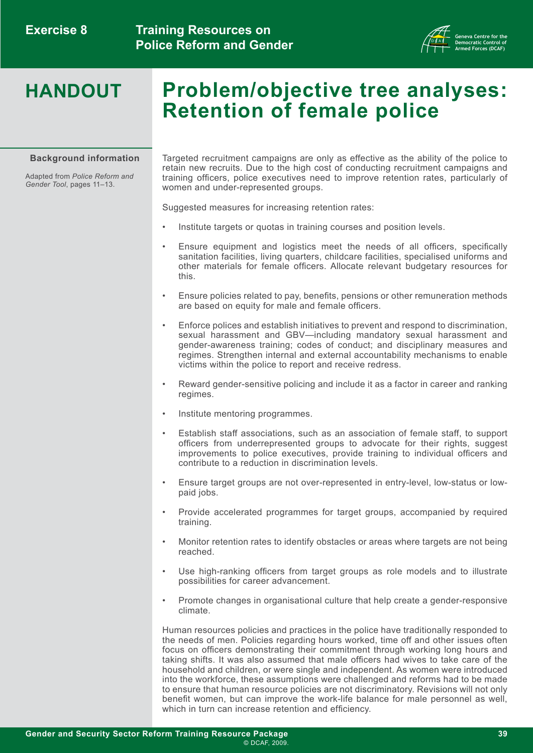# HANDOUT

# Problem/objective tree analyses: Retention of female police

**Background information**

Adapted from *Police Reform and Gender Tool*, pages 11–13.

Targeted recruitment campaigns are only as effective as the ability of the police to retain new recruits. Due to the high cost of conducting recruitment campaigns and training officers, police executives need to improve retention rates, particularly of women and under-represented groups.

Suggested measures for increasing retention rates:

- Institute targets or quotas in training courses and position levels.
- Ensure equipment and logistics meet the needs of all officers, specifically sanitation facilities, living quarters, childcare facilities, specialised uniforms and other materials for female officers. Allocate relevant budgetary resources for this.
- Ensure policies related to pay, benefits, pensions or other remuneration methods are based on equity for male and female officers.
- Enforce polices and establish initiatives to prevent and respond to discrimination, sexual harassment and GBV—including mandatory sexual harassment and gender-awareness training; codes of conduct; and disciplinary measures and regimes. Strengthen internal and external accountability mechanisms to enable victims within the police to report and receive redress.
- Reward gender-sensitive policing and include it as a factor in career and ranking regimes.
- Institute mentoring programmes.
- Establish staff associations, such as an association of female staff, to support officers from underrepresented groups to advocate for their rights, suggest improvements to police executives, provide training to individual officers and contribute to a reduction in discrimination levels.
- Ensure target groups are not over-represented in entry-level, low-status or low-paid jobs.
- Provide accelerated programmes for target groups, accompanied by required training.
- Monitor retention rates to identify obstacles or areas where targets are not being reached.
- Use high-ranking officers from target groups as role models and to illustrate possibilities for career advancement.
- Promote changes in organisational culture that help create a gender-responsive climate.

Human resources policies and practices in the police have traditionally responded to the needs of men. Policies regarding hours worked, time off and other issues often focus on officers demonstrating their commitment through working long hours and taking shifts. It was also assumed that male officers had wives to take care of the household and children, or were single and independent. As women were introduced into the workforce, these assumptions were challenged and reforms had to be made to ensure that human resource policies are not discriminatory. Revisions will not only benefit women, but can improve the work-life balance for male personnel as well, which in turn can increase retention and efficiency.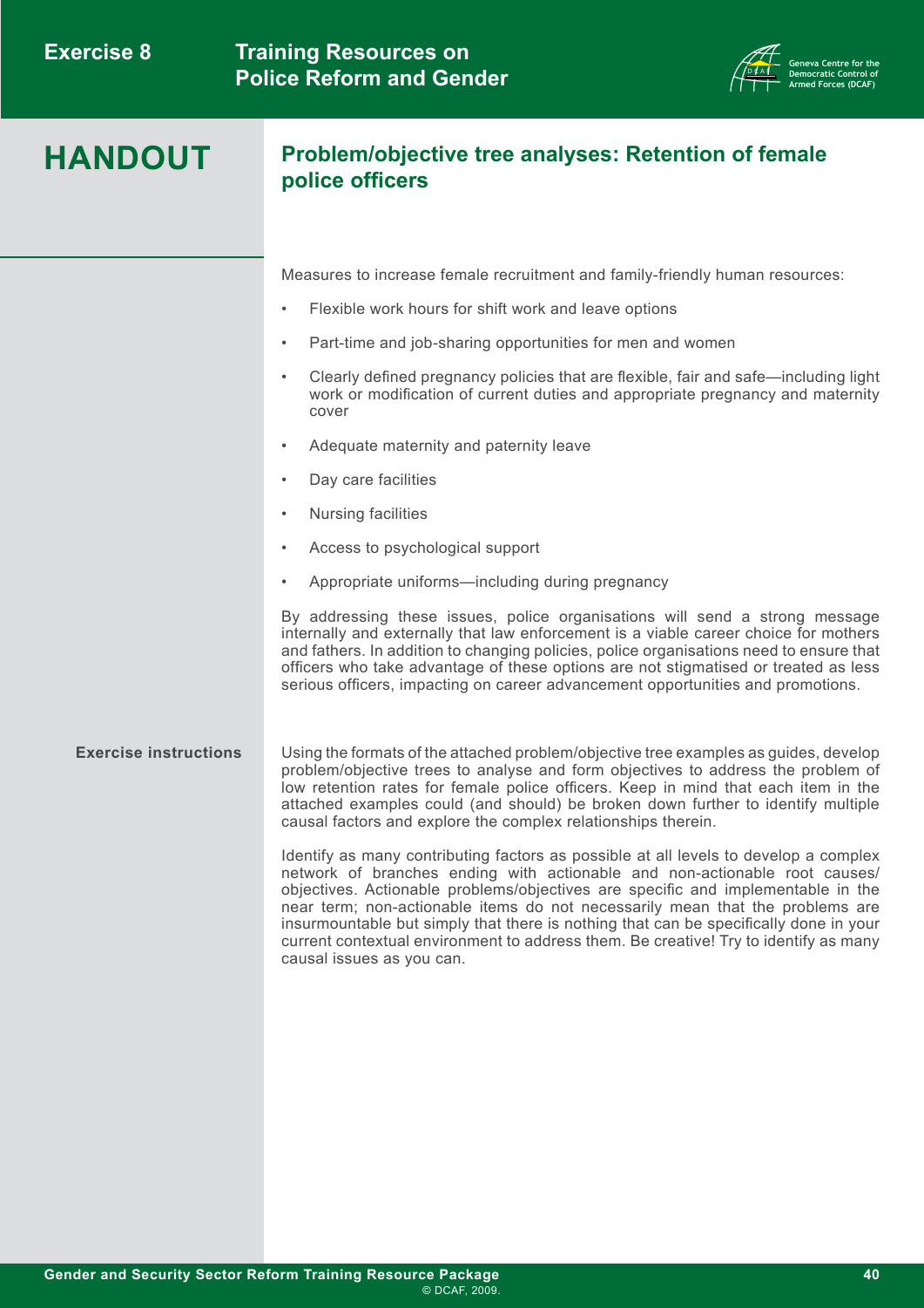# HANDOUT

## Problem/objective tree analyses: Retention of female police officers

Measures to increase female recruitment and family-friendly human resources:

- Flexible work hours for shift work and leave options
- Part-time and job-sharing opportunities for men and women
- Clearly defined pregnancy policies that are flexible, fair and safe—including light work or modification of current duties and appropriate pregnancy and maternity cover
- Adequate maternity and paternity leave
- Day care facilities
- Nursing facilities
- Access to psychological support
- Appropriate uniforms—including during pregnancy

By addressing these issues, police organisations will send a strong message internally and externally that law enforcement is a viable career choice for mothers and fathers. In addition to changing policies, police organisations need to ensure that officers who take advantage of these options are not stigmatised or treated as less serious officers, impacting on career advancement opportunities and promotions.

**Exercise instructions**

Using the formats of the attached problem/objective tree examples as guides, develop problem/objective trees to analyse and form objectives to address the problem of low retention rates for female police officers. Keep in mind that each item in the attached examples could (and should) be broken down further to identify multiple causal factors and explore the complex relationships therein.

Identify as many contributing factors as possible at all levels to develop a complex network of branches ending with actionable and non-actionable root causes/objectives. Actionable problems/objectives are specific and implementable in the near term; non-actionable items do not necessarily mean that the problems are insurmountable but simply that there is nothing that can be specifically done in your current contextual environment to address them. Be creative! Try to identify as many causal issues as you can.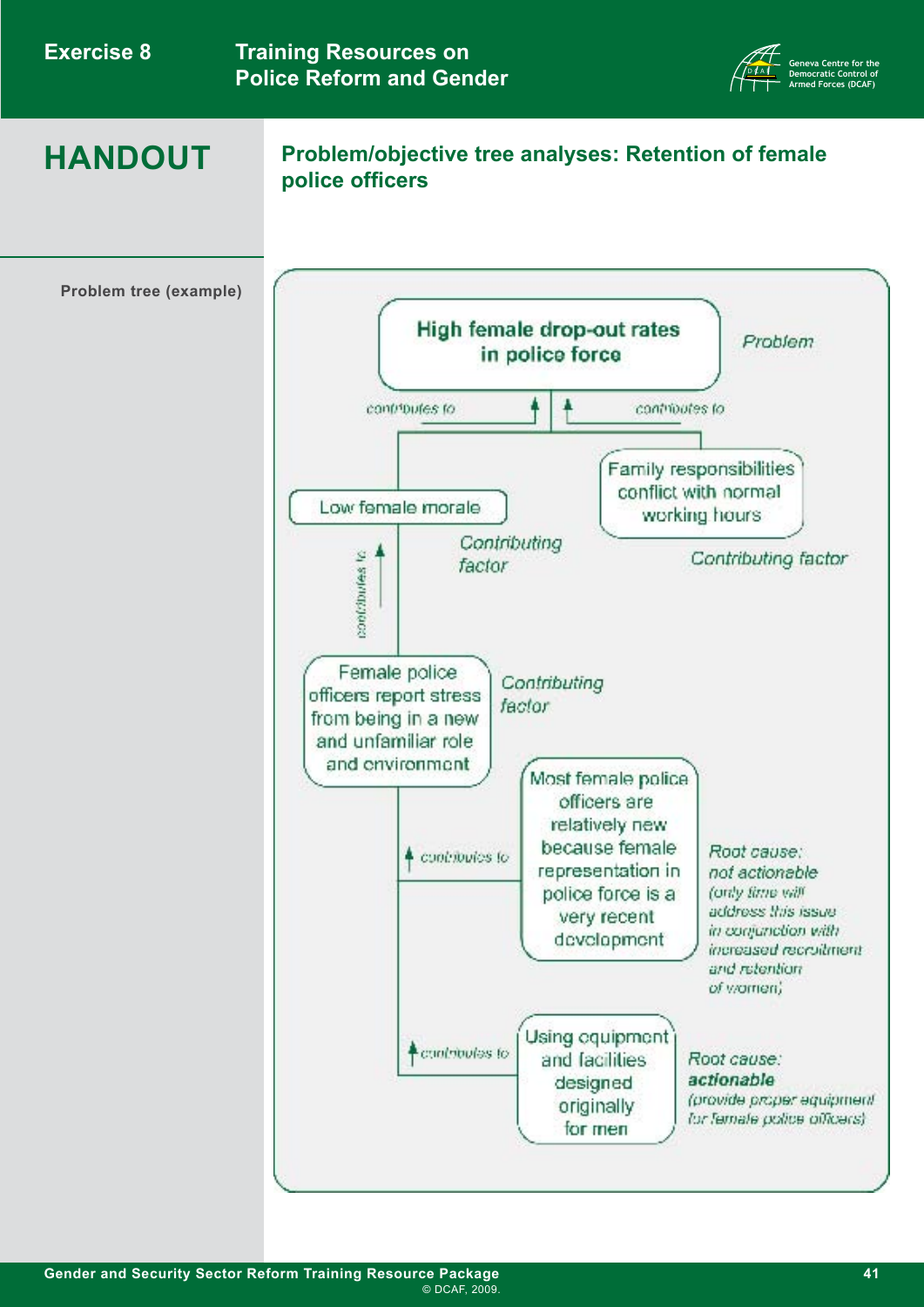# HANDOUT

## Problem/objective tree analyses: Retention of female police officers

**Problem tree (example)**

**High female drop-out rates in police force** — *Problem*

*contributes to* ↑

**Low female morale** — *Contributing factor*

*contributes to* ↑

**Family responsibilities conflict with normal working hours** — *Contributing factor*

*contributes to* ↑

**Female police officers report stress from being in a new and unfamiliar role and environment** — *Contributing factor*

*contributes to* ↑

**Most female police officers are relatively new because female representation in police force is a very recent development** — *Root cause: not actionable (only time will address this issue in conjunction with increased recruitment and retention of women)*

*contributes to* ↑

**Using equipment and facilities designed originally for men** — *Root cause:* ***actionable*** *(provide proper equipment for female police officers)*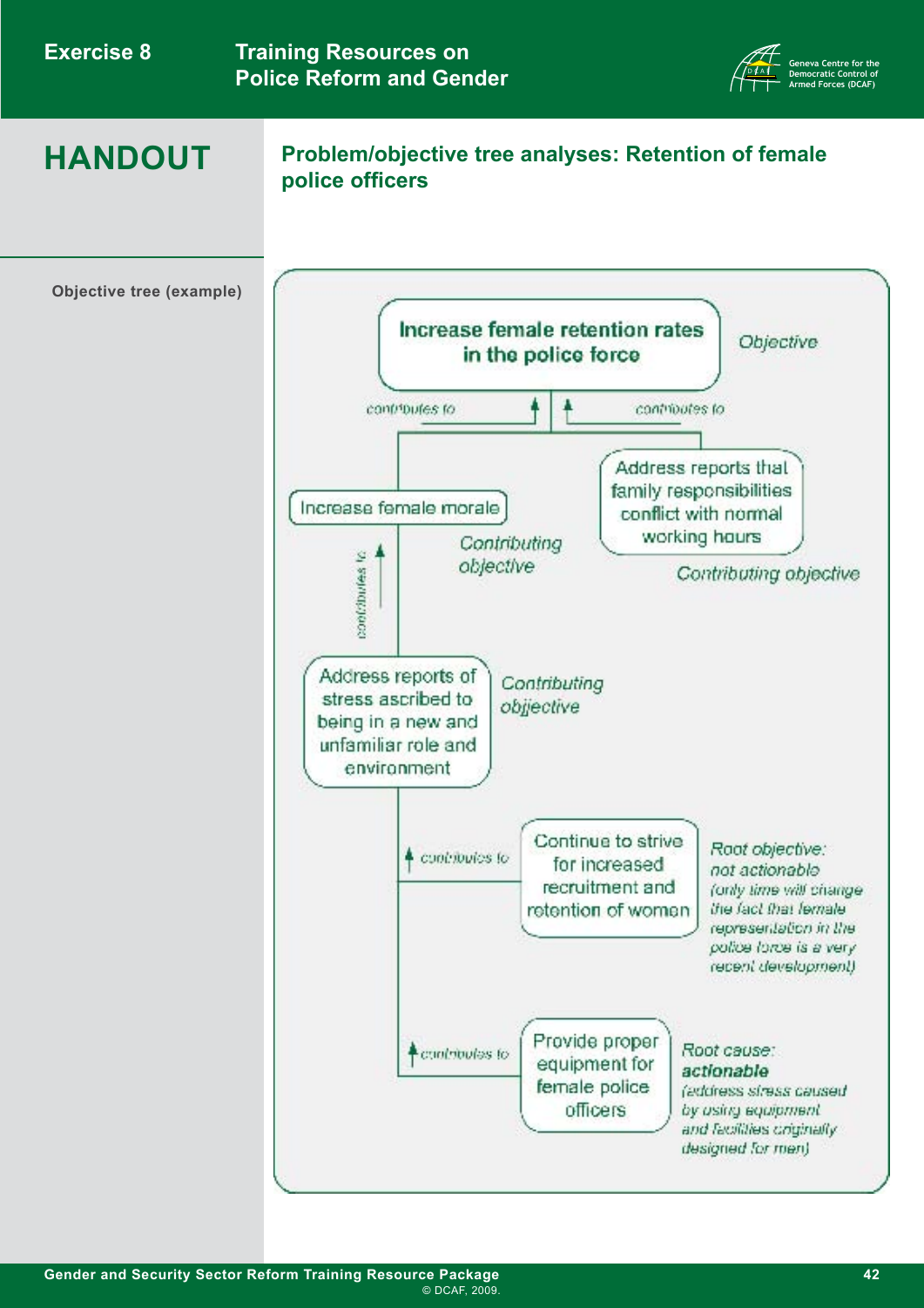# HANDOUT

## Problem/objective tree analyses: Retention of female police officers

**Objective tree (example)**

**Increase female retention rates in the police force** — *Objective*

- *contributes to* ← **Increase female morale** — *Contributing objective*
  - *contributes to* ← **Address reports of stress ascribed to being in a new and unfamiliar role and environment** — *Contributing objective*
    - *contributes to* ← **Continue to strive for increased recruitment and retention of women** — *Root objective: not actionable (only time will change the fact that female representation in the police force is a very recent development)*
    - *contributes to* ← **Provide proper equipment for female police officers** — *Root cause: **actionable** (address stress caused by using equipment and facilities originally designed for men)*
- *contributes to* ← **Address reports that family responsibilities conflict with normal working hours** — *Contributing objective*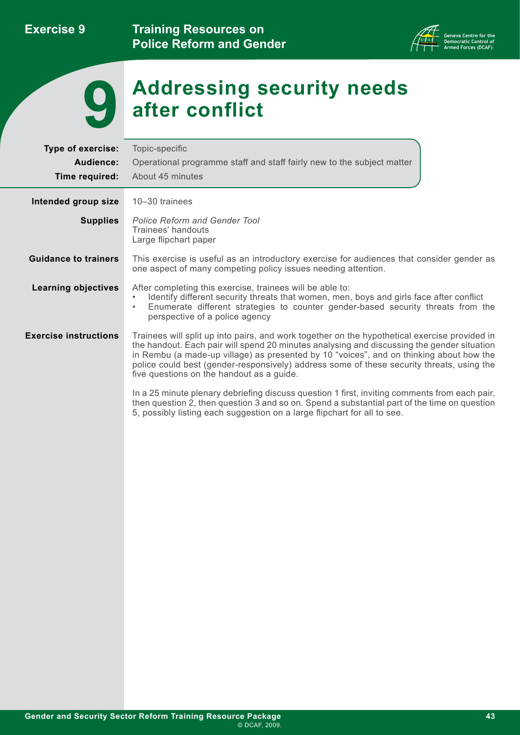# 9 Addressing security needs after conflict

**Type of exercise:** Topic-specific

**Audience:** Operational programme staff and staff fairly new to the subject matter

**Time required:** About 45 minutes

**Intended group size**

10–30 trainees

**Supplies**

*Police Reform and Gender Tool*
Trainees' handouts
Large flipchart paper

**Guidance to trainers**

This exercise is useful as an introductory exercise for audiences that consider gender as one aspect of many competing policy issues needing attention.

**Learning objectives**

After completing this exercise, trainees will be able to:

- Identify different security threats that women, men, boys and girls face after conflict
- Enumerate different strategies to counter gender-based security threats from the perspective of a police agency

**Exercise instructions**

Trainees will split up into pairs, and work together on the hypothetical exercise provided in the handout. Each pair will spend 20 minutes analysing and discussing the gender situation in Rembu (a made-up village) as presented by 10 "voices", and on thinking about how the police could best (gender-responsively) address some of these security threats, using the five questions on the handout as a guide.

In a 25 minute plenary debriefing discuss question 1 first, inviting comments from each pair, then question 2, then question 3 and so on. Spend a substantial part of the time on question 5, possibly listing each suggestion on a large flipchart for all to see.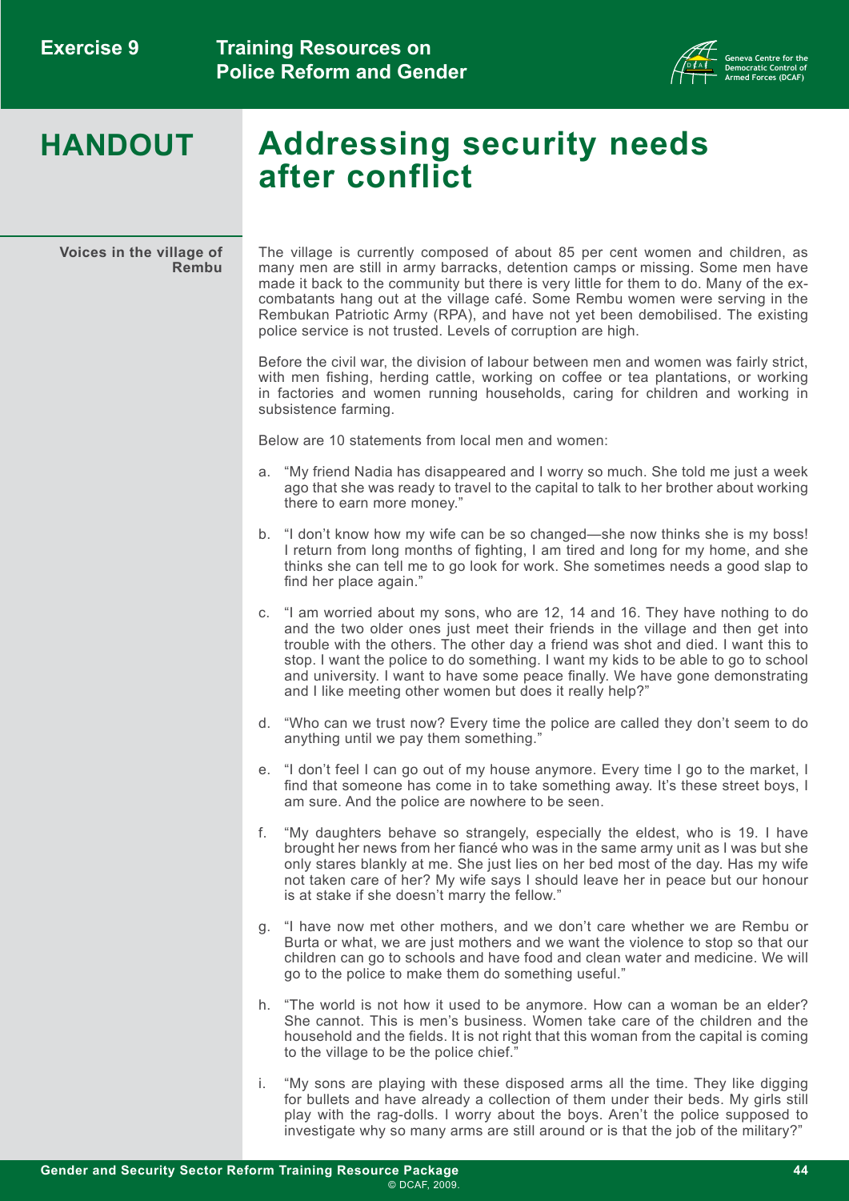# HANDOUT

# Addressing security needs after conflict

**Voices in the village of Rembu**

The village is currently composed of about 85 per cent women and children, as many men are still in army barracks, detention camps or missing. Some men have made it back to the community but there is very little for them to do. Many of the ex-combatants hang out at the village café. Some Rembu women were serving in the Rembukan Patriotic Army (RPA), and have not yet been demobilised. The existing police service is not trusted. Levels of corruption are high.

Before the civil war, the division of labour between men and women was fairly strict, with men fishing, herding cattle, working on coffee or tea plantations, or working in factories and women running households, caring for children and working in subsistence farming.

Below are 10 statements from local men and women:

a. "My friend Nadia has disappeared and I worry so much. She told me just a week ago that she was ready to travel to the capital to talk to her brother about working there to earn more money."

b. "I don't know how my wife can be so changed—she now thinks she is my boss! I return from long months of fighting, I am tired and long for my home, and she thinks she can tell me to go look for work. She sometimes needs a good slap to find her place again."

c. "I am worried about my sons, who are 12, 14 and 16. They have nothing to do and the two older ones just meet their friends in the village and then get into trouble with the others. The other day a friend was shot and died. I want this to stop. I want the police to do something. I want my kids to be able to go to school and university. I want to have some peace finally. We have gone demonstrating and I like meeting other women but does it really help?"

d. "Who can we trust now? Every time the police are called they don't seem to do anything until we pay them something."

e. "I don't feel I can go out of my house anymore. Every time I go to the market, I find that someone has come in to take something away. It's these street boys, I am sure. And the police are nowhere to be seen.

f. "My daughters behave so strangely, especially the eldest, who is 19. I have brought her news from her fiancé who was in the same army unit as I was but she only stares blankly at me. She just lies on her bed most of the day. Has my wife not taken care of her? My wife says I should leave her in peace but our honour is at stake if she doesn't marry the fellow."

g. "I have now met other mothers, and we don't care whether we are Rembu or Burta or what, we are just mothers and we want the violence to stop so that our children can go to schools and have food and clean water and medicine. We will go to the police to make them do something useful."

h. "The world is not how it used to be anymore. How can a woman be an elder? She cannot. This is men's business. Women take care of the children and the household and the fields. It is not right that this woman from the capital is coming to the village to be the police chief."

i. "My sons are playing with these disposed arms all the time. They like digging for bullets and have already a collection of them under their beds. My girls still play with the rag-dolls. I worry about the boys. Aren't the police supposed to investigate why so many arms are still around or is that the job of the military?"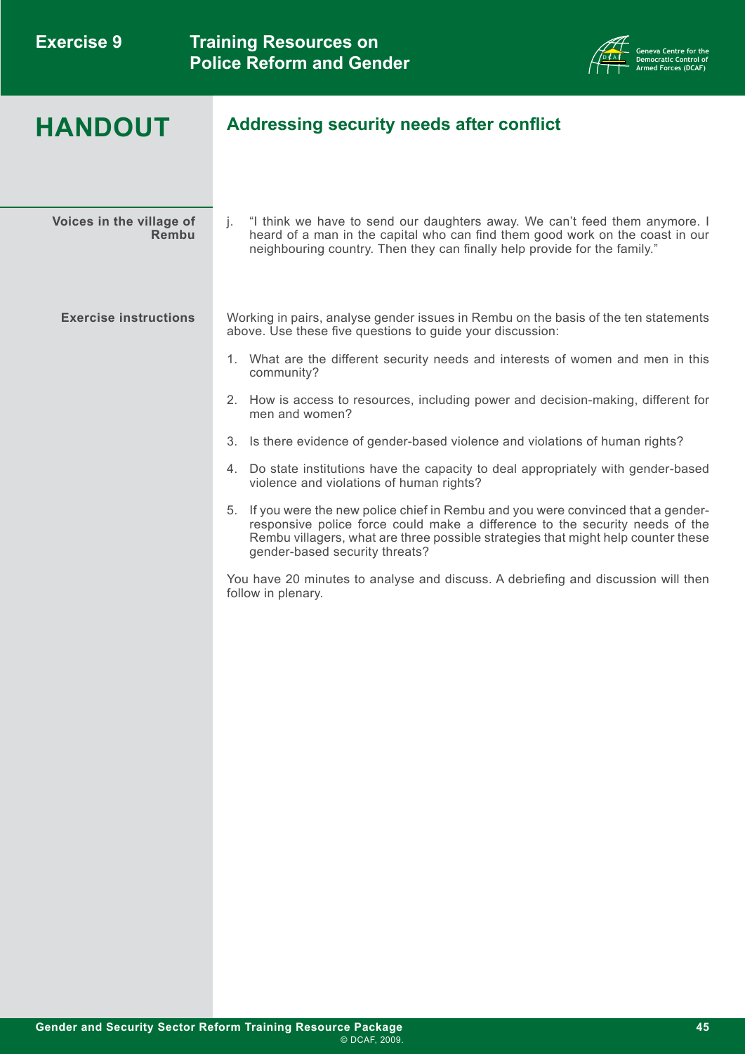## HANDOUT

### Addressing security needs after conflict

**Voices in the village of Rembu**

j. "I think we have to send our daughters away. We can't feed them anymore. I heard of a man in the capital who can find them good work on the coast in our neighbouring country. Then they can finally help provide for the family."

**Exercise instructions**

Working in pairs, analyse gender issues in Rembu on the basis of the ten statements above. Use these five questions to guide your discussion:

1. What are the different security needs and interests of women and men in this community?
2. How is access to resources, including power and decision-making, different for men and women?
3. Is there evidence of gender-based violence and violations of human rights?
4. Do state institutions have the capacity to deal appropriately with gender-based violence and violations of human rights?
5. If you were the new police chief in Rembu and you were convinced that a gender-responsive police force could make a difference to the security needs of the Rembu villagers, what are three possible strategies that might help counter these gender-based security threats?

You have 20 minutes to analyse and discuss. A debriefing and discussion will then follow in plenary.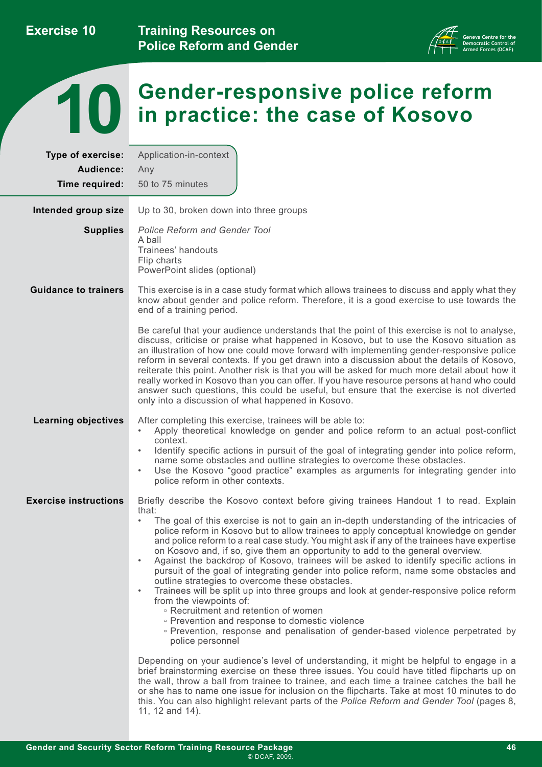# 10 Gender-responsive police reform in practice: the case of Kosovo

**Type of exercise:** Application-in-context
**Audience:** Any
**Time required:** 50 to 75 minutes

**Intended group size**

Up to 30, broken down into three groups

**Supplies**

*Police Reform and Gender Tool*
A ball
Trainees' handouts
Flip charts
PowerPoint slides (optional)

**Guidance to trainers**

This exercise is in a case study format which allows trainees to discuss and apply what they know about gender and police reform. Therefore, it is a good exercise to use towards the end of a training period.

Be careful that your audience understands that the point of this exercise is not to analyse, discuss, criticise or praise what happened in Kosovo, but to use the Kosovo situation as an illustration of how one could move forward with implementing gender-responsive police reform in several contexts. If you get drawn into a discussion about the details of Kosovo, reiterate this point. Another risk is that you will be asked for much more detail about how it really worked in Kosovo than you can offer. If you have resource persons at hand who could answer such questions, this could be useful, but ensure that the exercise is not diverted only into a discussion of what happened in Kosovo.

**Learning objectives**

After completing this exercise, trainees will be able to:

- Apply theoretical knowledge on gender and police reform to an actual post-conflict context.
- Identify specific actions in pursuit of the goal of integrating gender into police reform, name some obstacles and outline strategies to overcome these obstacles.
- Use the Kosovo "good practice" examples as arguments for integrating gender into police reform in other contexts.

**Exercise instructions**

Briefly describe the Kosovo context before giving trainees Handout 1 to read. Explain that:

- The goal of this exercise is not to gain an in-depth understanding of the intricacies of police reform in Kosovo but to allow trainees to apply conceptual knowledge on gender and police reform to a real case study. You might ask if any of the trainees have expertise on Kosovo and, if so, give them an opportunity to add to the general overview.
- Against the backdrop of Kosovo, trainees will be asked to identify specific actions in pursuit of the goal of integrating gender into police reform, name some obstacles and outline strategies to overcome these obstacles.
- Trainees will be split up into three groups and look at gender-responsive police reform from the viewpoints of:
  - Recruitment and retention of women
  - Prevention and response to domestic violence
  - Prevention, response and penalisation of gender-based violence perpetrated by police personnel

Depending on your audience's level of understanding, it might be helpful to engage in a brief brainstorming exercise on these three issues. You could have titled flipcharts up on the wall, throw a ball from trainee to trainee, and each time a trainee catches the ball he or she has to name one issue for inclusion on the flipcharts. Take at most 10 minutes to do this. You can also highlight relevant parts of the *Police Reform and Gender Tool* (pages 8, 11, 12 and 14).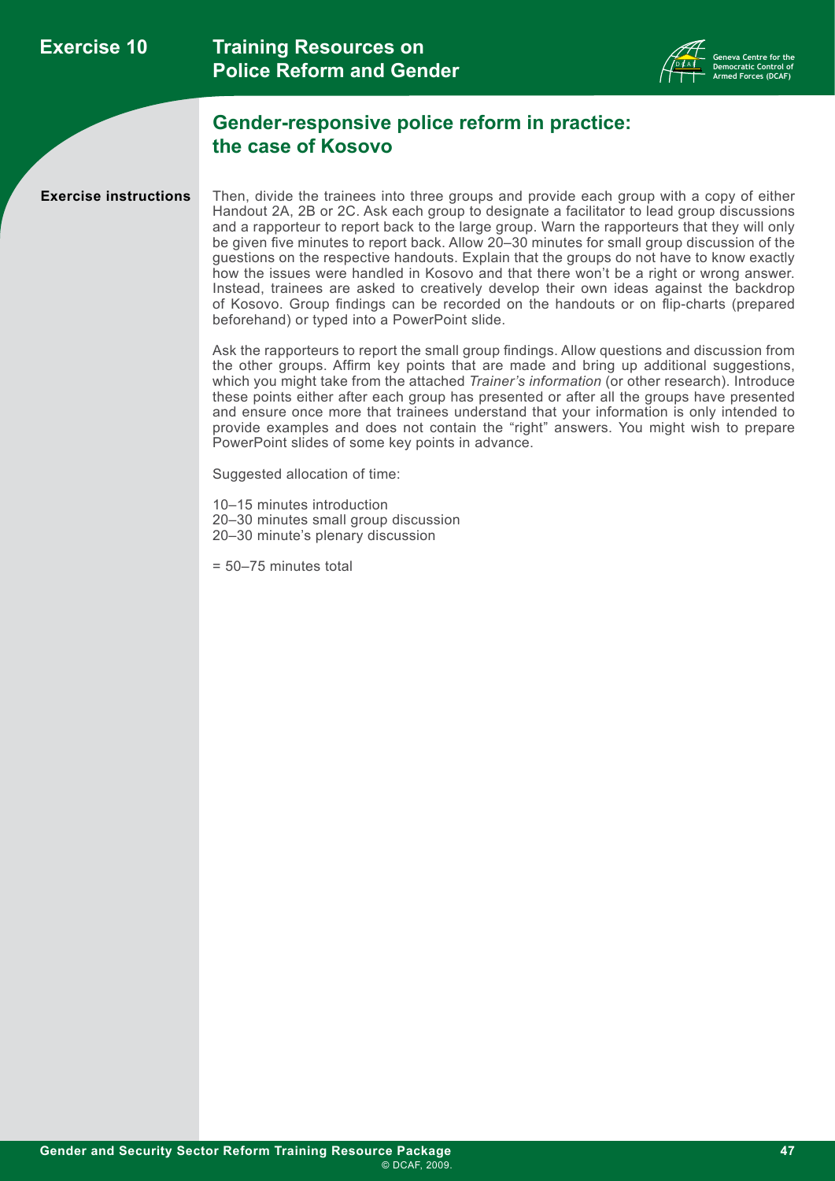## Gender-responsive police reform in practice: the case of Kosovo

**Exercise instructions**

Then, divide the trainees into three groups and provide each group with a copy of either Handout 2A, 2B or 2C. Ask each group to designate a facilitator to lead group discussions and a rapporteur to report back to the large group. Warn the rapporteurs that they will only be given five minutes to report back. Allow 20–30 minutes for small group discussion of the questions on the respective handouts. Explain that the groups do not have to know exactly how the issues were handled in Kosovo and that there won't be a right or wrong answer. Instead, trainees are asked to creatively develop their own ideas against the backdrop of Kosovo. Group findings can be recorded on the handouts or on flip-charts (prepared beforehand) or typed into a PowerPoint slide.

Ask the rapporteurs to report the small group findings. Allow questions and discussion from the other groups. Affirm key points that are made and bring up additional suggestions, which you might take from the attached *Trainer's information* (or other research). Introduce these points either after each group has presented or after all the groups have presented and ensure once more that trainees understand that your information is only intended to provide examples and does not contain the "right" answers. You might wish to prepare PowerPoint slides of some key points in advance.

Suggested allocation of time:

10–15 minutes introduction
20–30 minutes small group discussion
20–30 minute's plenary discussion

= 50–75 minutes total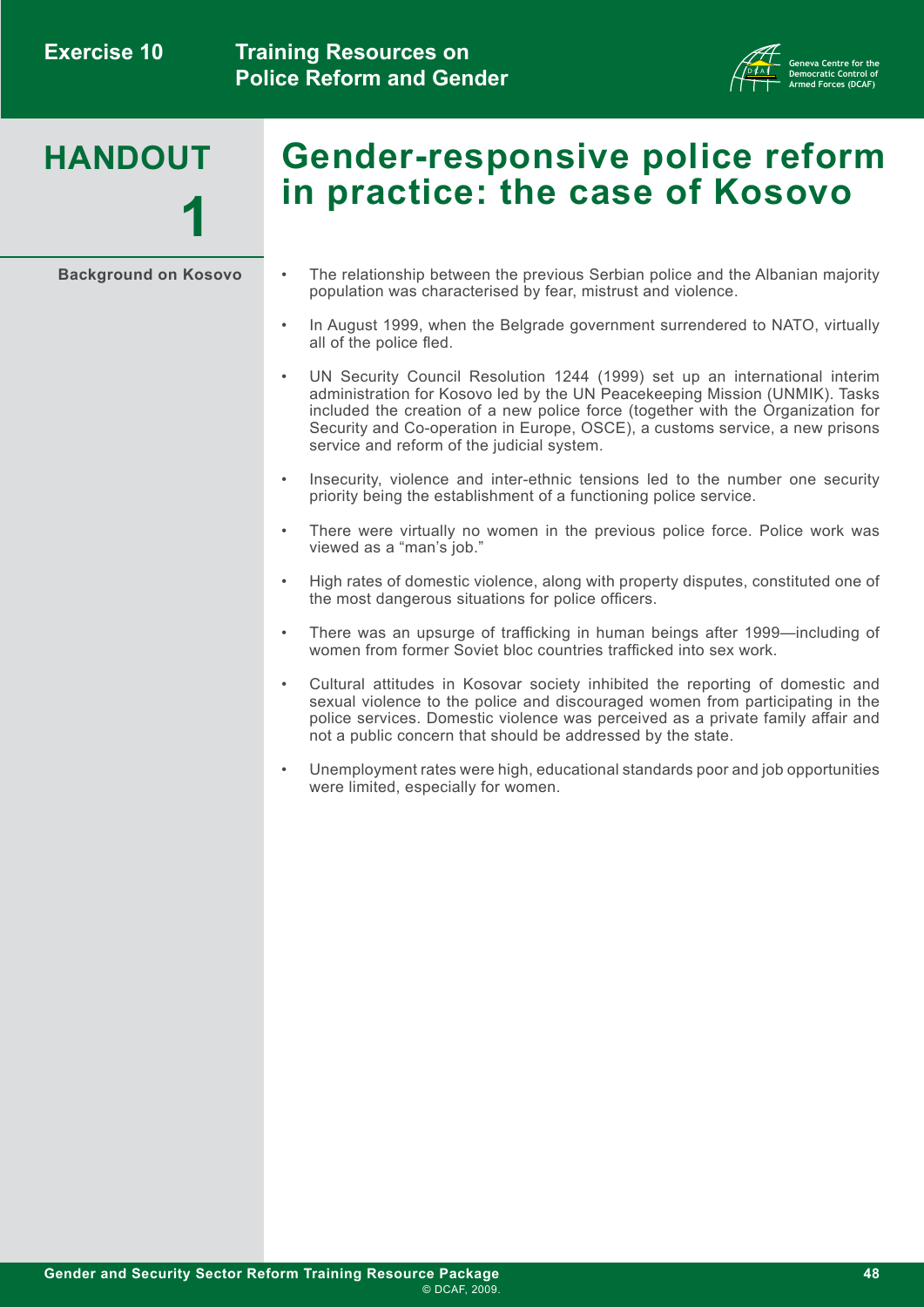# HANDOUT 1

# Gender-responsive police reform in practice: the case of Kosovo

**Background on Kosovo**

- The relationship between the previous Serbian police and the Albanian majority population was characterised by fear, mistrust and violence.
- In August 1999, when the Belgrade government surrendered to NATO, virtually all of the police fled.
- UN Security Council Resolution 1244 (1999) set up an international interim administration for Kosovo led by the UN Peacekeeping Mission (UNMIK). Tasks included the creation of a new police force (together with the Organization for Security and Co-operation in Europe, OSCE), a customs service, a new prisons service and reform of the judicial system.
- Insecurity, violence and inter-ethnic tensions led to the number one security priority being the establishment of a functioning police service.
- There were virtually no women in the previous police force. Police work was viewed as a "man's job."
- High rates of domestic violence, along with property disputes, constituted one of the most dangerous situations for police officers.
- There was an upsurge of trafficking in human beings after 1999—including of women from former Soviet bloc countries trafficked into sex work.
- Cultural attitudes in Kosovar society inhibited the reporting of domestic and sexual violence to the police and discouraged women from participating in the police services. Domestic violence was perceived as a private family affair and not a public concern that should be addressed by the state.
- Unemployment rates were high, educational standards poor and job opportunities were limited, especially for women.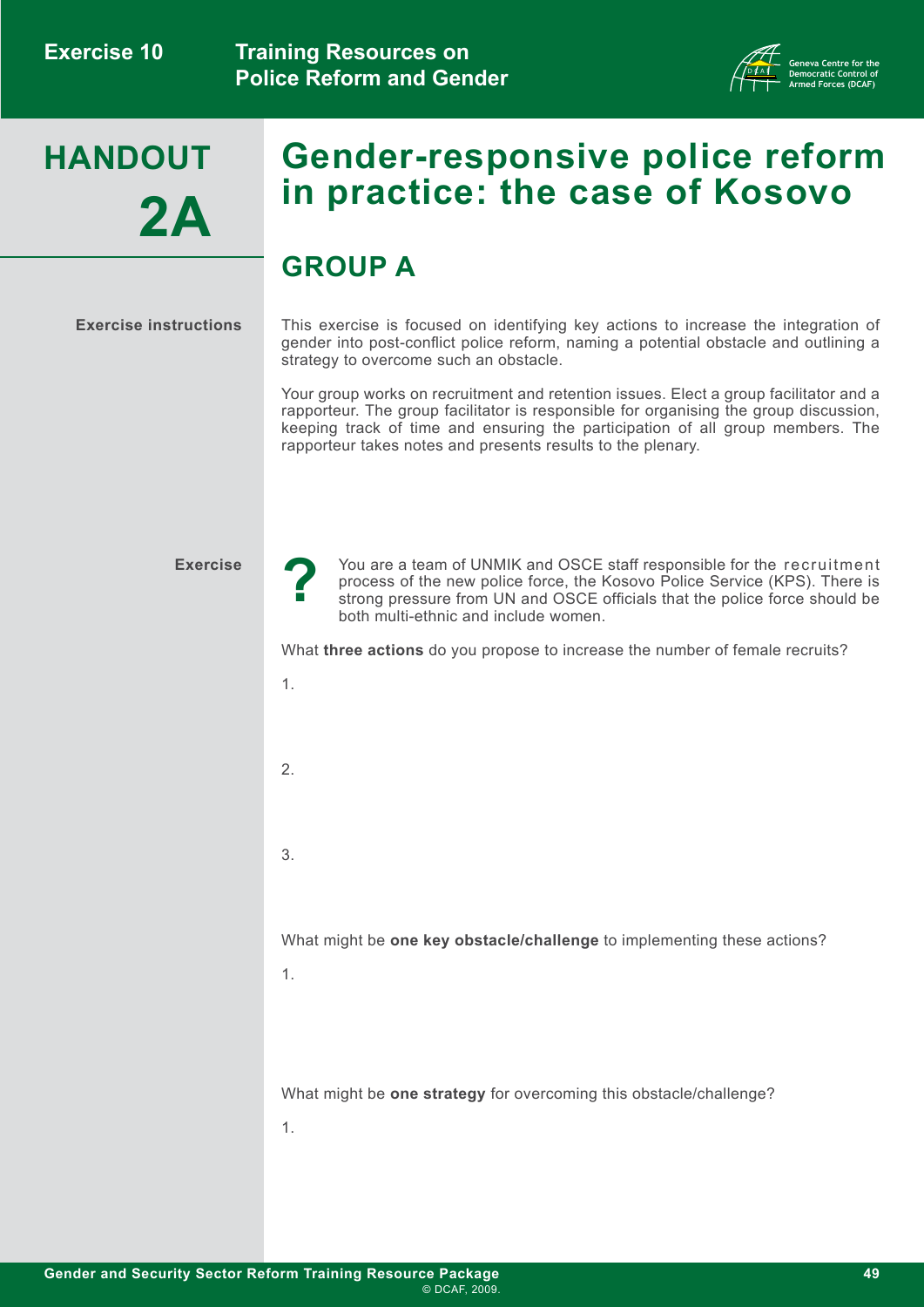# HANDOUT 2A

# Gender-responsive police reform in practice: the case of Kosovo

## GROUP A

**Exercise instructions**

This exercise is focused on identifying key actions to increase the integration of gender into post-conflict police reform, naming a potential obstacle and outlining a strategy to overcome such an obstacle.

Your group works on recruitment and retention issues. Elect a group facilitator and a rapporteur. The group facilitator is responsible for organising the group discussion, keeping track of time and ensuring the participation of all group members. The rapporteur takes notes and presents results to the plenary.

**Exercise**

You are a team of UNMIK and OSCE staff responsible for the recruitment process of the new police force, the Kosovo Police Service (KPS). There is strong pressure from UN and OSCE officials that the police force should be both multi-ethnic and include women.

What **three actions** do you propose to increase the number of female recruits?

1.

2.

3.

What might be **one key obstacle/challenge** to implementing these actions?

1.

What might be **one strategy** for overcoming this obstacle/challenge?

1.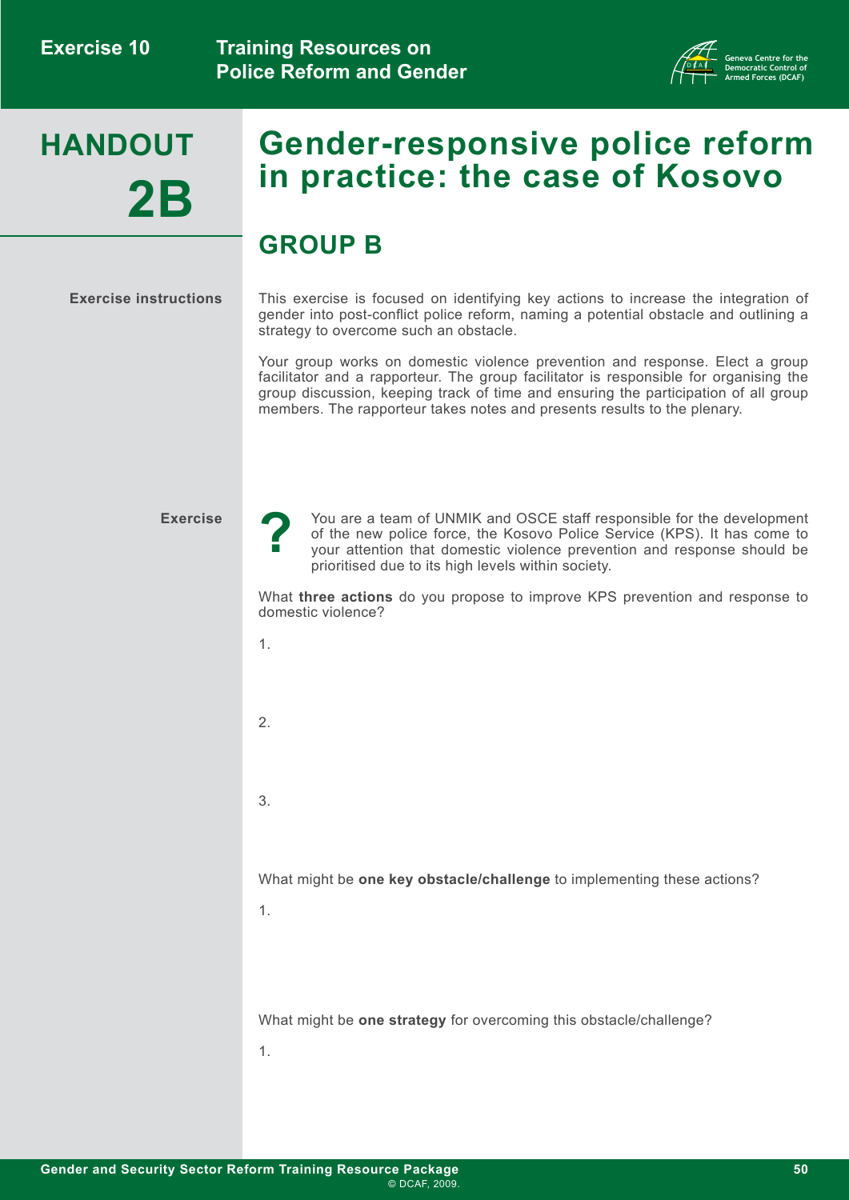# HANDOUT 2B

# Gender-responsive police reform in practice: the case of Kosovo

## GROUP B

**Exercise instructions**

This exercise is focused on identifying key actions to increase the integration of gender into post-conflict police reform, naming a potential obstacle and outlining a strategy to overcome such an obstacle.

Your group works on domestic violence prevention and response. Elect a group facilitator and a rapporteur. The group facilitator is responsible for organising the group discussion, keeping track of time and ensuring the participation of all group members. The rapporteur takes notes and presents results to the plenary.

**Exercise**

You are a team of UNMIK and OSCE staff responsible for the development of the new police force, the Kosovo Police Service (KPS). It has come to your attention that domestic violence prevention and response should be prioritised due to its high levels within society.

What **three actions** do you propose to improve KPS prevention and response to domestic violence?

1.

2.

3.

What might be **one key obstacle/challenge** to implementing these actions?

1.

What might be **one strategy** for overcoming this obstacle/challenge?

1.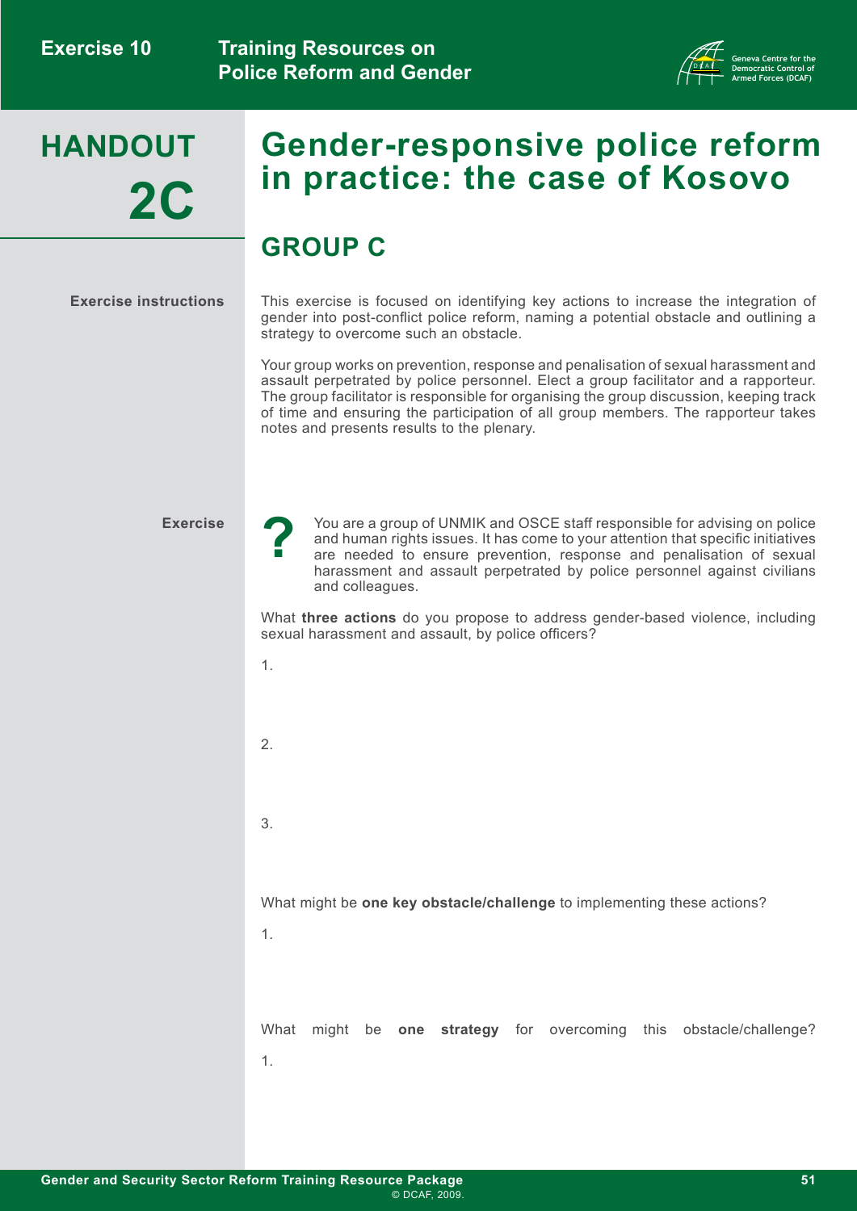# HANDOUT 2C

# Gender-responsive police reform in practice: the case of Kosovo

## GROUP C

**Exercise instructions**

This exercise is focused on identifying key actions to increase the integration of gender into post-conflict police reform, naming a potential obstacle and outlining a strategy to overcome such an obstacle.

Your group works on prevention, response and penalisation of sexual harassment and assault perpetrated by police personnel. Elect a group facilitator and a rapporteur. The group facilitator is responsible for organising the group discussion, keeping track of time and ensuring the participation of all group members. The rapporteur takes notes and presents results to the plenary.

**Exercise**

? You are a group of UNMIK and OSCE staff responsible for advising on police and human rights issues. It has come to your attention that specific initiatives are needed to ensure prevention, response and penalisation of sexual harassment and assault perpetrated by police personnel against civilians and colleagues.

What **three actions** do you propose to address gender-based violence, including sexual harassment and assault, by police officers?

1.

2.

3.

What might be **one key obstacle/challenge** to implementing these actions?

1.

What might be **one strategy** for overcoming this obstacle/challenge?

1.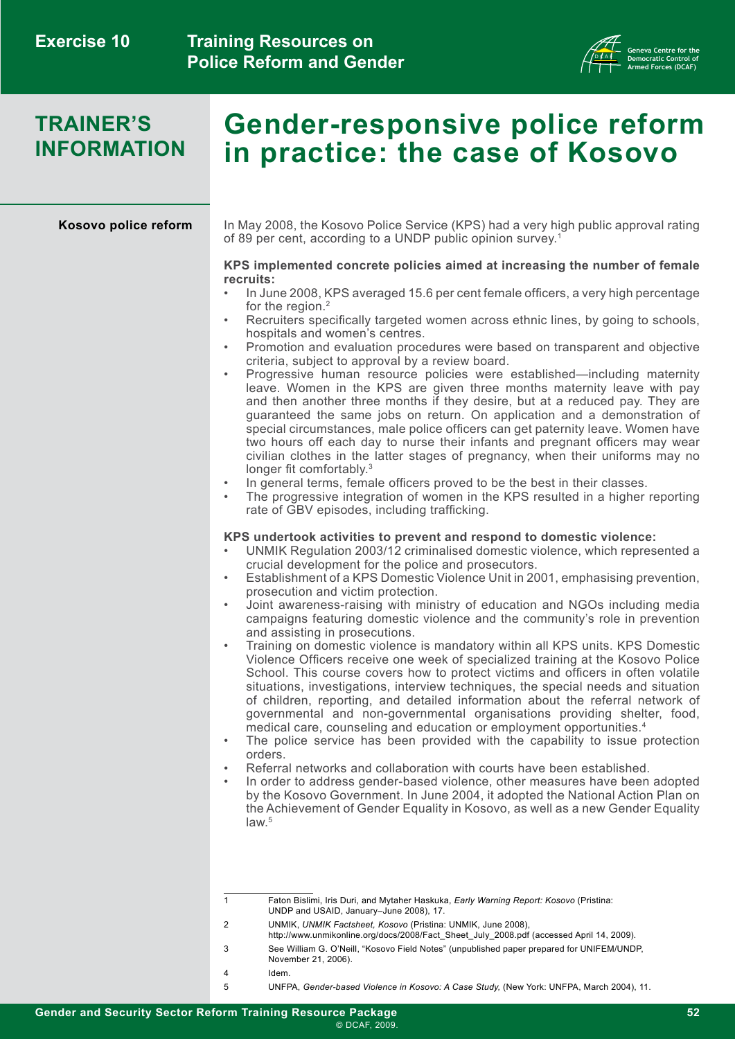## TRAINER'S INFORMATION

# Gender-responsive police reform in practice: the case of Kosovo

**Kosovo police reform**

In May 2008, the Kosovo Police Service (KPS) had a very high public approval rating of 89 per cent, according to a UNDP public opinion survey.[1]

**KPS implemented concrete policies aimed at increasing the number of female recruits:**

- In June 2008, KPS averaged 15.6 per cent female officers, a very high percentage for the region.[2]
- Recruiters specifically targeted women across ethnic lines, by going to schools, hospitals and women's centres.
- Promotion and evaluation procedures were based on transparent and objective criteria, subject to approval by a review board.
- Progressive human resource policies were established—including maternity leave. Women in the KPS are given three months maternity leave with pay and then another three months if they desire, but at a reduced pay. They are guaranteed the same jobs on return. On application and a demonstration of special circumstances, male police officers can get paternity leave. Women have two hours off each day to nurse their infants and pregnant officers may wear civilian clothes in the latter stages of pregnancy, when their uniforms may no longer fit comfortably.[3]
- In general terms, female officers proved to be the best in their classes.
- The progressive integration of women in the KPS resulted in a higher reporting rate of GBV episodes, including trafficking.

**KPS undertook activities to prevent and respond to domestic violence:**

- UNMIK Regulation 2003/12 criminalised domestic violence, which represented a crucial development for the police and prosecutors.
- Establishment of a KPS Domestic Violence Unit in 2001, emphasising prevention, prosecution and victim protection.
- Joint awareness-raising with ministry of education and NGOs including media campaigns featuring domestic violence and the community's role in prevention and assisting in prosecutions.
- Training on domestic violence is mandatory within all KPS units. KPS Domestic Violence Officers receive one week of specialized training at the Kosovo Police School. This course covers how to protect victims and officers in often volatile situations, investigations, interview techniques, the special needs and situation of children, reporting, and detailed information about the referral network of governmental and non-governmental organisations providing shelter, food, medical care, counseling and education or employment opportunities.[4]
- The police service has been provided with the capability to issue protection orders.
- Referral networks and collaboration with courts have been established.
- In order to address gender-based violence, other measures have been adopted by the Kosovo Government. In June 2004, it adopted the National Action Plan on the Achievement of Gender Equality in Kosovo, as well as a new Gender Equality law.[5]

---

1 Faton Bislimi, Iris Duri, and Mytaher Haskuka, *Early Warning Report: Kosovo* (Pristina: UNDP and USAID, January–June 2008), 17.

2 UNMIK, *UNMIK Factsheet, Kosovo* (Pristina: UNMIK, June 2008), http://www.unmikonline.org/docs/2008/Fact_Sheet_July_2008.pdf (accessed April 14, 2009).

3 See William G. O'Neill, "Kosovo Field Notes" (unpublished paper prepared for UNIFEM/UNDP, November 21, 2006).

4 Idem.

5 UNFPA, *Gender-based Violence in Kosovo: A Case Study,* (New York: UNFPA, March 2004), 11.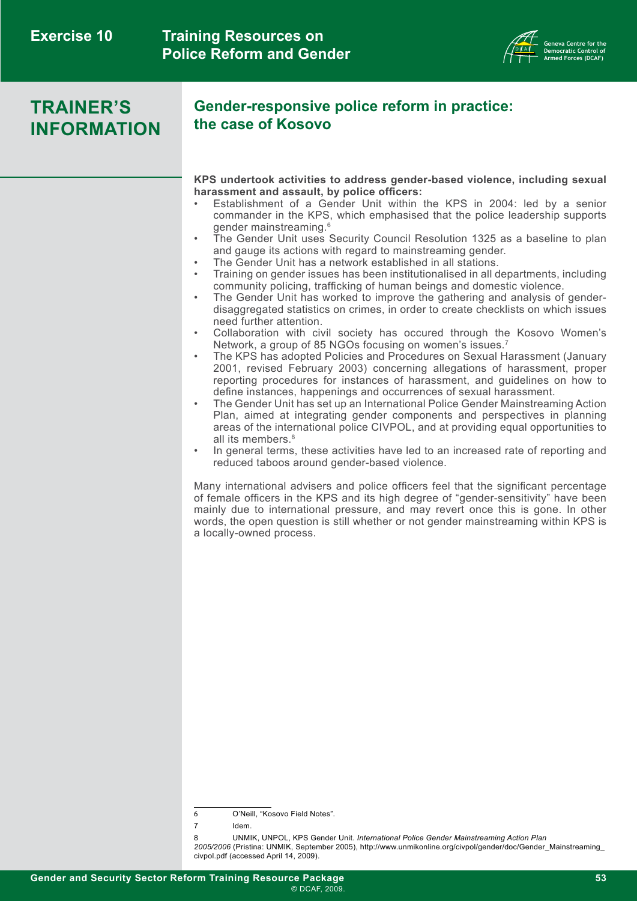# TRAINER'S INFORMATION

## Gender-responsive police reform in practice: the case of Kosovo

**KPS undertook activities to address gender-based violence, including sexual harassment and assault, by police officers:**

- Establishment of a Gender Unit within the KPS in 2004: led by a senior commander in the KPS, which emphasised that the police leadership supports gender mainstreaming.[6]
- The Gender Unit uses Security Council Resolution 1325 as a baseline to plan and gauge its actions with regard to mainstreaming gender.
- The Gender Unit has a network established in all stations.
- Training on gender issues has been institutionalised in all departments, including community policing, trafficking of human beings and domestic violence.
- The Gender Unit has worked to improve the gathering and analysis of gender-disaggregated statistics on crimes, in order to create checklists on which issues need further attention.
- Collaboration with civil society has occured through the Kosovo Women's Network, a group of 85 NGOs focusing on women's issues.[7]
- The KPS has adopted Policies and Procedures on Sexual Harassment (January 2001, revised February 2003) concerning allegations of harassment, proper reporting procedures for instances of harassment, and guidelines on how to define instances, happenings and occurrences of sexual harassment.
- The Gender Unit has set up an International Police Gender Mainstreaming Action Plan, aimed at integrating gender components and perspectives in planning areas of the international police CIVPOL, and at providing equal opportunities to all its members.[8]
- In general terms, these activities have led to an increased rate of reporting and reduced taboos around gender-based violence.

Many international advisers and police officers feel that the significant percentage of female officers in the KPS and its high degree of "gender-sensitivity" have been mainly due to international pressure, and may revert once this is gone. In other words, the open question is still whether or not gender mainstreaming within KPS is a locally-owned process.

---

6 O'Neill, "Kosovo Field Notes".

7 Idem.

8 UNMIK, UNPOL, KPS Gender Unit. *International Police Gender Mainstreaming Action Plan 2005/2006* (Pristina: UNMIK, September 2005), http://www.unmikonline.org/civpol/gender/doc/Gender_Mainstreaming_civpol.pdf (accessed April 14, 2009).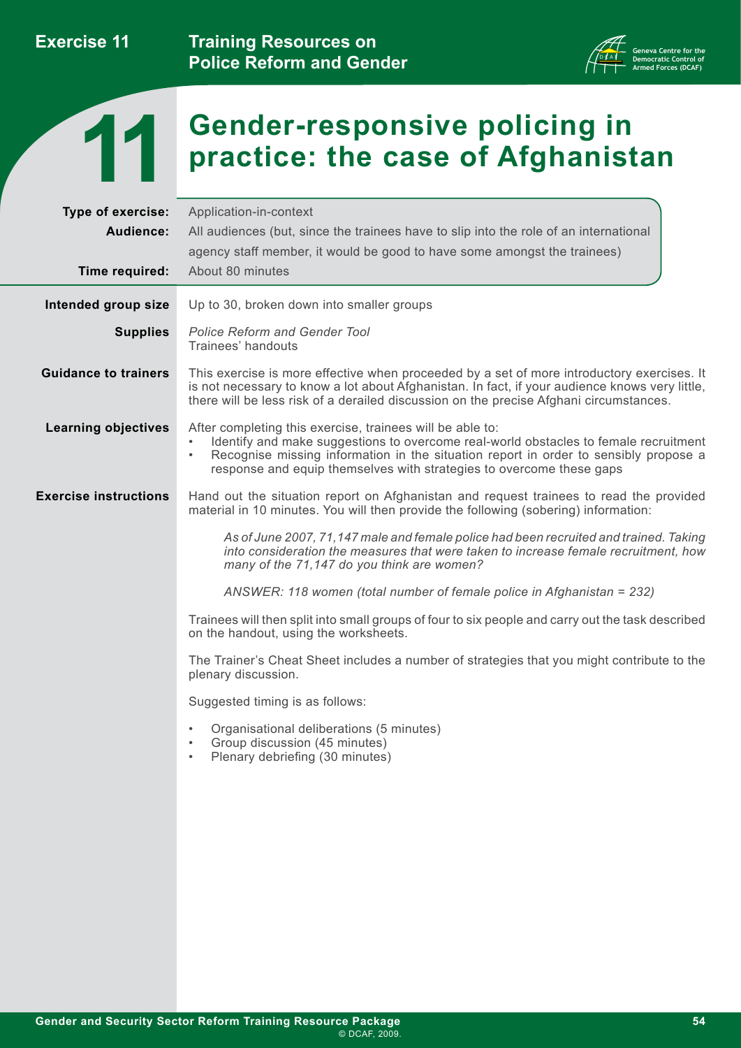# 11 Gender-responsive policing in practice: the case of Afghanistan

**Type of exercise:** Application-in-context

**Audience:** All audiences (but, since the trainees have to slip into the role of an international agency staff member, it would be good to have some amongst the trainees)

**Time required:** About 80 minutes

**Intended group size** Up to 30, broken down into smaller groups

**Supplies** *Police Reform and Gender Tool*
Trainees' handouts

**Guidance to trainers** This exercise is more effective when proceeded by a set of more introductory exercises. It is not necessary to know a lot about Afghanistan. In fact, if your audience knows very little, there will be less risk of a derailed discussion on the precise Afghani circumstances.

**Learning objectives** After completing this exercise, trainees will be able to:

- Identify and make suggestions to overcome real-world obstacles to female recruitment
- Recognise missing information in the situation report in order to sensibly propose a response and equip themselves with strategies to overcome these gaps

**Exercise instructions** Hand out the situation report on Afghanistan and request trainees to read the provided material in 10 minutes. You will then provide the following (sobering) information:

> *As of June 2007, 71,147 male and female police had been recruited and trained. Taking into consideration the measures that were taken to increase female recruitment, how many of the 71,147 do you think are women?*
>
> *ANSWER: 118 women (total number of female police in Afghanistan = 232)*

Trainees will then split into small groups of four to six people and carry out the task described on the handout, using the worksheets.

The Trainer's Cheat Sheet includes a number of strategies that you might contribute to the plenary discussion.

Suggested timing is as follows:

- Organisational deliberations (5 minutes)
- Group discussion (45 minutes)
- Plenary debriefing (30 minutes)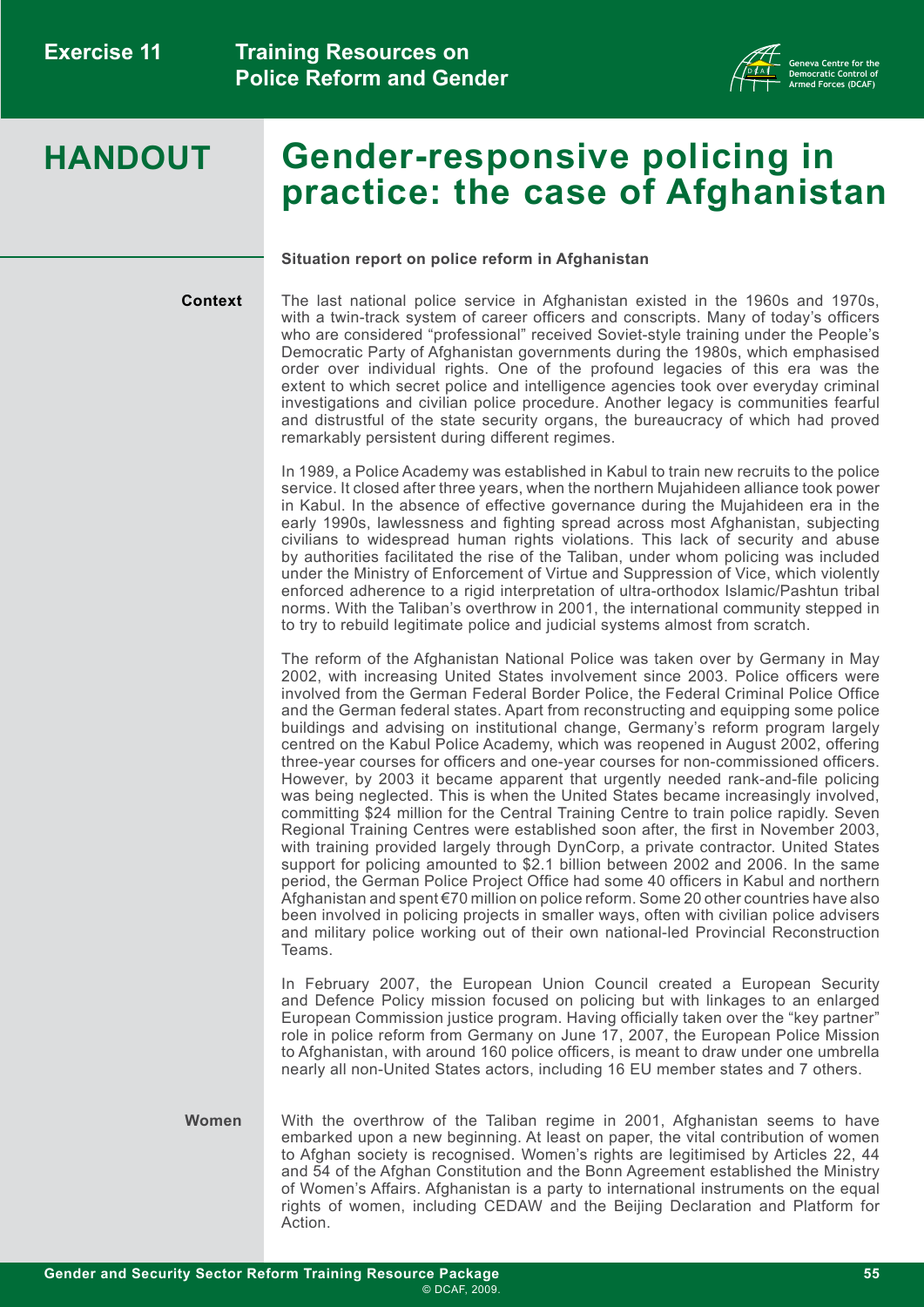# HANDOUT

# Gender-responsive policing in practice: the case of Afghanistan

**Situation report on police reform in Afghanistan**

**Context**

The last national police service in Afghanistan existed in the 1960s and 1970s, with a twin-track system of career officers and conscripts. Many of today's officers who are considered "professional" received Soviet-style training under the People's Democratic Party of Afghanistan governments during the 1980s, which emphasised order over individual rights. One of the profound legacies of this era was the extent to which secret police and intelligence agencies took over everyday criminal investigations and civilian police procedure. Another legacy is communities fearful and distrustful of the state security organs, the bureaucracy of which had proved remarkably persistent during different regimes.

In 1989, a Police Academy was established in Kabul to train new recruits to the police service. It closed after three years, when the northern Mujahideen alliance took power in Kabul. In the absence of effective governance during the Mujahideen era in the early 1990s, lawlessness and fighting spread across most Afghanistan, subjecting civilians to widespread human rights violations. This lack of security and abuse by authorities facilitated the rise of the Taliban, under whom policing was included under the Ministry of Enforcement of Virtue and Suppression of Vice, which violently enforced adherence to a rigid interpretation of ultra-orthodox Islamic/Pashtun tribal norms. With the Taliban's overthrow in 2001, the international community stepped in to try to rebuild legitimate police and judicial systems almost from scratch.

The reform of the Afghanistan National Police was taken over by Germany in May 2002, with increasing United States involvement since 2003. Police officers were involved from the German Federal Border Police, the Federal Criminal Police Office and the German federal states. Apart from reconstructing and equipping some police buildings and advising on institutional change, Germany's reform program largely centred on the Kabul Police Academy, which was reopened in August 2002, offering three-year courses for officers and one-year courses for non-commissioned officers. However, by 2003 it became apparent that urgently needed rank-and-file policing was being neglected. This is when the United States became increasingly involved, committing $24 million for the Central Training Centre to train police rapidly. Seven Regional Training Centres were established soon after, the first in November 2003, with training provided largely through DynCorp, a private contractor. United States support for policing amounted to $2.1 billion between 2002 and 2006. In the same period, the German Police Project Office had some 40 officers in Kabul and northern Afghanistan and spent €70 million on police reform. Some 20 other countries have also been involved in policing projects in smaller ways, often with civilian police advisers and military police working out of their own national-led Provincial Reconstruction Teams.

In February 2007, the European Union Council created a European Security and Defence Policy mission focused on policing but with linkages to an enlarged European Commission justice program. Having officially taken over the "key partner" role in police reform from Germany on June 17, 2007, the European Police Mission to Afghanistan, with around 160 police officers, is meant to draw under one umbrella nearly all non-United States actors, including 16 EU member states and 7 others.

**Women**

With the overthrow of the Taliban regime in 2001, Afghanistan seems to have embarked upon a new beginning. At least on paper, the vital contribution of women to Afghan society is recognised. Women's rights are legitimised by Articles 22, 44 and 54 of the Afghan Constitution and the Bonn Agreement established the Ministry of Women's Affairs. Afghanistan is a party to international instruments on the equal rights of women, including CEDAW and the Beijing Declaration and Platform for Action.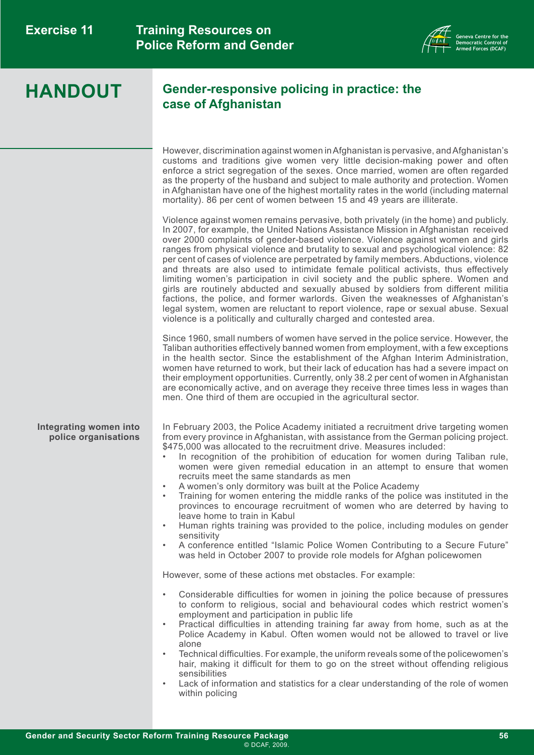# HANDOUT

## Gender-responsive policing in practice: the case of Afghanistan

However, discrimination against women in Afghanistan is pervasive, and Afghanistan's customs and traditions give women very little decision-making power and often enforce a strict segregation of the sexes. Once married, women are often regarded as the property of the husband and subject to male authority and protection. Women in Afghanistan have one of the highest mortality rates in the world (including maternal mortality). 86 per cent of women between 15 and 49 years are illiterate.

Violence against women remains pervasive, both privately (in the home) and publicly. In 2007, for example, the United Nations Assistance Mission in Afghanistan received over 2000 complaints of gender-based violence. Violence against women and girls ranges from physical violence and brutality to sexual and psychological violence: 82 per cent of cases of violence are perpetrated by family members. Abductions, violence and threats are also used to intimidate female political activists, thus effectively limiting women's participation in civil society and the public sphere. Women and girls are routinely abducted and sexually abused by soldiers from different militia factions, the police, and former warlords. Given the weaknesses of Afghanistan's legal system, women are reluctant to report violence, rape or sexual abuse. Sexual violence is a politically and culturally charged and contested area.

Since 1960, small numbers of women have served in the police service. However, the Taliban authorities effectively banned women from employment, with a few exceptions in the health sector. Since the establishment of the Afghan Interim Administration, women have returned to work, but their lack of education has had a severe impact on their employment opportunities. Currently, only 38.2 per cent of women in Afghanistan are economically active, and on average they receive three times less in wages than men. One third of them are occupied in the agricultural sector.

### Integrating women into police organisations

In February 2003, the Police Academy initiated a recruitment drive targeting women from every province in Afghanistan, with assistance from the German policing project. $475,000 was allocated to the recruitment drive. Measures included:

- In recognition of the prohibition of education for women during Taliban rule, women were given remedial education in an attempt to ensure that women recruits meet the same standards as men
- A women's only dormitory was built at the Police Academy
- Training for women entering the middle ranks of the police was instituted in the provinces to encourage recruitment of women who are deterred by having to leave home to train in Kabul
- Human rights training was provided to the police, including modules on gender sensitivity
- A conference entitled "Islamic Police Women Contributing to a Secure Future" was held in October 2007 to provide role models for Afghan policewomen

However, some of these actions met obstacles. For example:

- Considerable difficulties for women in joining the police because of pressures to conform to religious, social and behavioural codes which restrict women's employment and participation in public life
- Practical difficulties in attending training far away from home, such as at the Police Academy in Kabul. Often women would not be allowed to travel or live alone
- Technical difficulties. For example, the uniform reveals some of the policewomen's hair, making it difficult for them to go on the street without offending religious sensibilities
- Lack of information and statistics for a clear understanding of the role of women within policing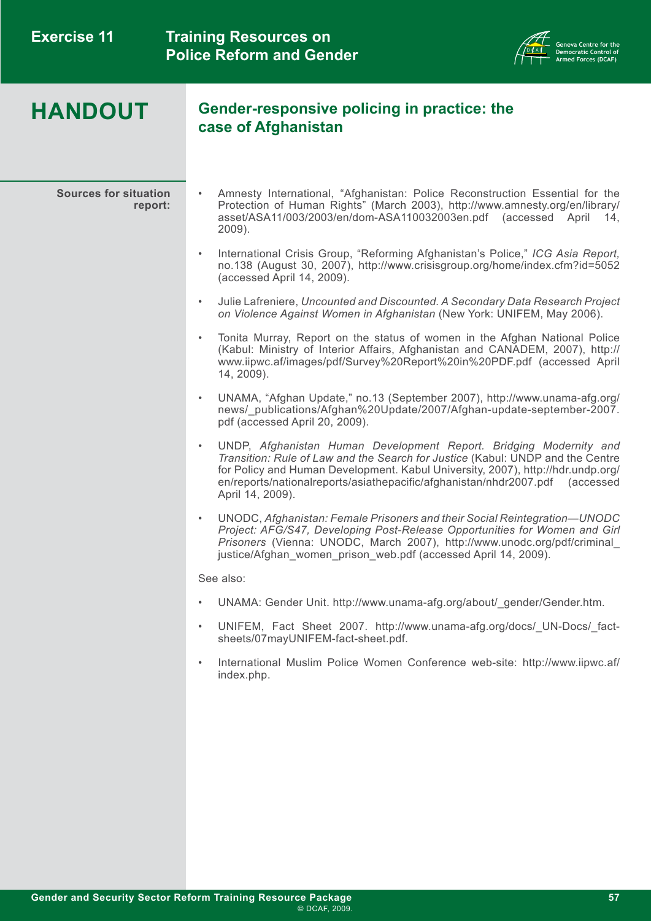# HANDOUT

## Gender-responsive policing in practice: the case of Afghanistan

**Sources for situation report:**

- Amnesty International, "Afghanistan: Police Reconstruction Essential for the Protection of Human Rights" (March 2003), http://www.amnesty.org/en/library/asset/ASA11/003/2003/en/dom-ASA110032003en.pdf (accessed April 14, 2009).
- International Crisis Group, "Reforming Afghanistan's Police," *ICG Asia Report,* no.138 (August 30, 2007), http://www.crisisgroup.org/home/index.cfm?id=5052 (accessed April 14, 2009).
- Julie Lafreniere, *Uncounted and Discounted. A Secondary Data Research Project on Violence Against Women in Afghanistan* (New York: UNIFEM, May 2006).
- Tonita Murray, Report on the status of women in the Afghan National Police (Kabul: Ministry of Interior Affairs, Afghanistan and CANADEM, 2007), http://www.iipwc.af/images/pdf/Survey%20Report%20in%20PDF.pdf (accessed April 14, 2009).
- UNAMA, "Afghan Update," no.13 (September 2007), http://www.unama-afg.org/news/_publications/Afghan%20Update/2007/Afghan-update-september-2007.pdf (accessed April 20, 2009).
- UNDP, *Afghanistan Human Development Report. Bridging Modernity and Transition: Rule of Law and the Search for Justice* (Kabul: UNDP and the Centre for Policy and Human Development. Kabul University, 2007), http://hdr.undp.org/en/reports/nationalreports/asiathepacific/afghanistan/nhdr2007.pdf (accessed April 14, 2009).
- UNODC, *Afghanistan: Female Prisoners and their Social Reintegration—UNODC Project: AFG/S47, Developing Post-Release Opportunities for Women and Girl Prisoners* (Vienna: UNODC, March 2007), http://www.unodc.org/pdf/criminal_justice/Afghan_women_prison_web.pdf (accessed April 14, 2009).

See also:

- UNAMA: Gender Unit. http://www.unama-afg.org/about/_gender/Gender.htm.
- UNIFEM, Fact Sheet 2007. http://www.unama-afg.org/docs/_UN-Docs/_fact-sheets/07mayUNIFEM-fact-sheet.pdf.
- International Muslim Police Women Conference web-site: http://www.iipwc.af/index.php.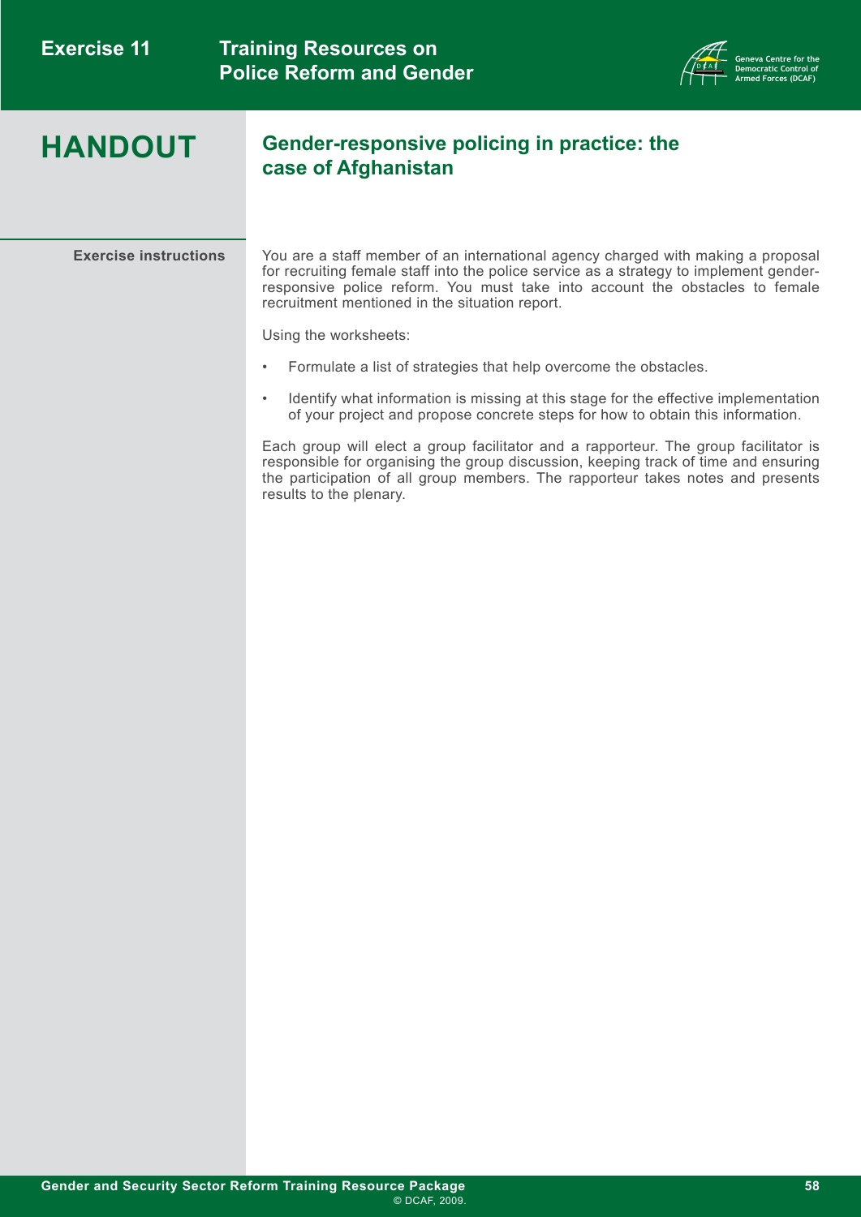# HANDOUT

## Gender-responsive policing in practice: the case of Afghanistan

**Exercise instructions**

You are a staff member of an international agency charged with making a proposal for recruiting female staff into the police service as a strategy to implement gender-responsive police reform. You must take into account the obstacles to female recruitment mentioned in the situation report.

Using the worksheets:

- Formulate a list of strategies that help overcome the obstacles.
- Identify what information is missing at this stage for the effective implementation of your project and propose concrete steps for how to obtain this information.

Each group will elect a group facilitator and a rapporteur. The group facilitator is responsible for organising the group discussion, keeping track of time and ensuring the participation of all group members. The rapporteur takes notes and presents results to the plenary.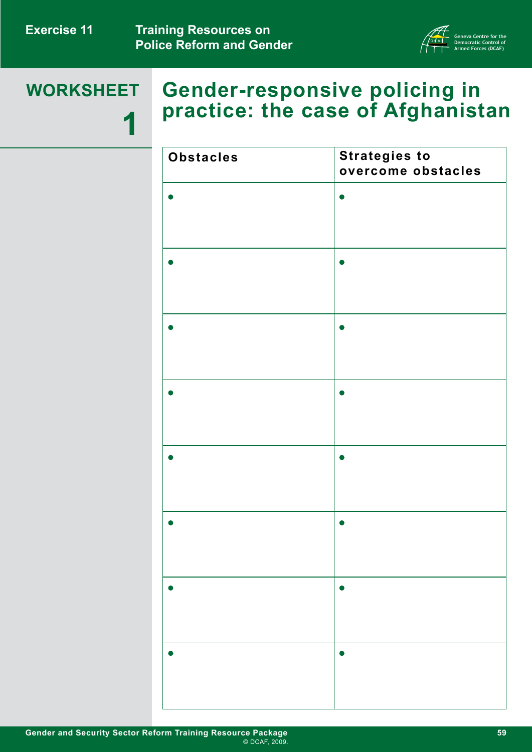# WORKSHEET 1

# Gender-responsive policing in practice: the case of Afghanistan

| Obstacles | Strategies to overcome obstacles |
|---|---|
| • | • |
| • | • |
| • | • |
| • | • |
| • | • |
| • | • |
| • | • |
| • | • |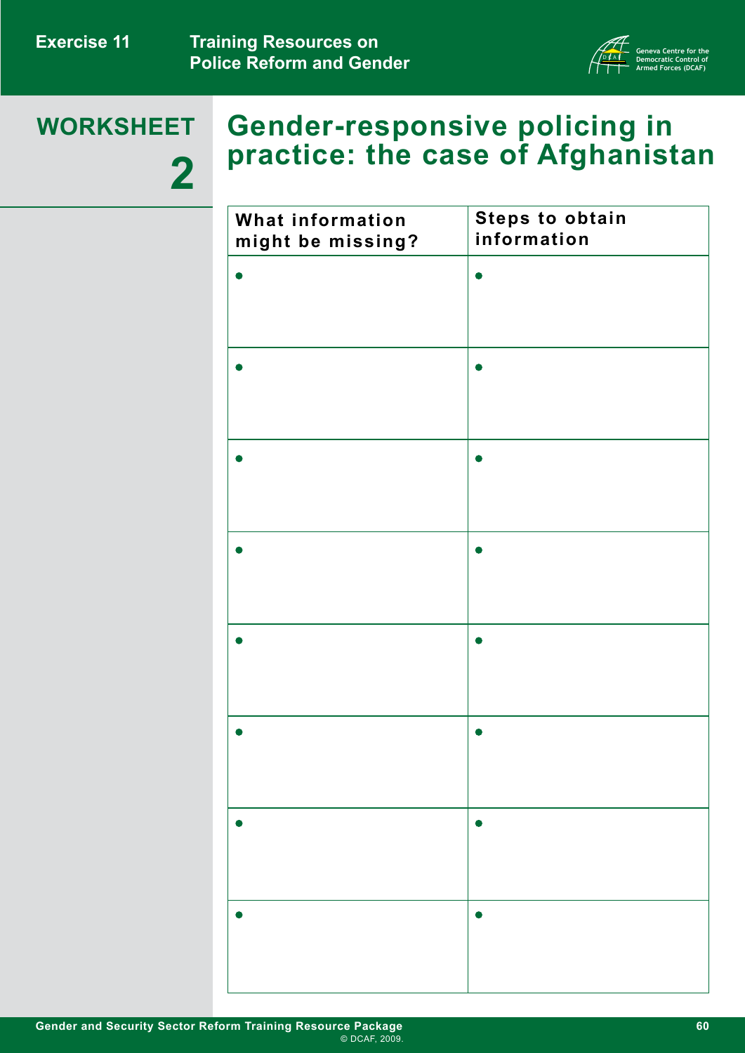# WORKSHEET 2

## Gender-responsive policing in practice: the case of Afghanistan

| What information might be missing? | Steps to obtain information |
| --- | --- |
| • | • |
| • | • |
| • | • |
| • | • |
| • | • |
| • | • |
| • | • |
| • | • |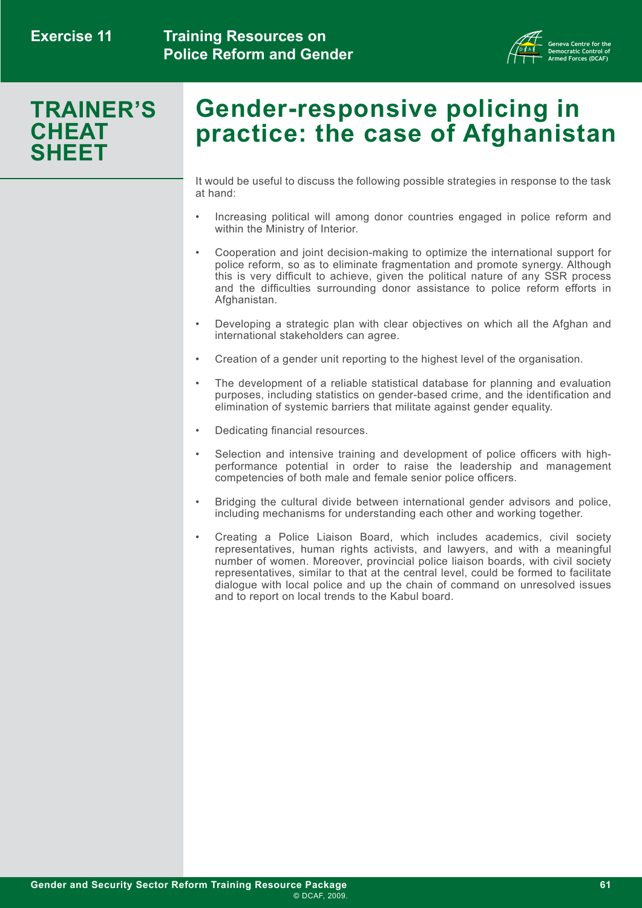# TRAINER'S CHEAT SHEET

# Gender-responsive policing in practice: the case of Afghanistan

It would be useful to discuss the following possible strategies in response to the task at hand:

- Increasing political will among donor countries engaged in police reform and within the Ministry of Interior.
- Cooperation and joint decision-making to optimize the international support for police reform, so as to eliminate fragmentation and promote synergy. Although this is very difficult to achieve, given the political nature of any SSR process and the difficulties surrounding donor assistance to police reform efforts in Afghanistan.
- Developing a strategic plan with clear objectives on which all the Afghan and international stakeholders can agree.
- Creation of a gender unit reporting to the highest level of the organisation.
- The development of a reliable statistical database for planning and evaluation purposes, including statistics on gender-based crime, and the identification and elimination of systemic barriers that militate against gender equality.
- Dedicating financial resources.
- Selection and intensive training and development of police officers with high-performance potential in order to raise the leadership and management competencies of both male and female senior police officers.
- Bridging the cultural divide between international gender advisors and police, including mechanisms for understanding each other and working together.
- Creating a Police Liaison Board, which includes academics, civil society representatives, human rights activists, and lawyers, and with a meaningful number of women. Moreover, provincial police liaison boards, with civil society representatives, similar to that at the central level, could be formed to facilitate dialogue with local police and up the chain of command on unresolved issues and to report on local trends to the Kabul board.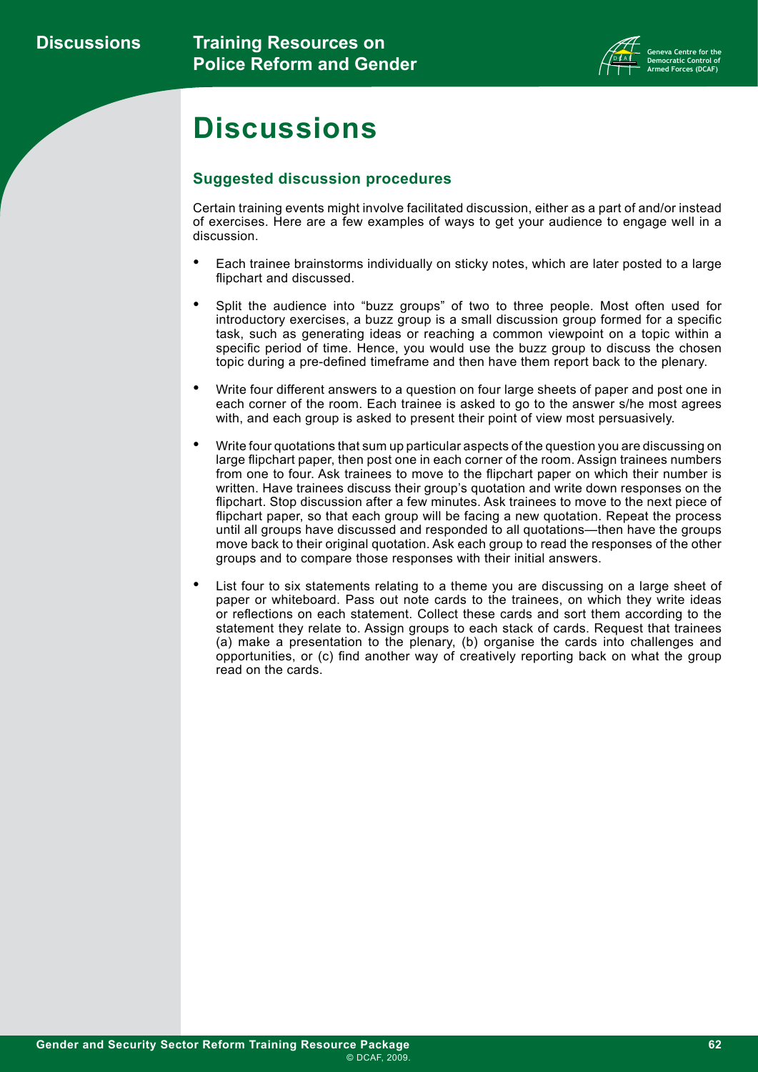# Discussions

## Suggested discussion procedures

Certain training events might involve facilitated discussion, either as a part of and/or instead of exercises. Here are a few examples of ways to get your audience to engage well in a discussion.

- Each trainee brainstorms individually on sticky notes, which are later posted to a large flipchart and discussed.
- Split the audience into "buzz groups" of two to three people. Most often used for introductory exercises, a buzz group is a small discussion group formed for a specific task, such as generating ideas or reaching a common viewpoint on a topic within a specific period of time. Hence, you would use the buzz group to discuss the chosen topic during a pre-defined timeframe and then have them report back to the plenary.
- Write four different answers to a question on four large sheets of paper and post one in each corner of the room. Each trainee is asked to go to the answer s/he most agrees with, and each group is asked to present their point of view most persuasively.
- Write four quotations that sum up particular aspects of the question you are discussing on large flipchart paper, then post one in each corner of the room. Assign trainees numbers from one to four. Ask trainees to move to the flipchart paper on which their number is written. Have trainees discuss their group's quotation and write down responses on the flipchart. Stop discussion after a few minutes. Ask trainees to move to the next piece of flipchart paper, so that each group will be facing a new quotation. Repeat the process until all groups have discussed and responded to all quotations—then have the groups move back to their original quotation. Ask each group to read the responses of the other groups and to compare those responses with their initial answers.
- List four to six statements relating to a theme you are discussing on a large sheet of paper or whiteboard. Pass out note cards to the trainees, on which they write ideas or reflections on each statement. Collect these cards and sort them according to the statement they relate to. Assign groups to each stack of cards. Request that trainees (a) make a presentation to the plenary, (b) organise the cards into challenges and opportunities, or (c) find another way of creatively reporting back on what the group read on the cards.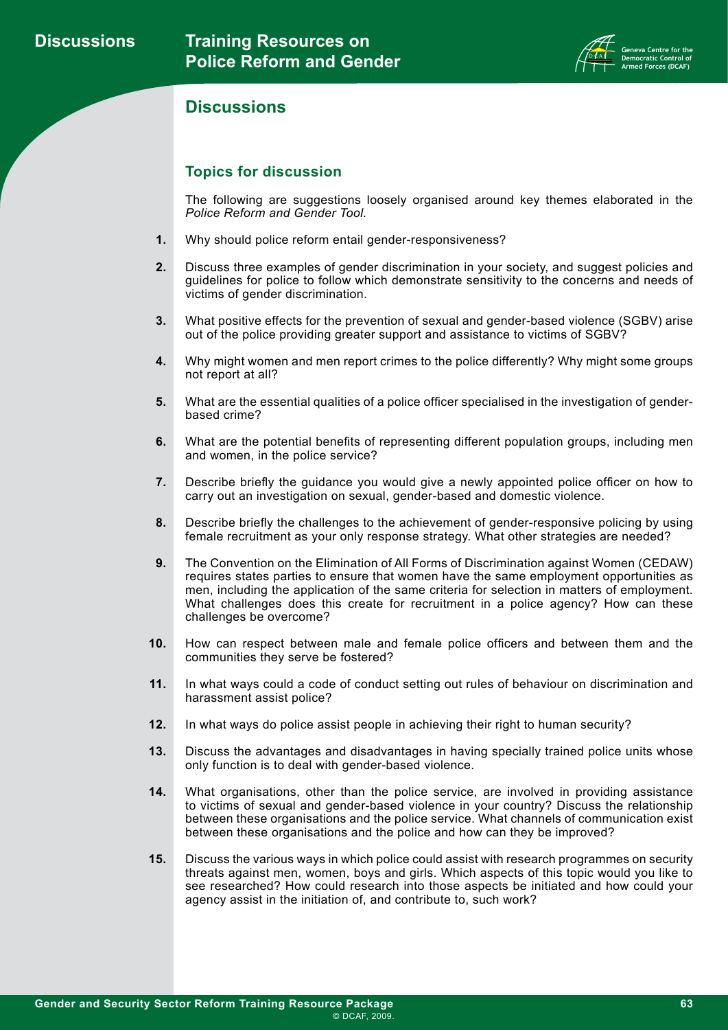## Discussions

### Topics for discussion

The following are suggestions loosely organised around key themes elaborated in the *Police Reform and Gender Tool.*

1. Why should police reform entail gender-responsiveness?

2. Discuss three examples of gender discrimination in your society, and suggest policies and guidelines for police to follow which demonstrate sensitivity to the concerns and needs of victims of gender discrimination.

3. What positive effects for the prevention of sexual and gender-based violence (SGBV) arise out of the police providing greater support and assistance to victims of SGBV?

4. Why might women and men report crimes to the police differently? Why might some groups not report at all?

5. What are the essential qualities of a police officer specialised in the investigation of gender-based crime?

6. What are the potential benefits of representing different population groups, including men and women, in the police service?

7. Describe briefly the guidance you would give a newly appointed police officer on how to carry out an investigation on sexual, gender-based and domestic violence.

8. Describe briefly the challenges to the achievement of gender-responsive policing by using female recruitment as your only response strategy. What other strategies are needed?

9. The Convention on the Elimination of All Forms of Discrimination against Women (CEDAW) requires states parties to ensure that women have the same employment opportunities as men, including the application of the same criteria for selection in matters of employment. What challenges does this create for recruitment in a police agency? How can these challenges be overcome?

10. How can respect between male and female police officers and between them and the communities they serve be fostered?

11. In what ways could a code of conduct setting out rules of behaviour on discrimination and harassment assist police?

12. In what ways do police assist people in achieving their right to human security?

13. Discuss the advantages and disadvantages in having specially trained police units whose only function is to deal with gender-based violence.

14. What organisations, other than the police service, are involved in providing assistance to victims of sexual and gender-based violence in your country? Discuss the relationship between these organisations and the police service. What channels of communication exist between these organisations and the police and how can they be improved?

15. Discuss the various ways in which police could assist with research programmes on security threats against men, women, boys and girls. Which aspects of this topic would you like to see researched? How could research into those aspects be initiated and how could your agency assist in the initiation of, and contribute to, such work?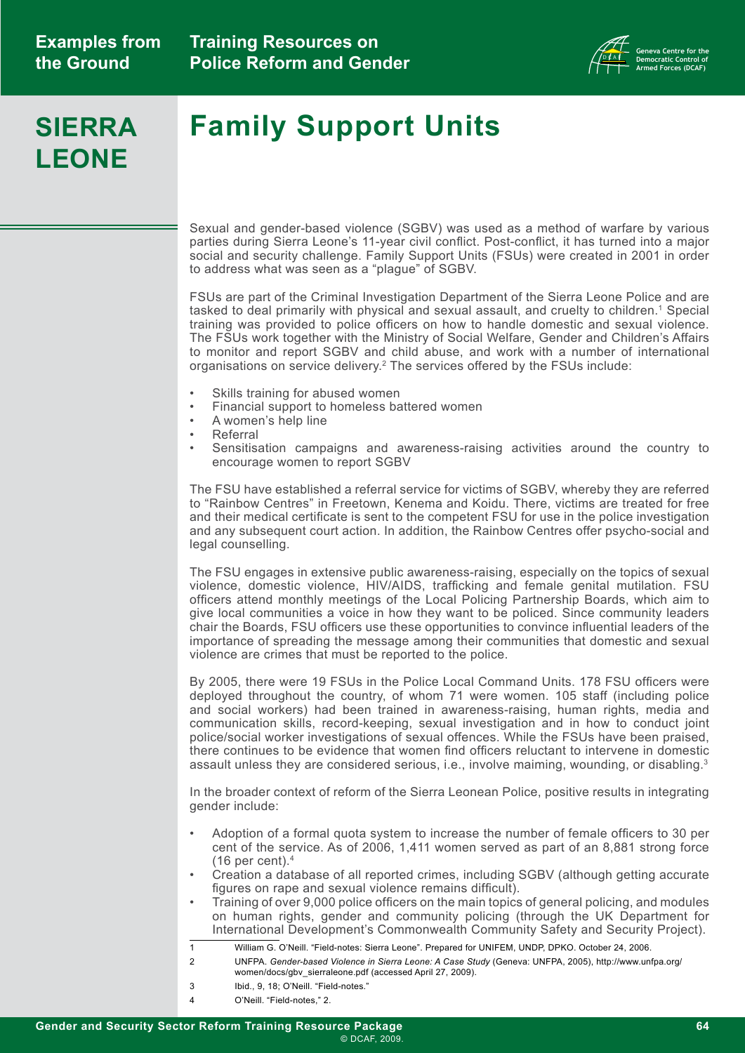# SIERRA LEONE

## Family Support Units

Sexual and gender-based violence (SGBV) was used as a method of warfare by various parties during Sierra Leone's 11-year civil conflict. Post-conflict, it has turned into a major social and security challenge. Family Support Units (FSUs) were created in 2001 in order to address what was seen as a "plague" of SGBV.

FSUs are part of the Criminal Investigation Department of the Sierra Leone Police and are tasked to deal primarily with physical and sexual assault, and cruelty to children.[1] Special training was provided to police officers on how to handle domestic and sexual violence. The FSUs work together with the Ministry of Social Welfare, Gender and Children's Affairs to monitor and report SGBV and child abuse, and work with a number of international organisations on service delivery.[2] The services offered by the FSUs include:

- Skills training for abused women
- Financial support to homeless battered women
- A women's help line
- Referral
- Sensitisation campaigns and awareness-raising activities around the country to encourage women to report SGBV

The FSU have established a referral service for victims of SGBV, whereby they are referred to "Rainbow Centres" in Freetown, Kenema and Koidu. There, victims are treated for free and their medical certificate is sent to the competent FSU for use in the police investigation and any subsequent court action. In addition, the Rainbow Centres offer psycho-social and legal counselling.

The FSU engages in extensive public awareness-raising, especially on the topics of sexual violence, domestic violence, HIV/AIDS, trafficking and female genital mutilation. FSU officers attend monthly meetings of the Local Policing Partnership Boards, which aim to give local communities a voice in how they want to be policed. Since community leaders chair the Boards, FSU officers use these opportunities to convince influential leaders of the importance of spreading the message among their communities that domestic and sexual violence are crimes that must be reported to the police.

By 2005, there were 19 FSUs in the Police Local Command Units. 178 FSU officers were deployed throughout the country, of whom 71 were women. 105 staff (including police and social workers) had been trained in awareness-raising, human rights, media and communication skills, record-keeping, sexual investigation and in how to conduct joint police/social worker investigations of sexual offences. While the FSUs have been praised, there continues to be evidence that women find officers reluctant to intervene in domestic assault unless they are considered serious, i.e., involve maiming, wounding, or disabling.[3]

In the broader context of reform of the Sierra Leonean Police, positive results in integrating gender include:

- Adoption of a formal quota system to increase the number of female officers to 30 per cent of the service. As of 2006, 1,411 women served as part of an 8,881 strong force (16 per cent).[4]
- Creation a database of all reported crimes, including SGBV (although getting accurate figures on rape and sexual violence remains difficult).
- Training of over 9,000 police officers on the main topics of general policing, and modules on human rights, gender and community policing (through the UK Department for International Development's Commonwealth Community Safety and Security Project).

---

1 William G. O'Neill. "Field-notes: Sierra Leone". Prepared for UNIFEM, UNDP, DPKO. October 24, 2006.

2 UNFPA. *Gender-based Violence in Sierra Leone: A Case Study* (Geneva: UNFPA, 2005), http://www.unfpa.org/women/docs/gbv_sierraleone.pdf (accessed April 27, 2009).

3 Ibid., 9, 18; O'Neill. "Field-notes."

4 O'Neill. "Field-notes," 2.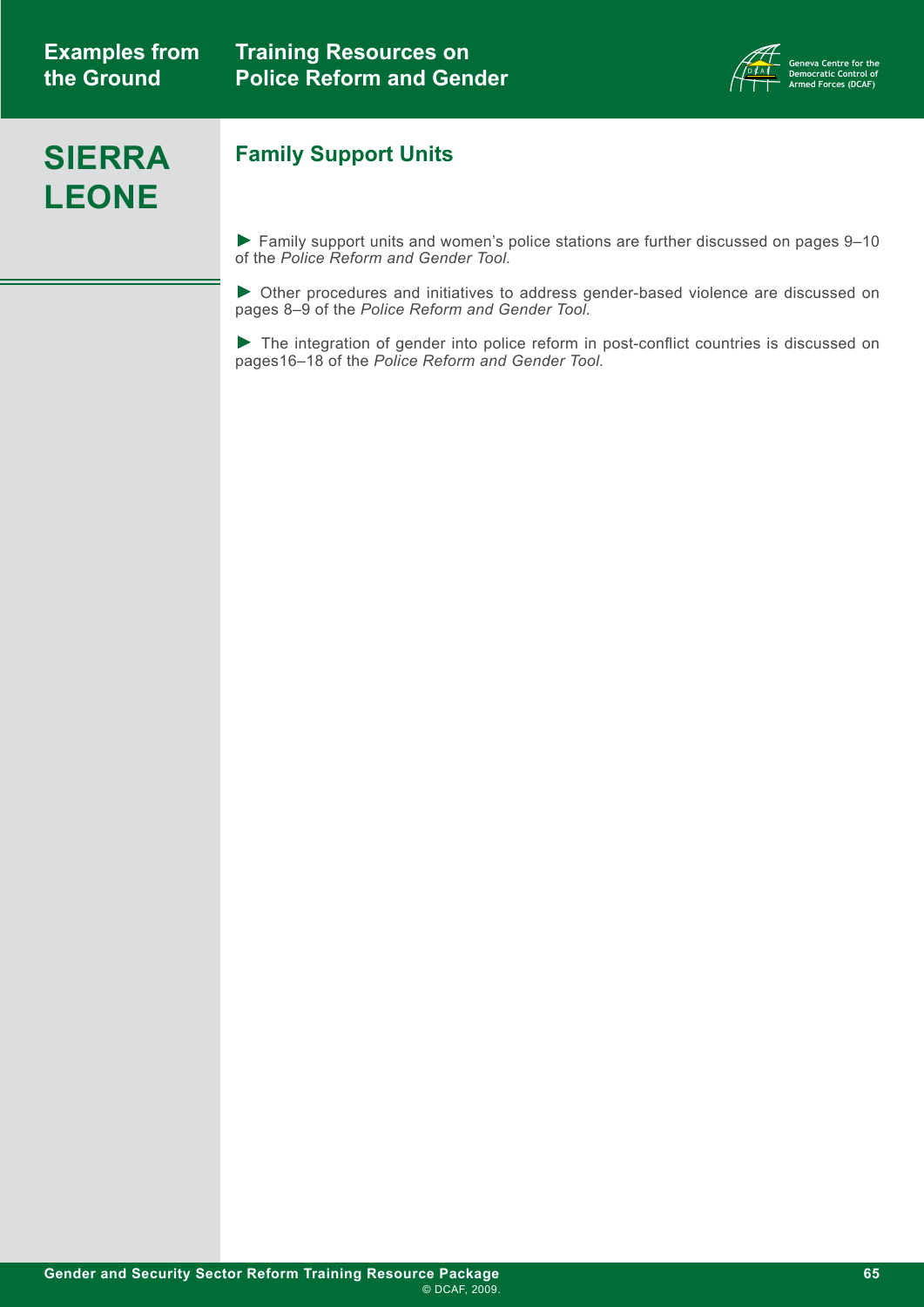# SIERRA LEONE

## Family Support Units

► Family support units and women's police stations are further discussed on pages 9–10 of the *Police Reform and Gender Tool.*

► Other procedures and initiatives to address gender-based violence are discussed on pages 8–9 of the *Police Reform and Gender Tool.*

► The integration of gender into police reform in post-conflict countries is discussed on pages16–18 of the *Police Reform and Gender Tool*.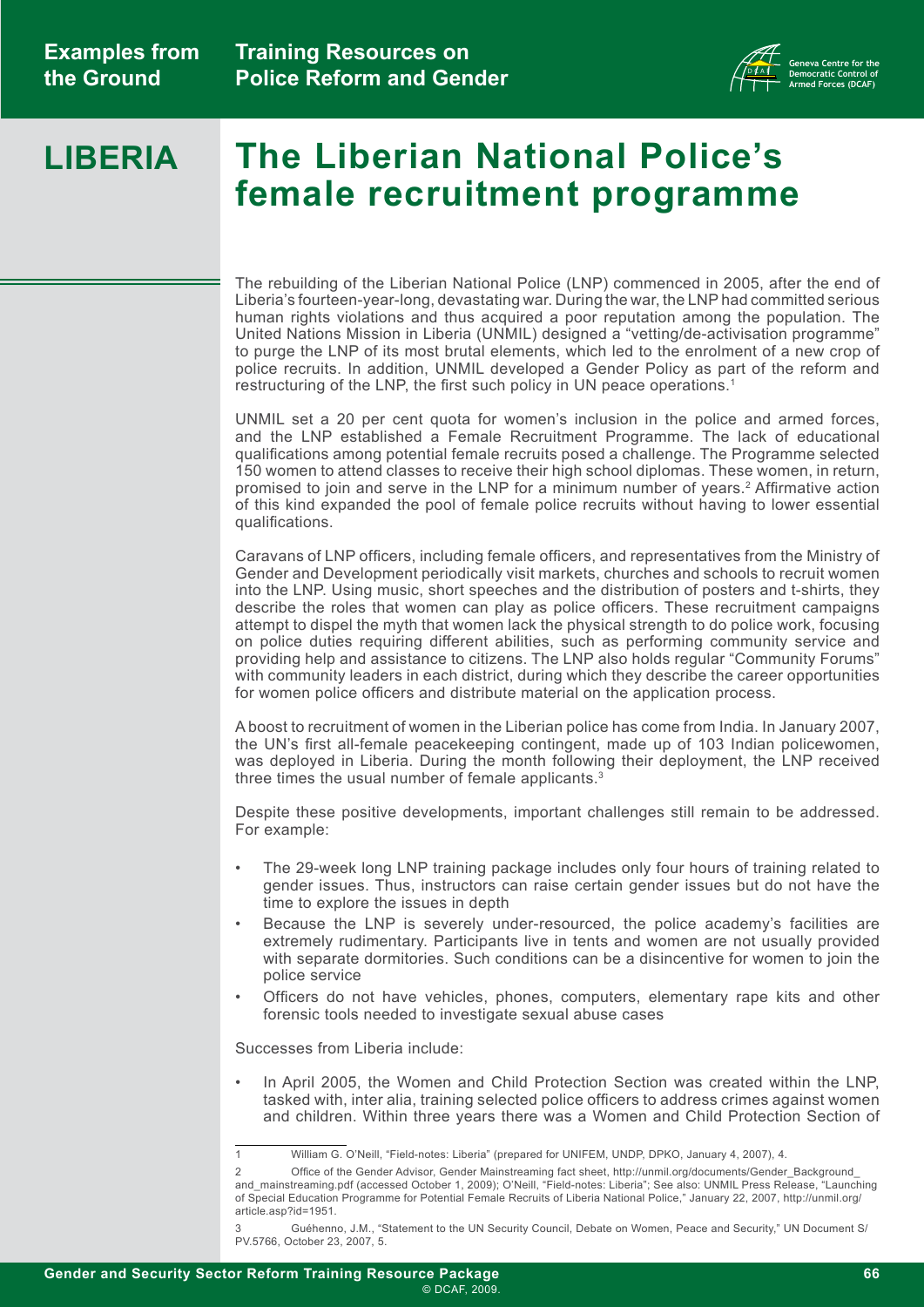# LIBERIA

# The Liberian National Police's female recruitment programme

The rebuilding of the Liberian National Police (LNP) commenced in 2005, after the end of Liberia's fourteen-year-long, devastating war. During the war, the LNP had committed serious human rights violations and thus acquired a poor reputation among the population. The United Nations Mission in Liberia (UNMIL) designed a "vetting/de-activisation programme" to purge the LNP of its most brutal elements, which led to the enrolment of a new crop of police recruits. In addition, UNMIL developed a Gender Policy as part of the reform and restructuring of the LNP, the first such policy in UN peace operations.[1]

UNMIL set a 20 per cent quota for women's inclusion in the police and armed forces, and the LNP established a Female Recruitment Programme. The lack of educational qualifications among potential female recruits posed a challenge. The Programme selected 150 women to attend classes to receive their high school diplomas. These women, in return, promised to join and serve in the LNP for a minimum number of years.[2] Affirmative action of this kind expanded the pool of female police recruits without having to lower essential qualifications.

Caravans of LNP officers, including female officers, and representatives from the Ministry of Gender and Development periodically visit markets, churches and schools to recruit women into the LNP. Using music, short speeches and the distribution of posters and t-shirts, they describe the roles that women can play as police officers. These recruitment campaigns attempt to dispel the myth that women lack the physical strength to do police work, focusing on police duties requiring different abilities, such as performing community service and providing help and assistance to citizens. The LNP also holds regular "Community Forums" with community leaders in each district, during which they describe the career opportunities for women police officers and distribute material on the application process.

A boost to recruitment of women in the Liberian police has come from India. In January 2007, the UN's first all-female peacekeeping contingent, made up of 103 Indian policewomen, was deployed in Liberia. During the month following their deployment, the LNP received three times the usual number of female applicants.[3]

Despite these positive developments, important challenges still remain to be addressed. For example:

- The 29-week long LNP training package includes only four hours of training related to gender issues. Thus, instructors can raise certain gender issues but do not have the time to explore the issues in depth
- Because the LNP is severely under-resourced, the police academy's facilities are extremely rudimentary. Participants live in tents and women are not usually provided with separate dormitories. Such conditions can be a disincentive for women to join the police service
- Officers do not have vehicles, phones, computers, elementary rape kits and other forensic tools needed to investigate sexual abuse cases

Successes from Liberia include:

- In April 2005, the Women and Child Protection Section was created within the LNP, tasked with, inter alia, training selected police officers to address crimes against women and children. Within three years there was a Women and Child Protection Section of

---

1 William G. O'Neill, "Field-notes: Liberia" (prepared for UNIFEM, UNDP, DPKO, January 4, 2007), 4.

2 Office of the Gender Advisor, Gender Mainstreaming fact sheet, http://unmil.org/documents/Gender_Background_and_mainstreaming.pdf (accessed October 1, 2009); O'Neill, "Field-notes: Liberia"; See also: UNMIL Press Release, "Launching of Special Education Programme for Potential Female Recruits of Liberia National Police," January 22, 2007, http://unmil.org/article.asp?id=1951.

3 Guéhenno, J.M., "Statement to the UN Security Council, Debate on Women, Peace and Security," UN Document S/PV.5766, October 23, 2007, 5.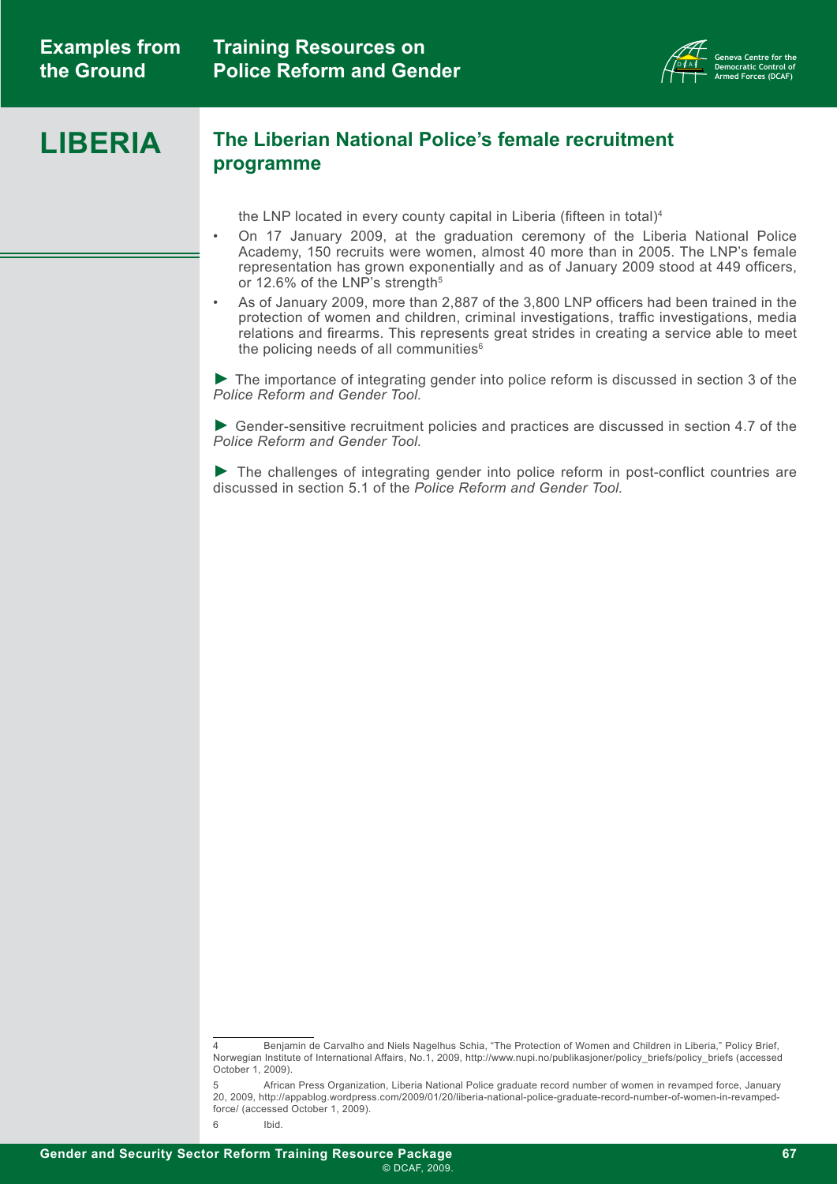# LIBERIA

## The Liberian National Police's female recruitment programme

the LNP located in every county capital in Liberia (fifteen in total)[4]

- On 17 January 2009, at the graduation ceremony of the Liberia National Police Academy, 150 recruits were women, almost 40 more than in 2005. The LNP's female representation has grown exponentially and as of January 2009 stood at 449 officers, or 12.6% of the LNP's strength[5]
- As of January 2009, more than 2,887 of the 3,800 LNP officers had been trained in the protection of women and children, criminal investigations, traffic investigations, media relations and firearms. This represents great strides in creating a service able to meet the policing needs of all communities[6]

► The importance of integrating gender into police reform is discussed in section 3 of the *Police Reform and Gender Tool.*

► Gender-sensitive recruitment policies and practices are discussed in section 4.7 of the *Police Reform and Gender Tool.*

► The challenges of integrating gender into police reform in post-conflict countries are discussed in section 5.1 of the *Police Reform and Gender Tool.*

---

4 Benjamin de Carvalho and Niels Nagelhus Schia, "The Protection of Women and Children in Liberia," Policy Brief, Norwegian Institute of International Affairs, No.1, 2009, http://www.nupi.no/publikasjoner/policy_briefs/policy_briefs (accessed October 1, 2009).

5 African Press Organization, Liberia National Police graduate record number of women in revamped force, January 20, 2009, http://appablog.wordpress.com/2009/01/20/liberia-national-police-graduate-record-number-of-women-in-revamped-force/ (accessed October 1, 2009).

6 Ibid.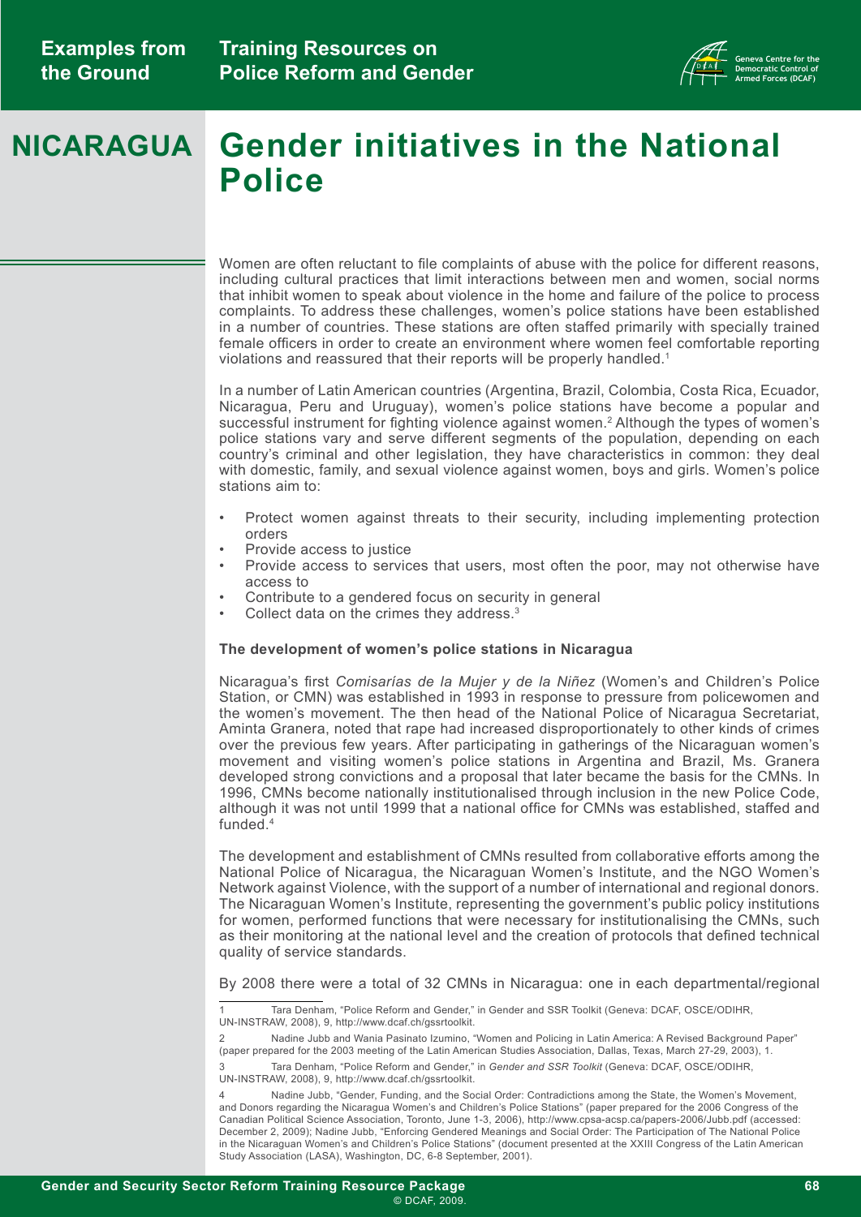# NICARAGUA

# Gender initiatives in the National Police

Women are often reluctant to file complaints of abuse with the police for different reasons, including cultural practices that limit interactions between men and women, social norms that inhibit women to speak about violence in the home and failure of the police to process complaints. To address these challenges, women's police stations have been established in a number of countries. These stations are often staffed primarily with specially trained female officers in order to create an environment where women feel comfortable reporting violations and reassured that their reports will be properly handled.[1]

In a number of Latin American countries (Argentina, Brazil, Colombia, Costa Rica, Ecuador, Nicaragua, Peru and Uruguay), women's police stations have become a popular and successful instrument for fighting violence against women.[2] Although the types of women's police stations vary and serve different segments of the population, depending on each country's criminal and other legislation, they have characteristics in common: they deal with domestic, family, and sexual violence against women, boys and girls. Women's police stations aim to:

- Protect women against threats to their security, including implementing protection orders
- Provide access to justice
- Provide access to services that users, most often the poor, may not otherwise have access to
- Contribute to a gendered focus on security in general
- Collect data on the crimes they address.[3]

**The development of women's police stations in Nicaragua**

Nicaragua's first *Comisarías de la Mujer y de la Niñez* (Women's and Children's Police Station, or CMN) was established in 1993 in response to pressure from policewomen and the women's movement. The then head of the National Police of Nicaragua Secretariat, Aminta Granera, noted that rape had increased disproportionately to other kinds of crimes over the previous few years. After participating in gatherings of the Nicaraguan women's movement and visiting women's police stations in Argentina and Brazil, Ms. Granera developed strong convictions and a proposal that later became the basis for the CMNs. In 1996, CMNs become nationally institutionalised through inclusion in the new Police Code, although it was not until 1999 that a national office for CMNs was established, staffed and funded.[4]

The development and establishment of CMNs resulted from collaborative efforts among the National Police of Nicaragua, the Nicaraguan Women's Institute, and the NGO Women's Network against Violence, with the support of a number of international and regional donors. The Nicaraguan Women's Institute, representing the government's public policy institutions for women, performed functions that were necessary for institutionalising the CMNs, such as their monitoring at the national level and the creation of protocols that defined technical quality of service standards.

By 2008 there were a total of 32 CMNs in Nicaragua: one in each departmental/regional

---

1 Tara Denham, "Police Reform and Gender," in Gender and SSR Toolkit (Geneva: DCAF, OSCE/ODIHR, UN-INSTRAW, 2008), 9, http://www.dcaf.ch/gssrtoolkit.

2 Nadine Jubb and Wania Pasinato Izumino, "Women and Policing in Latin America: A Revised Background Paper" (paper prepared for the 2003 meeting of the Latin American Studies Association, Dallas, Texas, March 27-29, 2003), 1.

3 Tara Denham, "Police Reform and Gender," in *Gender and SSR Toolkit* (Geneva: DCAF, OSCE/ODIHR, UN-INSTRAW, 2008), 9, http://www.dcaf.ch/gssrtoolkit.

4 Nadine Jubb, "Gender, Funding, and the Social Order: Contradictions among the State, the Women's Movement, and Donors regarding the Nicaragua Women's and Children's Police Stations" (paper prepared for the 2006 Congress of the Canadian Political Science Association, Toronto, June 1-3, 2006), http://www.cpsa-acsp.ca/papers-2006/Jubb.pdf (accessed: December 2, 2009); Nadine Jubb, "Enforcing Gendered Meanings and Social Order: The Participation of The National Police in the Nicaragua Women's and Children's Police Stations" (document presented at the XXIII Congress of the Latin American Study Association (LASA), Washington, DC, 6-8 September, 2001).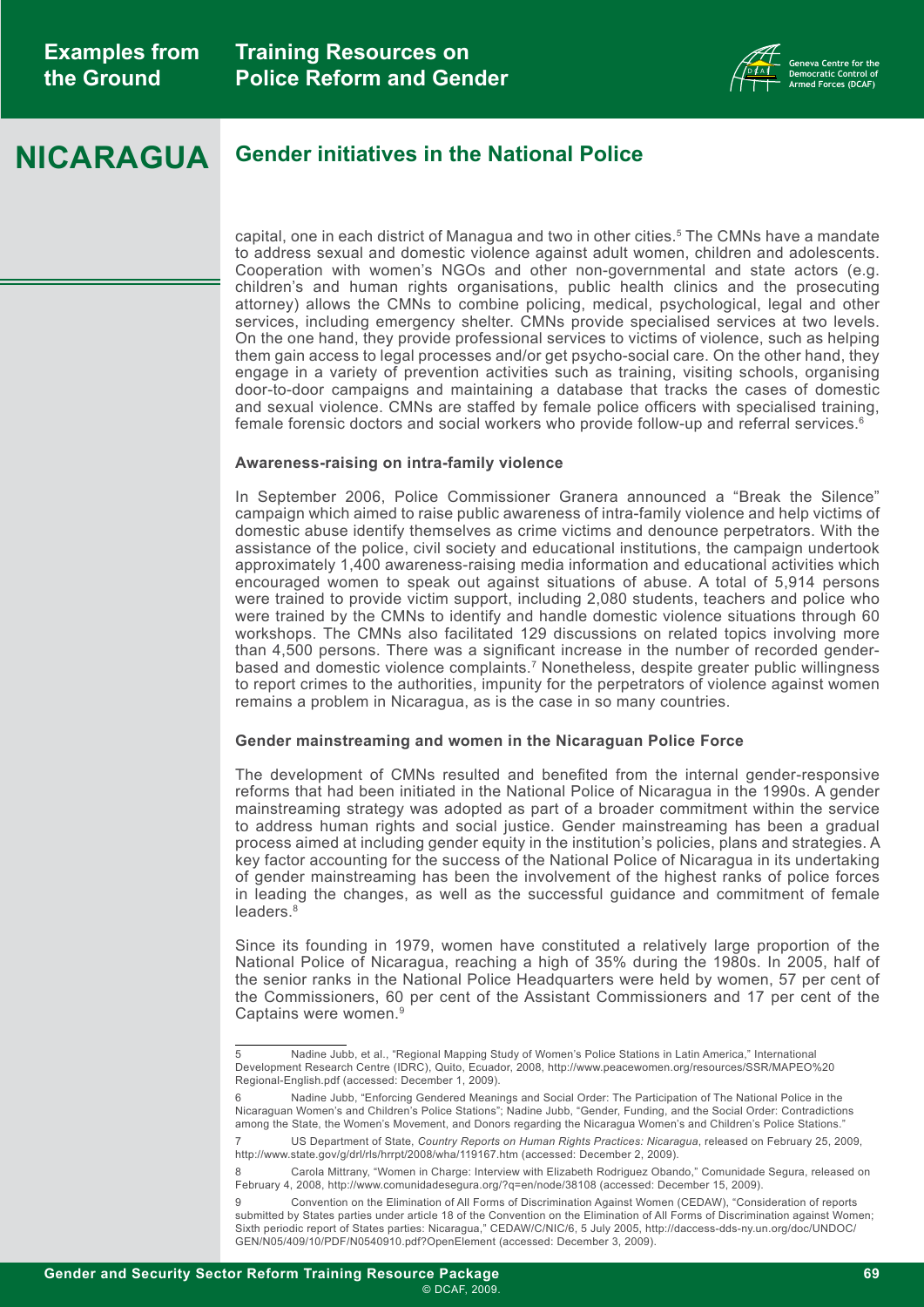# NICARAGUA

## Gender initiatives in the National Police

capital, one in each district of Managua and two in other cities.[5] The CMNs have a mandate to address sexual and domestic violence against adult women, children and adolescents. Cooperation with women's NGOs and other non-governmental and state actors (e.g. children's and human rights organisations, public health clinics and the prosecuting attorney) allows the CMNs to combine policing, medical, psychological, legal and other services, including emergency shelter. CMNs provide specialised services at two levels. On the one hand, they provide professional services to victims of violence, such as helping them gain access to legal processes and/or get psycho-social care. On the other hand, they engage in a variety of prevention activities such as training, visiting schools, organising door-to-door campaigns and maintaining a database that tracks the cases of domestic and sexual violence. CMNs are staffed by female police officers with specialised training, female forensic doctors and social workers who provide follow-up and referral services.[6]

**Awareness-raising on intra-family violence**

In September 2006, Police Commissioner Granera announced a "Break the Silence" campaign which aimed to raise public awareness of intra-family violence and help victims of domestic abuse identify themselves as crime victims and denounce perpetrators. With the assistance of the police, civil society and educational institutions, the campaign undertook approximately 1,400 awareness-raising media information and educational activities which encouraged women to speak out against situations of abuse. A total of 5,914 persons were trained to provide victim support, including 2,080 students, teachers and police who were trained by the CMNs to identify and handle domestic violence situations through 60 workshops. The CMNs also facilitated 129 discussions on related topics involving more than 4,500 persons. There was a significant increase in the number of recorded gender-based and domestic violence complaints.[7] Nonetheless, despite greater public willingness to report crimes to the authorities, impunity for the perpetrators of violence against women remains a problem in Nicaragua, as is the case in so many countries.

**Gender mainstreaming and women in the Nicaraguan Police Force**

The development of CMNs resulted and benefited from the internal gender-responsive reforms that had been initiated in the National Police of Nicaragua in the 1990s. A gender mainstreaming strategy was adopted as part of a broader commitment within the service to address human rights and social justice. Gender mainstreaming has been a gradual process aimed at including gender equity in the institution's policies, plans and strategies. A key factor accounting for the success of the National Police of Nicaragua in its undertaking of gender mainstreaming has been the involvement of the highest ranks of police forces in leading the changes, as well as the successful guidance and commitment of female leaders.[8]

Since its founding in 1979, women have constituted a relatively large proportion of the National Police of Nicaragua, reaching a high of 35% during the 1980s. In 2005, half of the senior ranks in the National Police Headquarters were held by women, 57 per cent of the Commissioners, 60 per cent of the Assistant Commissioners and 17 per cent of the Captains were women.[9]

---

5 Nadine Jubb, et al., "Regional Mapping Study of Women's Police Stations in Latin America," International Development Research Centre (IDRC), Quito, Ecuador, 2008, http://www.peacewomen.org/resources/SSR/MAPEO%20 Regional-English.pdf (accessed: December 1, 2009).

6 Nadine Jubb, "Enforcing Gendered Meanings and Social Order: The Participation of The National Police in the Nicaraguan Women's and Children's Police Stations"; Nadine Jubb, "Gender, Funding, and the Social Order: Contradictions among the State, the Women's Movement, and Donors regarding the Nicaragua Women's and Children's Police Stations."

7 US Department of State, *Country Reports on Human Rights Practices: Nicaragua*, released on February 25, 2009, http://www.state.gov/g/drl/rls/hrrpt/2008/wha/119167.htm (accessed: December 2, 2009).

8 Carola Mittrany, "Women in Charge: Interview with Elizabeth Rodriguez Obando," Comunidade Segura, released on February 4, 2008, http://www.comunidadesegura.org/?q=en/node/38108 (accessed: December 15, 2009).

9 Convention on the Elimination of All Forms of Discrimination Against Women (CEDAW), "Consideration of reports submitted by States parties under article 18 of the Convention on the Elimination of All Forms of Discrimination against Women; Sixth periodic report of States parties: Nicaragua," CEDAW/C/NIC/6, 5 July 2005, http://daccess-dds-ny.un.org/doc/UNDOC/GEN/N05/409/10/PDF/N0540910.pdf?OpenElement (accessed: December 3, 2009).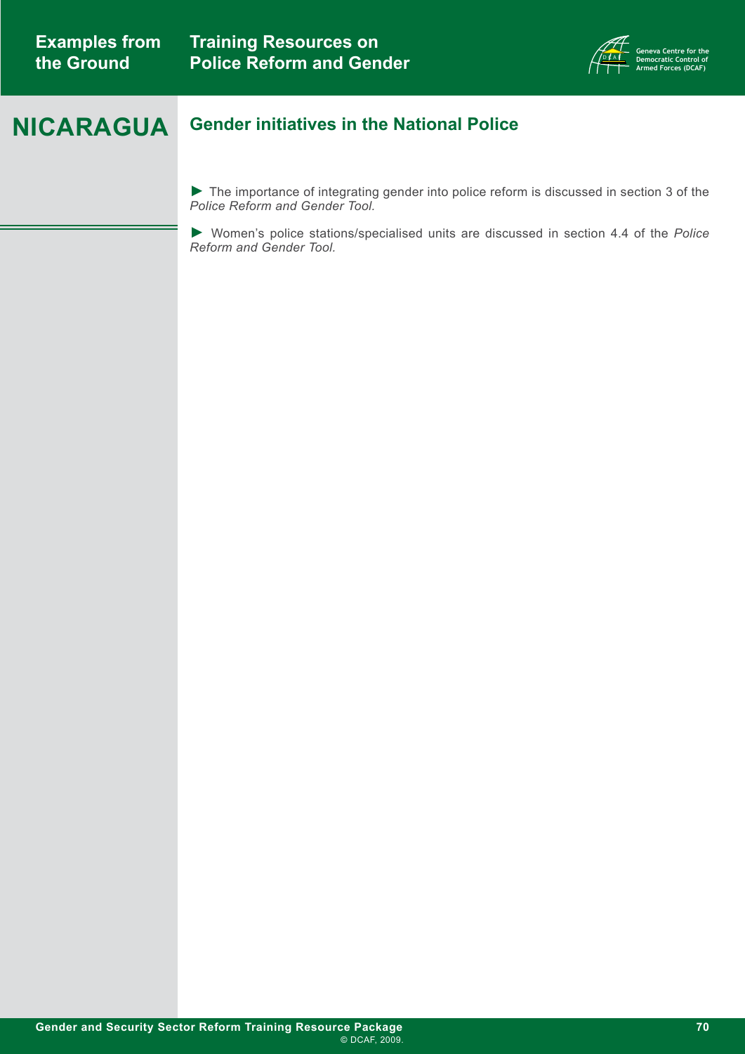# NICARAGUA

## Gender initiatives in the National Police

► The importance of integrating gender into police reform is discussed in section 3 of the *Police Reform and Gender Tool.*

► Women's police stations/specialised units are discussed in section 4.4 of the *Police Reform and Gender Tool.*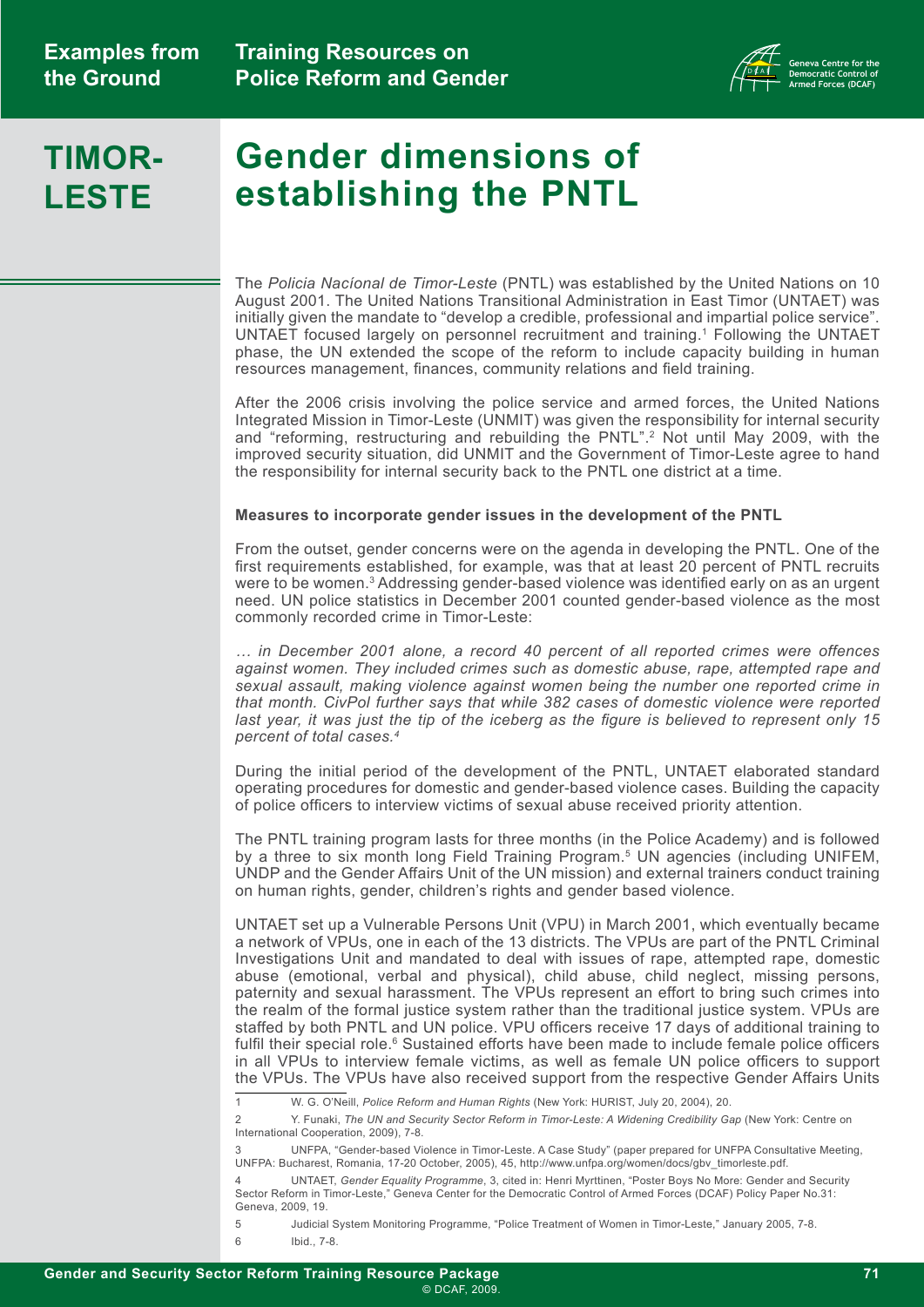# TIMOR-LESTE

# Gender dimensions of establishing the PNTL

The *Policia Nacíonal de Timor-Leste* (PNTL) was established by the United Nations on 10 August 2001. The United Nations Transitional Administration in East Timor (UNTAET) was initially given the mandate to "develop a credible, professional and impartial police service". UNTAET focused largely on personnel recruitment and training.[1] Following the UNTAET phase, the UN extended the scope of the reform to include capacity building in human resources management, finances, community relations and field training.

After the 2006 crisis involving the police service and armed forces, the United Nations Integrated Mission in Timor-Leste (UNMIT) was given the responsibility for internal security and "reforming, restructuring and rebuilding the PNTL".[2] Not until May 2009, with the improved security situation, did UNMIT and the Government of Timor-Leste agree to hand the responsibility for internal security back to the PNTL one district at a time.

**Measures to incorporate gender issues in the development of the PNTL**

From the outset, gender concerns were on the agenda in developing the PNTL. One of the first requirements established, for example, was that at least 20 percent of PNTL recruits were to be women.[3] Addressing gender-based violence was identified early on as an urgent need. UN police statistics in December 2001 counted gender-based violence as the most commonly recorded crime in Timor-Leste:

*… in December 2001 alone, a record 40 percent of all reported crimes were offences against women. They included crimes such as domestic abuse, rape, attempted rape and sexual assault, making violence against women being the number one reported crime in that month. CivPol further says that while 382 cases of domestic violence were reported last year, it was just the tip of the iceberg as the figure is believed to represent only 15 percent of total cases.[4]*

During the initial period of the development of the PNTL, UNTAET elaborated standard operating procedures for domestic and gender-based violence cases. Building the capacity of police officers to interview victims of sexual abuse received priority attention.

The PNTL training program lasts for three months (in the Police Academy) and is followed by a three to six month long Field Training Program.[5] UN agencies (including UNIFEM, UNDP and the Gender Affairs Unit of the UN mission) and external trainers conduct training on human rights, gender, children's rights and gender based violence.

UNTAET set up a Vulnerable Persons Unit (VPU) in March 2001, which eventually became a network of VPUs, one in each of the 13 districts. The VPUs are part of the PNTL Criminal Investigations Unit and mandated to deal with issues of rape, attempted rape, domestic abuse (emotional, verbal and physical), child abuse, child neglect, missing persons, paternity and sexual harassment. The VPUs represent an effort to bring such crimes into the realm of the formal justice system rather than the traditional justice system. VPUs are staffed by both PNTL and UN police. VPU officers receive 17 days of additional training to fulfil their special role.[6] Sustained efforts have been made to include female police officers in all VPUs to interview female victims, as well as female UN police officers to support the VPUs. The VPUs have also received support from the respective Gender Affairs Units

---

1 W. G. O'Neill, *Police Reform and Human Rights* (New York: HURIST, July 20, 2004), 20.

2 Y. Funaki, *The UN and Security Sector Reform in Timor-Leste: A Widening Credibility Gap* (New York: Centre on International Cooperation, 2009), 7-8.

3 UNFPA, "Gender-based Violence in Timor-Leste. A Case Study" (paper prepared for UNFPA Consultative Meeting, UNFPA: Bucharest, Romania, 17-20 October, 2005), 45, http://www.unfpa.org/women/docs/gbv_timorleste.pdf.

4 UNTAET, *Gender Equality Programme*, 3, cited in: Henri Myrttinen, "Poster Boys No More: Gender and Security Sector Reform in Timor-Leste," Geneva Center for the Democratic Control of Armed Forces (DCAF) Policy Paper No.31: Geneva, 2009, 19.

5 Judicial System Monitoring Programme, "Police Treatment of Women in Timor-Leste," January 2005, 7-8.

6 Ibid., 7-8.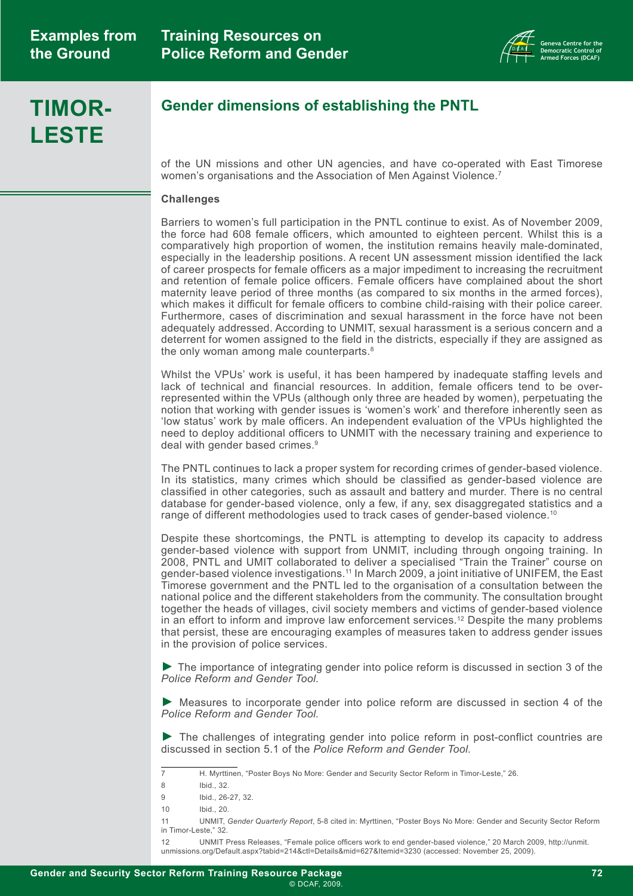# TIMOR-LESTE

## Gender dimensions of establishing the PNTL

of the UN missions and other UN agencies, and have co-operated with East Timorese women's organisations and the Association of Men Against Violence.[7]

### Challenges

Barriers to women's full participation in the PNTL continue to exist. As of November 2009, the force had 608 female officers, which amounted to eighteen percent. Whilst this is a comparatively high proportion of women, the institution remains heavily male-dominated, especially in the leadership positions. A recent UN assessment mission identified the lack of career prospects for female officers as a major impediment to increasing the recruitment and retention of female police officers. Female officers have complained about the short maternity leave period of three months (as compared to six months in the armed forces), which makes it difficult for female officers to combine child-raising with their police career. Furthermore, cases of discrimination and sexual harassment in the force have not been adequately addressed. According to UNMIT, sexual harassment is a serious concern and a deterrent for women assigned to the field in the districts, especially if they are assigned as the only woman among male counterparts.[8]

Whilst the VPUs' work is useful, it has been hampered by inadequate staffing levels and lack of technical and financial resources. In addition, female officers tend to be over-represented within the VPUs (although only three are headed by women), perpetuating the notion that working with gender issues is 'women's work' and therefore inherently seen as 'low status' work by male officers. An independent evaluation of the VPUs highlighted the need to deploy additional officers to UNMIT with the necessary training and experience to deal with gender based crimes.[9]

The PNTL continues to lack a proper system for recording crimes of gender-based violence. In its statistics, many crimes which should be classified as gender-based violence are classified in other categories, such as assault and battery and murder. There is no central database for gender-based violence, only a few, if any, sex disaggregated statistics and a range of different methodologies used to track cases of gender-based violence.[10]

Despite these shortcomings, the PNTL is attempting to develop its capacity to address gender-based violence with support from UNMIT, including through ongoing training. In 2008, PNTL and UMIT collaborated to deliver a specialised "Train the Trainer" course on gender-based violence investigations.[11] In March 2009, a joint initiative of UNIFEM, the East Timorese government and the PNTL led to the organisation of a consultation between the national police and the different stakeholders from the community. The consultation brought together the heads of villages, civil society members and victims of gender-based violence in an effort to inform and improve law enforcement services.[12] Despite the many problems that persist, these are encouraging examples of measures taken to address gender issues in the provision of police services.

► The importance of integrating gender into police reform is discussed in section 3 of the *Police Reform and Gender Tool.*

► Measures to incorporate gender into police reform are discussed in section 4 of the *Police Reform and Gender Tool.*

► The challenges of integrating gender into police reform in post-conflict countries are discussed in section 5.1 of the *Police Reform and Gender Tool.*

---

7 H. Myrttinen, "Poster Boys No More: Gender and Security Sector Reform in Timor-Leste," 26.

8 Ibid., 32.

9 Ibid., 26-27, 32.

10 Ibid., 20.

11 UNMIT, *Gender Quarterly Report*, 5-8 cited in: Myrttinen, "Poster Boys No More: Gender and Security Sector Reform in Timor-Leste," 32.

12 UNMIT Press Releases, "Female police officers work to end gender-based violence," 20 March 2009, http://unmit.unmissions.org/Default.aspx?tabid=214&ctl=Details&mid=627&ItemId=3230 (accessed: November 25, 2009).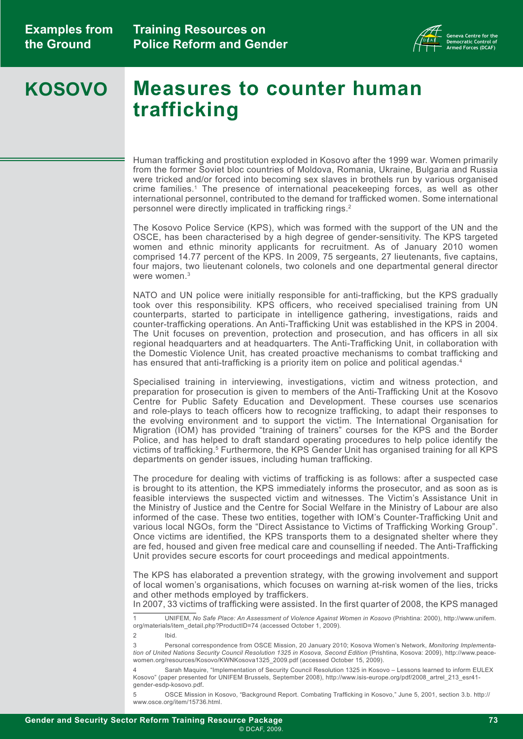# KOSOVO

# Measures to counter human trafficking

Human trafficking and prostitution exploded in Kosovo after the 1999 war. Women primarily from the former Soviet bloc countries of Moldova, Romania, Ukraine, Bulgaria and Russia were tricked and/or forced into becoming sex slaves in brothels run by various organised crime families.[1] The presence of international peacekeeping forces, as well as other international personnel, contributed to the demand for trafficked women. Some international personnel were directly implicated in trafficking rings.[2]

The Kosovo Police Service (KPS), which was formed with the support of the UN and the OSCE, has been characterised by a high degree of gender-sensitivity. The KPS targeted women and ethnic minority applicants for recruitment. As of January 2010 women comprised 14.77 percent of the KPS. In 2009, 75 sergeants, 27 lieutenants, five captains, four majors, two lieutenant colonels, two colonels and one departmental general director were women.[3]

NATO and UN police were initially responsible for anti-trafficking, but the KPS gradually took over this responsibility. KPS officers, who received specialised training from UN counterparts, started to participate in intelligence gathering, investigations, raids and counter-trafficking operations. An Anti-Trafficking Unit was established in the KPS in 2004. The Unit focuses on prevention, protection and prosecution, and has officers in all six regional headquarters and at headquarters. The Anti-Trafficking Unit, in collaboration with the Domestic Violence Unit, has created proactive mechanisms to combat trafficking and has ensured that anti-trafficking is a priority item on police and political agendas.[4]

Specialised training in interviewing, investigations, victim and witness protection, and preparation for prosecution is given to members of the Anti-Trafficking Unit at the Kosovo Centre for Public Safety Education and Development. These courses use scenarios and role-plays to teach officers how to recognize trafficking, to adapt their responses to the evolving environment and to support the victim. The International Organisation for Migration (IOM) has provided "training of trainers" courses for the KPS and the Border Police, and has helped to draft standard operating procedures to help police identify the victims of trafficking.[5] Furthermore, the KPS Gender Unit has organised training for all KPS departments on gender issues, including human trafficking.

The procedure for dealing with victims of trafficking is as follows: after a suspected case is brought to its attention, the KPS immediately informs the prosecutor, and as soon as is feasible interviews the suspected victim and witnesses. The Victim's Assistance Unit in the Ministry of Justice and the Centre for Social Welfare in the Ministry of Labour are also informed of the case. These two entities, together with IOM's Counter-Trafficking Unit and various local NGOs, form the "Direct Assistance to Victims of Trafficking Working Group". Once victims are identified, the KPS transports them to a designated shelter where they are fed, housed and given free medical care and counselling if needed. The Anti-Trafficking Unit provides secure escorts for court proceedings and medical appointments.

The KPS has elaborated a prevention strategy, with the growing involvement and support of local women's organisations, which focuses on warning at-risk women of the lies, tricks and other methods employed by traffickers.
In 2007, 33 victims of trafficking were assisted. In the first quarter of 2008, the KPS managed

---

1 UNIFEM, *No Safe Place: An Assessment of Violence Against Women in Kosovo* (Prishtina: 2000), http://www.unifem.org/materials/item_detail.php?ProductID=74 (accessed October 1, 2009).

2 Ibid.

3 Personal correspondence from OSCE Mission, 20 January 2010; Kosova Women's Network, *Monitoring Implementation of United Nations Security Council Resolution 1325 in Kosova, Second Edition* (Prishtina, Kosova: 2009), http://www.peacewomen.org/resources/Kosovo/KWNKosova1325_2009.pdf (accessed October 15, 2009).

4 Sarah Maquire, "Implementation of Security Council Resolution 1325 in Kosovo – Lessons learned to inform EULEX Kosovo" (paper presented for UNIFEM Brussels, September 2008), http://www.isis-europe.org/pdf/2008_artrel_213_esr41-gender-esdp-kosovo.pdf.

5 OSCE Mission in Kosovo, "Background Report. Combating Trafficking in Kosovo," June 5, 2001, section 3.b. http://www.osce.org/item/15736.html.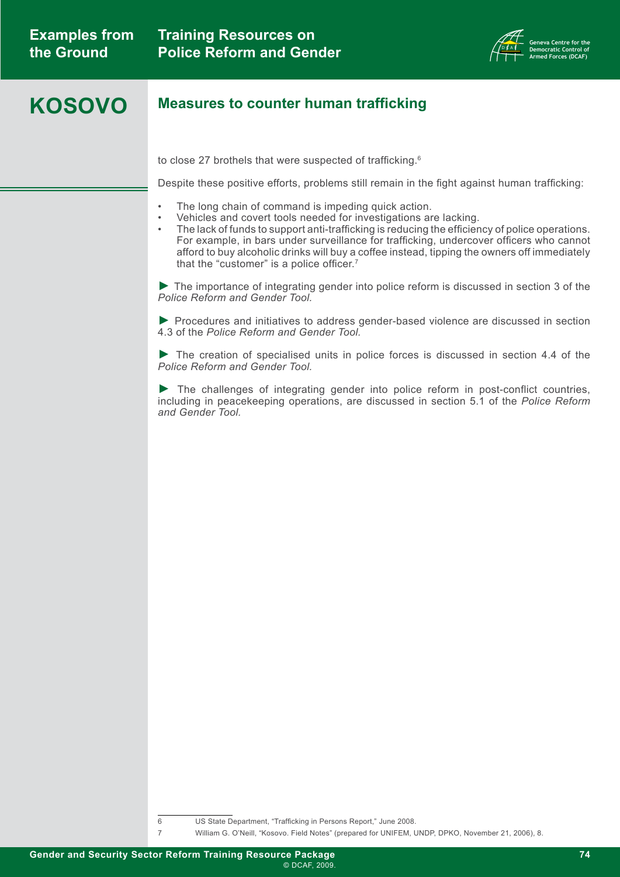# KOSOVO

## Measures to counter human trafficking

to close 27 brothels that were suspected of trafficking.[6]

Despite these positive efforts, problems still remain in the fight against human trafficking:

- The long chain of command is impeding quick action.
- Vehicles and covert tools needed for investigations are lacking.
- The lack of funds to support anti-trafficking is reducing the efficiency of police operations. For example, in bars under surveillance for trafficking, undercover officers who cannot afford to buy alcoholic drinks will buy a coffee instead, tipping the owners off immediately that the "customer" is a police officer.[7]

► The importance of integrating gender into police reform is discussed in section 3 of the *Police Reform and Gender Tool.*

► Procedures and initiatives to address gender-based violence are discussed in section 4.3 of the *Police Reform and Gender Tool.*

► The creation of specialised units in police forces is discussed in section 4.4 of the *Police Reform and Gender Tool.*

► The challenges of integrating gender into police reform in post-conflict countries, including in peacekeeping operations, are discussed in section 5.1 of the *Police Reform and Gender Tool.*

---

6 US State Department, "Trafficking in Persons Report," June 2008.

7 William G. O'Neill, "Kosovo. Field Notes" (prepared for UNIFEM, UNDP, DPKO, November 21, 2006), 8.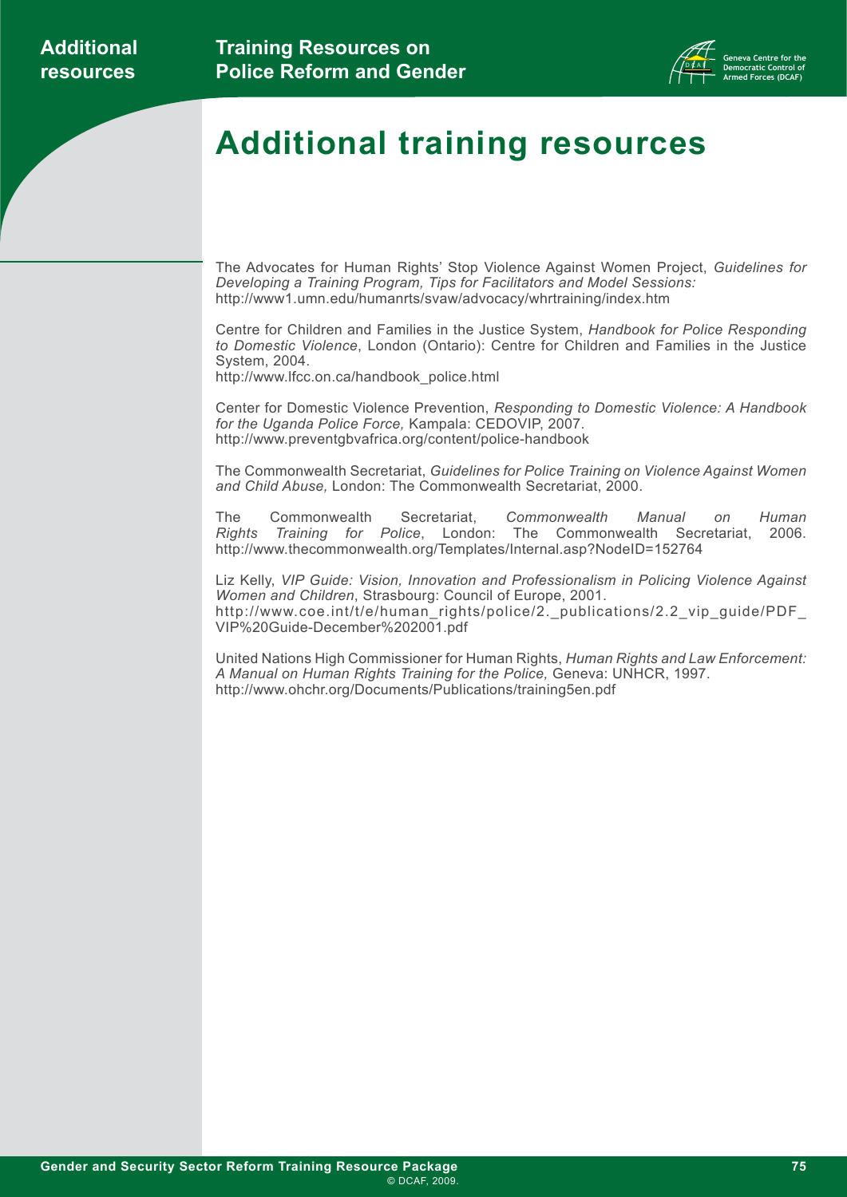# Additional training resources

The Advocates for Human Rights' Stop Violence Against Women Project, *Guidelines for Developing a Training Program, Tips for Facilitators and Model Sessions:* http://www1.umn.edu/humanrts/svaw/advocacy/whrtraining/index.htm

Centre for Children and Families in the Justice System, *Handbook for Police Responding to Domestic Violence*, London (Ontario): Centre for Children and Families in the Justice System, 2004.
http://www.lfcc.on.ca/handbook_police.html

Center for Domestic Violence Prevention, *Responding to Domestic Violence: A Handbook for the Uganda Police Force,* Kampala: CEDOVIP, 2007.
http://www.preventgbvafrica.org/content/police-handbook

The Commonwealth Secretariat, *Guidelines for Police Training on Violence Against Women and Child Abuse,* London: The Commonwealth Secretariat, 2000.

The Commonwealth Secretariat, *Commonwealth Manual on Human Rights Training for Police*, London: The Commonwealth Secretariat, 2006. http://www.thecommonwealth.org/Templates/Internal.asp?NodeID=152764

Liz Kelly, *VIP Guide: Vision, Innovation and Professionalism in Policing Violence Against Women and Children*, Strasbourg: Council of Europe, 2001.
http://www.coe.int/t/e/human_rights/police/2._publications/2.2_vip_guide/PDF_VIP%20Guide-December%202001.pdf

United Nations High Commissioner for Human Rights, *Human Rights and Law Enforcement: A Manual on Human Rights Training for the Police,* Geneva: UNHCR, 1997.
http://www.ohchr.org/Documents/Publications/training5en.pdf